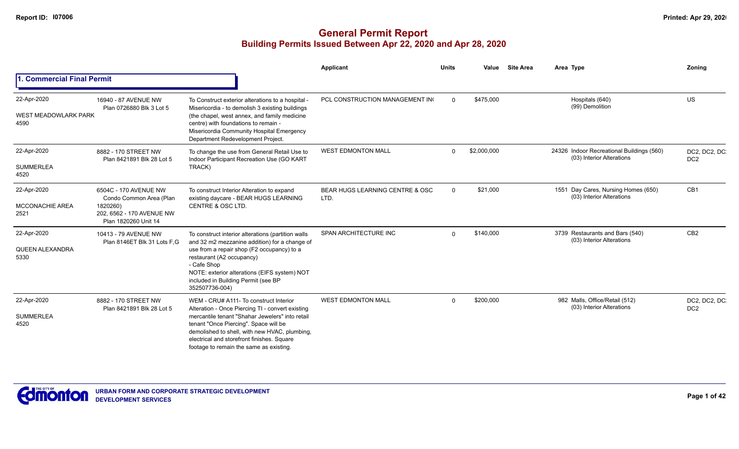Report ID: I07006

Printed: Apr 29, 202

# General Permit Report
## Building Permits Issued Between Apr 22, 2020 and Apr 28, 2020

### 1. Commercial Final Permit

| Date / Neighbourhood | Address | Description | Applicant | Units | Value | Site Area | Area | Type | Zoning |
|---|---|---|---|---|---|---|---|---|---|
| 22-Apr-2020 WEST MEADOWLARK PARK 4590 | 16940 - 87 AVENUE NW Plan 0726880 Blk 3 Lot 5 | To Construct exterior alterations to a hospital - Misericordia - to demolish 3 existing buildings (the chapel, west annex, and family medicine centre) with foundations to remain - Misericordia Community Hospital Emergency Department Redevelopment Project. | PCL CONSTRUCTION MANAGEMENT IN( | 0 | $475,000 | | | Hospitals (640) (99) Demolition | US |
| 22-Apr-2020 SUMMERLEA 4520 | 8882 - 170 STREET NW Plan 8421891 Blk 28 Lot 5 | To change the use from General Retail Use to Indoor Participant Recreation Use (GO KART TRACK) | WEST EDMONTON MALL | 0 | $2,000,000 | | 24326 | Indoor Recreational Buildings (560) (03) Interior Alterations | DC2, DC2, DC: DC2 |
| 22-Apr-2020 MCCONACHIE AREA 2521 | 6504C - 170 AVENUE NW Condo Common Area (Plan 1820260) 202, 6562 - 170 AVENUE NW Plan 1820260 Unit 14 | To construct Interior Alteration to expand existing daycare - BEAR HUGS LEARNING CENTRE & OSC LTD. | BEAR HUGS LEARNING CENTRE & OSC LTD. | 0 | $21,000 | | 1551 | Day Cares, Nursing Homes (650) (03) Interior Alterations | CB1 |
| 22-Apr-2020 QUEEN ALEXANDRA 5330 | 10413 - 79 AVENUE NW Plan 8146ET Blk 31 Lots F,G | To construct interior alterations (partition walls and 32 m2 mezzanine addition) for a change of use from a repair shop (F2 occupancy) to a restaurant (A2 occupancy) - Cafe Shop NOTE: exterior alterations (EIFS system) NOT included in Building Permit (see BP 352507736-004) | SPAN ARCHITECTURE INC | 0 | $140,000 | | 3739 | Restaurants and Bars (540) (03) Interior Alterations | CB2 |
| 22-Apr-2020 SUMMERLEA 4520 | 8882 - 170 STREET NW Plan 8421891 Blk 28 Lot 5 | WEM - CRU# A111- To construct Interior Alteration - Once Piercing TI - convert existing mercantile tenant "Shahar Jewelers" into retail tenant "Once Piercing". Space will be demolished to shell, with new HVAC, plumbing, electrical and storefront finishes. Square footage to remain the same as existing. | WEST EDMONTON MALL | 0 | $200,000 | | 982 | Malls, Office/Retail (512) (03) Interior Alterations | DC2, DC2, DC: DC2 |

URBAN FORM AND CORPORATE STRATEGIC DEVELOPMENT
DEVELOPMENT SERVICES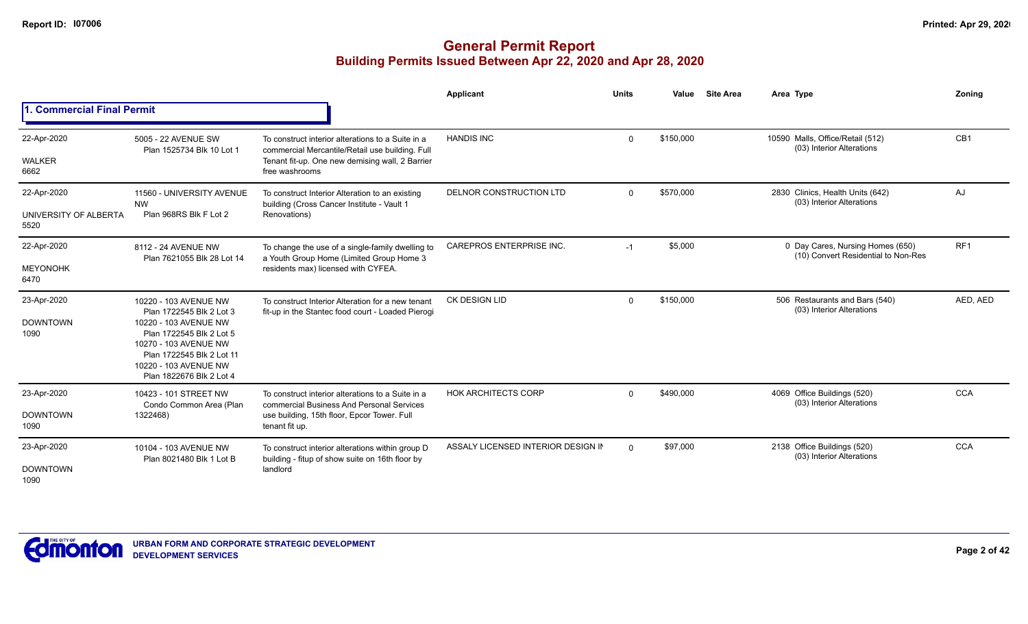# General Permit Report

## Building Permits Issued Between Apr 22, 2020 and Apr 28, 2020

### 1. Commercial Final Permit

| Date / Neighbourhood | Address | Description | Applicant | Units | Value | Site Area | Area | Type | Zoning |
|---|---|---|---|---|---|---|---|---|---|
| 22-Apr-2020<br>WALKER<br>6662 | 5005 - 22 AVENUE SW<br>Plan 1525734 Blk 10 Lot 1 | To construct interior alterations to a Suite in a commercial Mercantile/Retail use building. Full Tenant fit-up. One new demising wall, 2 Barrier free washrooms | HANDIS INC | 0 | $150,000 | | 10590 | Malls, Office/Retail (512)<br>(03) Interior Alterations | CB1 |
| 22-Apr-2020<br>UNIVERSITY OF ALBERTA<br>5520 | 11560 - UNIVERSITY AVENUE NW<br>Plan 968RS Blk F Lot 2 | To construct Interior Alteration to an existing building (Cross Cancer Institute - Vault 1 Renovations) | DELNOR CONSTRUCTION LTD | 0 | $570,000 | | 2830 | Clinics, Health Units (642)<br>(03) Interior Alterations | AJ |
| 22-Apr-2020<br>MEYONOHK<br>6470 | 8112 - 24 AVENUE NW<br>Plan 7621055 Blk 28 Lot 14 | To change the use of a single-family dwelling to a Youth Group Home (Limited Group Home 3 residents max) licensed with CYFEA. | CAREPROS ENTERPRISE INC. | -1 | $5,000 | | 0 | Day Cares, Nursing Homes (650)<br>(10) Convert Residential to Non-Res | RF1 |
| 23-Apr-2020<br>DOWNTOWN<br>1090 | 10220 - 103 AVENUE NW<br>Plan 1722545 Blk 2 Lot 3<br>10220 - 103 AVENUE NW<br>Plan 1722545 Blk 2 Lot 5<br>10270 - 103 AVENUE NW<br>Plan 1722545 Blk 2 Lot 11<br>10220 - 103 AVENUE NW<br>Plan 1822676 Blk 2 Lot 4 | To construct Interior Alteration for a new tenant fit-up in the Stantec food court - Loaded Pierogi | CK DESIGN LID | 0 | $150,000 | | 506 | Restaurants and Bars (540)<br>(03) Interior Alterations | AED, AED |
| 23-Apr-2020<br>DOWNTOWN<br>1090 | 10423 - 101 STREET NW<br>Condo Common Area (Plan 1322468) | To construct interior alterations to a Suite in a commercial Business And Personal Services use building, 15th floor, Epcor Tower. Full tenant fit up. | HOK ARCHITECTS CORP | 0 | $490,000 | | 4069 | Office Buildings (520)<br>(03) Interior Alterations | CCA |
| 23-Apr-2020<br>DOWNTOWN<br>1090 | 10104 - 103 AVENUE NW<br>Plan 8021480 Blk 1 Lot B | To construct interior alterations within group D building - fitup of show suite on 16th floor by landlord | ASSALY LICENSED INTERIOR DESIGN IN | 0 | $97,000 | | 2138 | Office Buildings (520)<br>(03) Interior Alterations | CCA |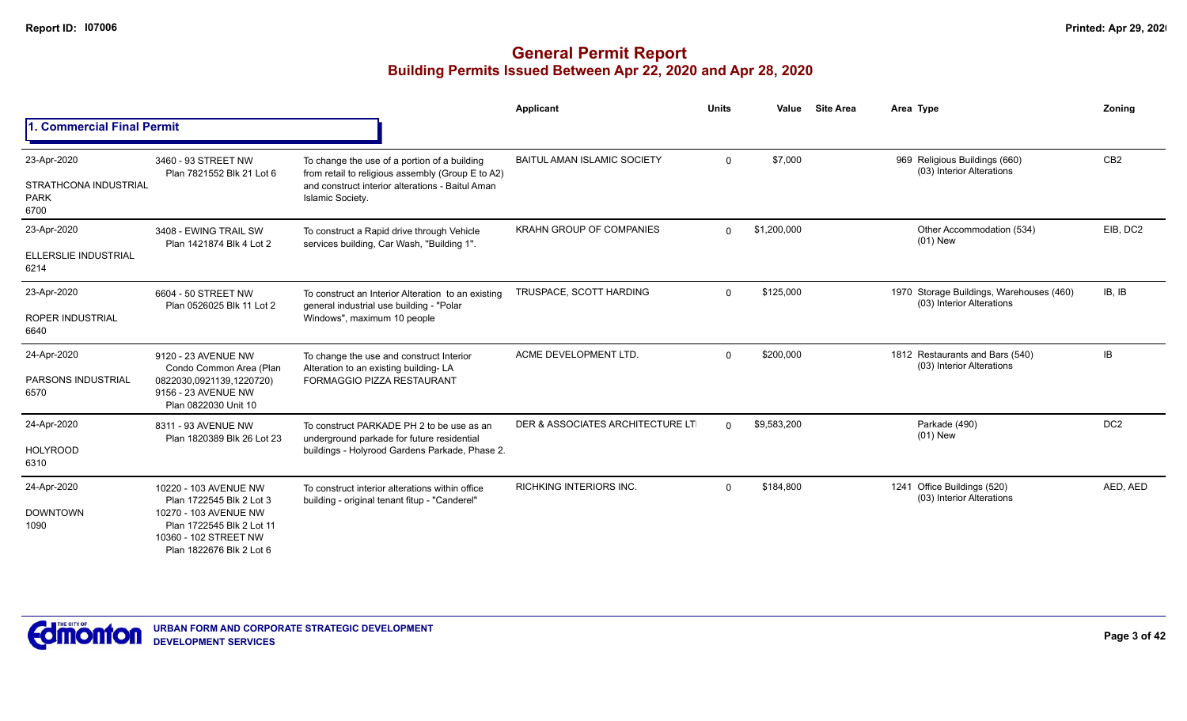# General Permit Report
## Building Permits Issued Between Apr 22, 2020 and Apr 28, 2020

### 1. Commercial Final Permit

| Date / Neighbourhood | Address / Legal | Description | Applicant | Units | Value | Site Area | Area | Type | Zoning |
|---|---|---|---|---|---|---|---|---|---|
| 23-Apr-2020<br>STRATHCONA INDUSTRIAL PARK<br>6700 | 3460 - 93 STREET NW<br>Plan 7821552 Blk 21 Lot 6 | To change the use of a portion of a building from retail to religious assembly (Group E to A2) and construct interior alterations - Baitul Aman Islamic Society. | BAITUL AMAN ISLAMIC SOCIETY | 0 | $7,000 | | 969 | Religious Buildings (660)<br>(03) Interior Alterations | CB2 |
| 23-Apr-2020<br>ELLERSLIE INDUSTRIAL<br>6214 | 3408 - EWING TRAIL SW<br>Plan 1421874 Blk 4 Lot 2 | To construct a Rapid drive through Vehicle services building, Car Wash, "Building 1". | KRAHN GROUP OF COMPANIES | 0 | $1,200,000 | | | Other Accommodation (534)<br>(01) New | EIB, DC2 |
| 23-Apr-2020<br>ROPER INDUSTRIAL<br>6640 | 6604 - 50 STREET NW<br>Plan 0526025 Blk 11 Lot 2 | To construct an Interior Alteration to an existing general industrial use building - "Polar Windows", maximum 10 people | TRUSPACE, SCOTT HARDING | 0 | $125,000 | | 1970 | Storage Buildings, Warehouses (460)<br>(03) Interior Alterations | IB, IB |
| 24-Apr-2020<br>PARSONS INDUSTRIAL<br>6570 | 9120 - 23 AVENUE NW<br>Condo Common Area (Plan 0822030,0921139,1220720)<br>9156 - 23 AVENUE NW<br>Plan 0822030 Unit 10 | To change the use and construct Interior Alteration to an existing building- LA FORMAGGIO PIZZA RESTAURANT | ACME DEVELOPMENT LTD. | 0 | $200,000 | | 1812 | Restaurants and Bars (540)<br>(03) Interior Alterations | IB |
| 24-Apr-2020<br>HOLYROOD<br>6310 | 8311 - 93 AVENUE NW<br>Plan 1820389 Blk 26 Lot 23 | To construct PARKADE PH 2 to be use as an underground parkade for future residential buildings - Holyrood Gardens Parkade, Phase 2. | DER & ASSOCIATES ARCHITECTURE LTI | 0 | $9,583,200 | | | Parkade (490)<br>(01) New | DC2 |
| 24-Apr-2020<br>DOWNTOWN<br>1090 | 10220 - 103 AVENUE NW<br>Plan 1722545 Blk 2 Lot 3<br>10270 - 103 AVENUE NW<br>Plan 1722545 Blk 2 Lot 11<br>10360 - 102 STREET NW<br>Plan 1822676 Blk 2 Lot 6 | To construct interior alterations within office building - original tenant fitup - "Canderel" | RICHKING INTERIORS INC. | 0 | $184,800 | | 1241 | Office Buildings (520)<br>(03) Interior Alterations | AED, AED |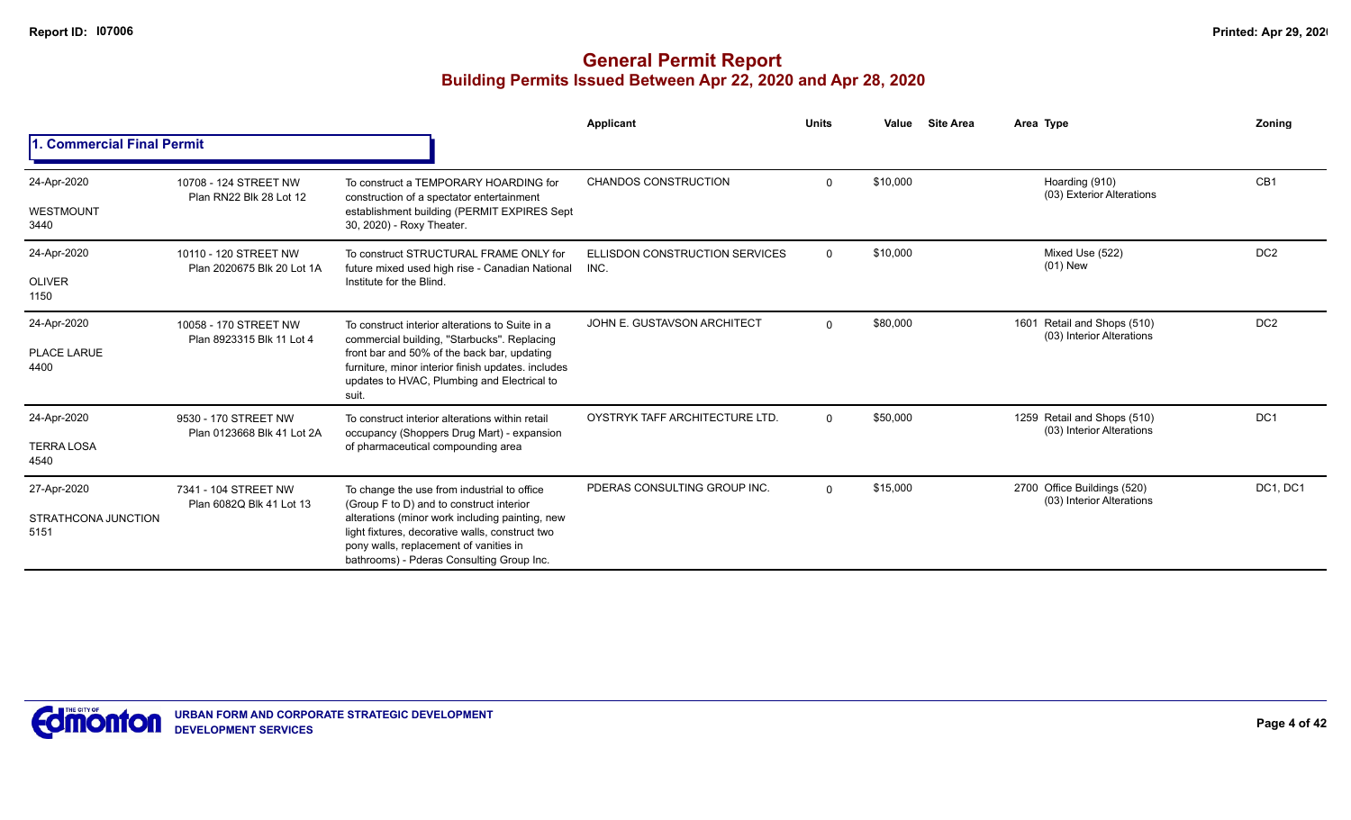# General Permit Report

## Building Permits Issued Between Apr 22, 2020 and Apr 28, 2020

### 1. Commercial Final Permit

| Date / Neighbourhood | Address / Legal | Description | Applicant | Units | Value | Site Area | Area | Type | Zoning |
|---|---|---|---|---|---|---|---|---|---|
| 24-Apr-2020<br>WESTMOUNT<br>3440 | 10708 - 124 STREET NW<br>Plan RN22 Blk 28 Lot 12 | To construct a TEMPORARY HOARDING for construction of a spectator entertainment establishment building (PERMIT EXPIRES Sept 30, 2020) - Roxy Theater. | CHANDOS CONSTRUCTION | 0 | $10,000 | | | Hoarding (910)<br>(03) Exterior Alterations | CB1 |
| 24-Apr-2020<br>OLIVER<br>1150 | 10110 - 120 STREET NW<br>Plan 2020675 Blk 20 Lot 1A | To construct STRUCTURAL FRAME ONLY for future mixed used high rise - Canadian National Institute for the Blind. | ELLISDON CONSTRUCTION SERVICES INC. | 0 | $10,000 | | | Mixed Use (522)<br>(01) New | DC2 |
| 24-Apr-2020<br>PLACE LARUE<br>4400 | 10058 - 170 STREET NW<br>Plan 8923315 Blk 11 Lot 4 | To construct interior alterations to Suite in a commercial building, "Starbucks". Replacing front bar and 50% of the back bar, updating furniture, minor interior finish updates. includes updates to HVAC, Plumbing and Electrical to suit. | JOHN E. GUSTAVSON ARCHITECT | 0 | $80,000 | | 1601 | Retail and Shops (510)<br>(03) Interior Alterations | DC2 |
| 24-Apr-2020<br>TERRA LOSA<br>4540 | 9530 - 170 STREET NW<br>Plan 0123668 Blk 41 Lot 2A | To construct interior alterations within retail occupancy (Shoppers Drug Mart) - expansion of pharmaceutical compounding area | OYSTRYK TAFF ARCHITECTURE LTD. | 0 | $50,000 | | 1259 | Retail and Shops (510)<br>(03) Interior Alterations | DC1 |
| 27-Apr-2020<br>STRATHCONA JUNCTION<br>5151 | 7341 - 104 STREET NW<br>Plan 6082Q Blk 41 Lot 13 | To change the use from industrial to office (Group F to D) and to construct interior alterations (minor work including painting, new light fixtures, decorative walls, construct two pony walls, replacement of vanities in bathrooms) - Pderas Consulting Group Inc. | PDERAS CONSULTING GROUP INC. | 0 | $15,000 | | 2700 | Office Buildings (520)<br>(03) Interior Alterations | DC1, DC1 |

URBAN FORM AND CORPORATE STRATEGIC DEVELOPMENT
DEVELOPMENT SERVICES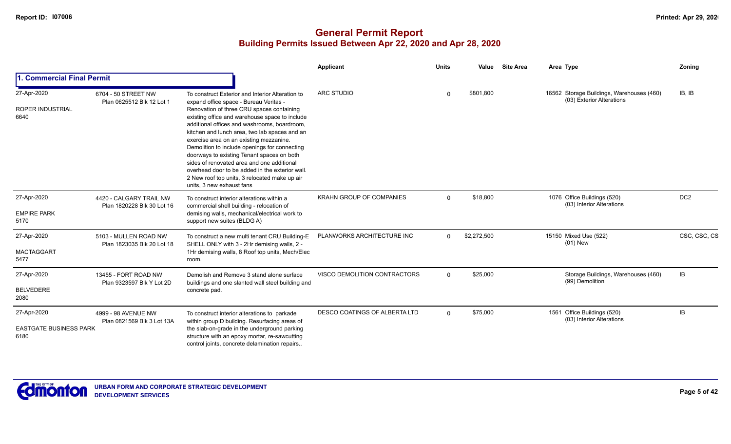# General Permit Report

## Building Permits Issued Between Apr 22, 2020 and Apr 28, 2020

### 1. Commercial Final Permit

| Date / Neighbourhood | Address / Legal | Description | Applicant | Units | Value | Site Area | Area | Type | Zoning |
|---|---|---|---|---|---|---|---|---|---|
| 27-Apr-2020 ROPER INDUSTRIAL 6640 | 6704 - 50 STREET NW Plan 0625512 Blk 12 Lot 1 | To construct Exterior and Interior Alteration to expand office space - Bureau Veritas - Renovation of three CRU spaces containing existing office and warehouse space to include additional offices and washrooms, boardroom, kitchen and lunch area, two lab spaces and an exercise area on an existing mezzanine. Demolition to include openings for connecting doorways to existing Tenant spaces on both sides of renovated area and one additional overhead door to be added in the exterior wall. 2 New roof top units, 3 relocated make up air units, 3 new exhaust fans | ARC STUDIO | 0 | $801,800 | | 16562 | Storage Buildings, Warehouses (460) (03) Exterior Alterations | IB, IB |
| 27-Apr-2020 EMPIRE PARK 5170 | 4420 - CALGARY TRAIL NW Plan 1820228 Blk 30 Lot 16 | To construct interior alterations within a commercial shell building - relocation of demising walls, mechanical/electrical work to support new suites (BLDG A) | KRAHN GROUP OF COMPANIES | 0 | $18,800 | | 1076 | Office Buildings (520) (03) Interior Alterations | DC2 |
| 27-Apr-2020 MACTAGGART 5477 | 5103 - MULLEN ROAD NW Plan 1823035 Blk 20 Lot 18 | To construct a new multi tenant CRU Building-E SHELL ONLY with 3 - 2Hr demising walls, 2 - 1Hr demising walls, 8 Roof top units, Mech/Elec room. | PLANWORKS ARCHITECTURE INC | 0 | $2,272,500 | | 15150 | Mixed Use (522) (01) New | CSC, CSC, CS |
| 27-Apr-2020 BELVEDERE 2080 | 13455 - FORT ROAD NW Plan 9323597 Blk Y Lot 2D | Demolish and Remove 3 stand alone surface buildings and one slanted wall steel building and concrete pad. | VISCO DEMOLITION CONTRACTORS | 0 | $25,000 | | | Storage Buildings, Warehouses (460) (99) Demolition | IB |
| 27-Apr-2020 EASTGATE BUSINESS PARK 6180 | 4999 - 98 AVENUE NW Plan 0821569 Blk 3 Lot 13A | To construct interior alterations to parkade within group D building. Resurfacing areas of the slab-on-grade in the underground parking structure with an epoxy mortar, re-sawcutting control joints, concrete delamination repairs.. | DESCO COATINGS OF ALBERTA LTD | 0 | $75,000 | | 1561 | Office Buildings (520) (03) Interior Alterations | IB |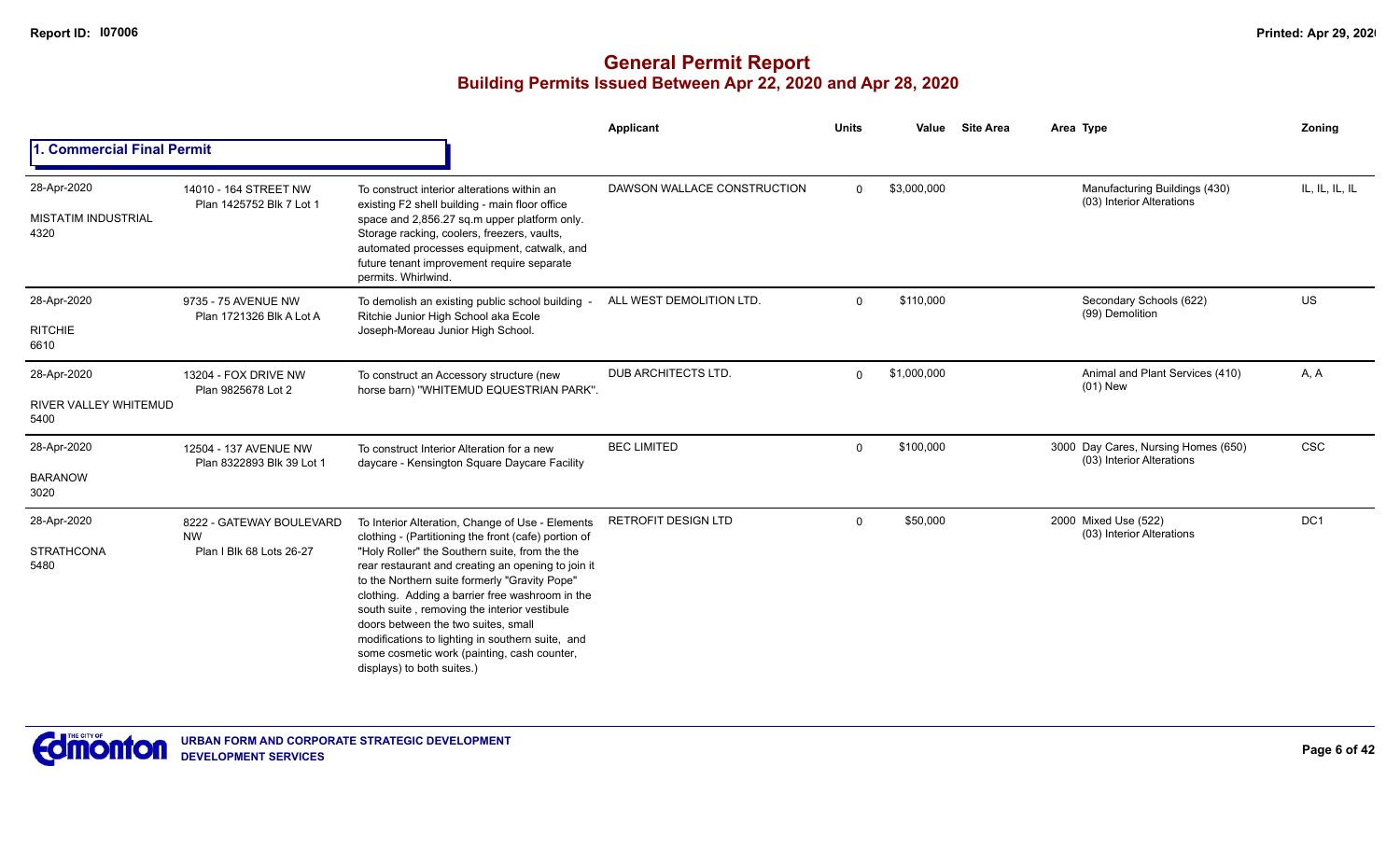# General Permit Report
## Building Permits Issued Between Apr 22, 2020 and Apr 28, 2020

### 1. Commercial Final Permit

| Date / Neighbourhood | Address / Legal | Description | Applicant | Units | Value | Site Area | Area | Type | Zoning |
|---|---|---|---|---|---|---|---|---|---|
| 28-Apr-2020 MISTATIM INDUSTRIAL 4320 | 14010 - 164 STREET NW Plan 1425752 Blk 7 Lot 1 | To construct interior alterations within an existing F2 shell building - main floor office space and 2,856.27 sq.m upper platform only. Storage racking, coolers, freezers, vaults, automated processes equipment, catwalk, and future tenant improvement require separate permits. Whirlwind. | DAWSON WALLACE CONSTRUCTION | 0 | $3,000,000 | | | Manufacturing Buildings (430) (03) Interior Alterations | IL, IL, IL, IL |
| 28-Apr-2020 RITCHIE 6610 | 9735 - 75 AVENUE NW Plan 1721326 Blk A Lot A | To demolish an existing public school building - Ritchie Junior High School aka Ecole Joseph-Moreau Junior High School. | ALL WEST DEMOLITION LTD. | 0 | $110,000 | | | Secondary Schools (622) (99) Demolition | US |
| 28-Apr-2020 RIVER VALLEY WHITEMUD 5400 | 13204 - FOX DRIVE NW Plan 9825678 Lot 2 | To construct an Accessory structure (new horse barn) "WHITEMUD EQUESTRIAN PARK". | DUB ARCHITECTS LTD. | 0 | $1,000,000 | | | Animal and Plant Services (410) (01) New | A, A |
| 28-Apr-2020 BARANOW 3020 | 12504 - 137 AVENUE NW Plan 8322893 Blk 39 Lot 1 | To construct Interior Alteration for a new daycare - Kensington Square Daycare Facility | BEC LIMITED | 0 | $100,000 | | 3000 | Day Cares, Nursing Homes (650) (03) Interior Alterations | CSC |
| 28-Apr-2020 STRATHCONA 5480 | 8222 - GATEWAY BOULEVARD NW Plan I Blk 68 Lots 26-27 | To Interior Alteration, Change of Use - Elements clothing - (Partitioning the front (cafe) portion of "Holy Roller" the Southern suite, from the the rear restaurant and creating an opening to join it to the Northern suite formerly "Gravity Pope" clothing. Adding a barrier free washroom in the south suite , removing the interior vestibule doors between the two suites, small modifications to lighting in southern suite, and some cosmetic work (painting, cash counter, displays) to both suites.) | RETROFIT DESIGN LTD | 0 | $50,000 | | 2000 | Mixed Use (522) (03) Interior Alterations | DC1 |

URBAN FORM AND CORPORATE STRATEGIC DEVELOPMENT
DEVELOPMENT SERVICES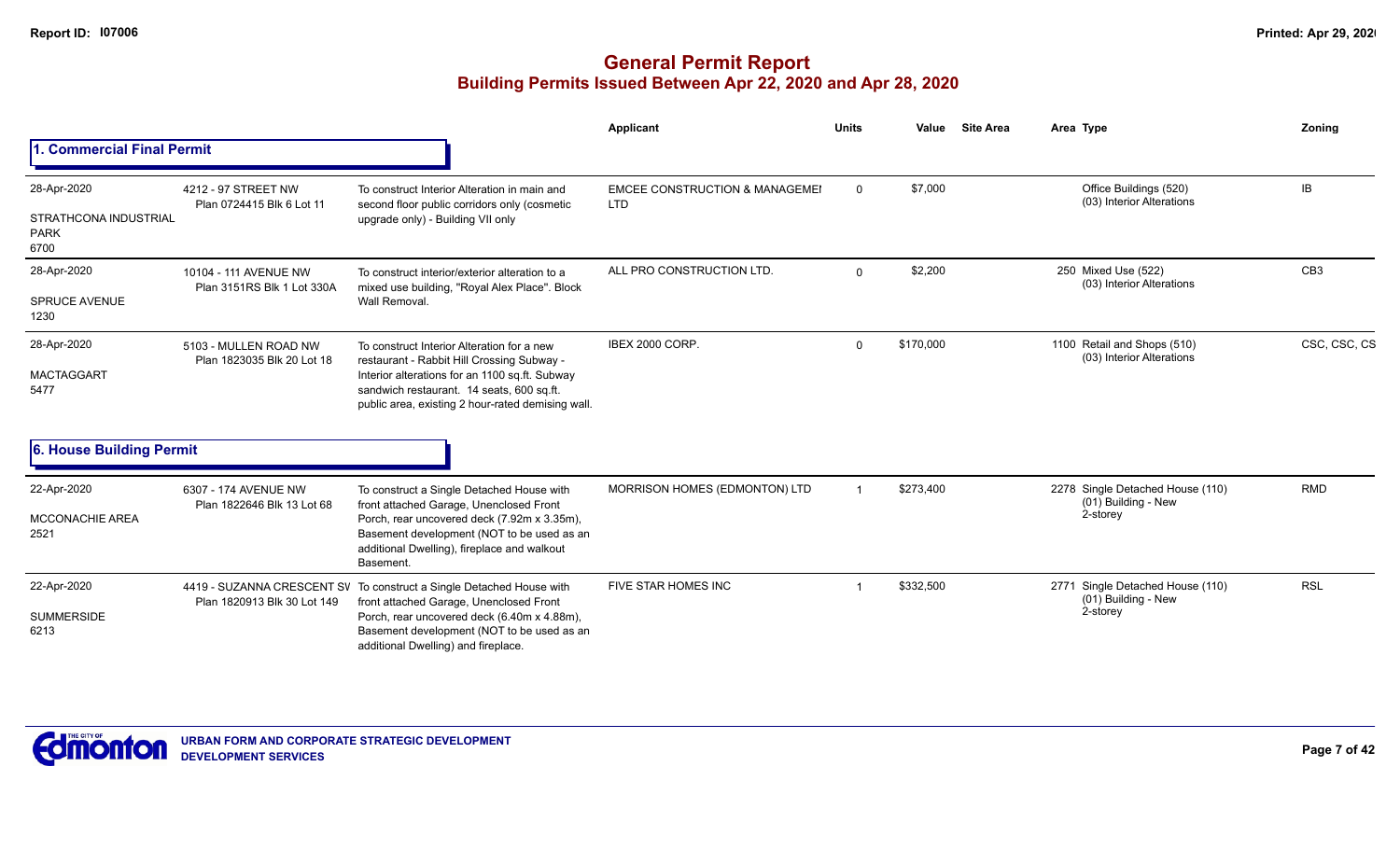# General Permit Report
## Building Permits Issued Between Apr 22, 2020 and Apr 28, 2020

### 1. Commercial Final Permit

| Date / Neighbourhood | Address / Legal | Description | Applicant | Units | Value | Site Area | Area Type | Zoning |
|---|---|---|---|---|---|---|---|---|
| 28-Apr-2020<br>STRATHCONA INDUSTRIAL PARK<br>6700 | 4212 - 97 STREET NW<br>Plan 0724415 Blk 6 Lot 11 | To construct Interior Alteration in main and second floor public corridors only (cosmetic upgrade only) - Building VII only | EMCEE CONSTRUCTION & MANAGEMEI LTD | 0 | $7,000 | | Office Buildings (520)<br>(03) Interior Alterations | IB |
| 28-Apr-2020<br>SPRUCE AVENUE<br>1230 | 10104 - 111 AVENUE NW<br>Plan 3151RS Blk 1 Lot 330A | To construct interior/exterior alteration to a mixed use building, "Royal Alex Place". Block Wall Removal. | ALL PRO CONSTRUCTION LTD. | 0 | $2,200 | | 250 Mixed Use (522)<br>(03) Interior Alterations | CB3 |
| 28-Apr-2020<br>MACTAGGART<br>5477 | 5103 - MULLEN ROAD NW<br>Plan 1823035 Blk 20 Lot 18 | To construct Interior Alteration for a new restaurant - Rabbit Hill Crossing Subway - Interior alterations for an 1100 sq.ft. Subway sandwich restaurant. 14 seats, 600 sq.ft. public area, existing 2 hour-rated demising wall. | IBEX 2000 CORP. | 0 | $170,000 | | 1100 Retail and Shops (510)<br>(03) Interior Alterations | CSC, CSC, CS |

### 6. House Building Permit

| Date / Neighbourhood | Address / Legal | Description | Applicant | Units | Value | Site Area | Area Type | Zoning |
|---|---|---|---|---|---|---|---|---|
| 22-Apr-2020<br>MCCONACHIE AREA<br>2521 | 6307 - 174 AVENUE NW<br>Plan 1822646 Blk 13 Lot 68 | To construct a Single Detached House with front attached Garage, Unenclosed Front Porch, rear uncovered deck (7.92m x 3.35m), Basement development (NOT to be used as an additional Dwelling), fireplace and walkout Basement. | MORRISON HOMES (EDMONTON) LTD | 1 | $273,400 | | 2278 Single Detached House (110)<br>(01) Building - New<br>2-storey | RMD |
| 22-Apr-2020<br>SUMMERSIDE<br>6213 | 4419 - SUZANNA CRESCENT SV<br>Plan 1820913 Blk 30 Lot 149 | To construct a Single Detached House with front attached Garage, Unenclosed Front Porch, rear uncovered deck (6.40m x 4.88m), Basement development (NOT to be used as an additional Dwelling) and fireplace. | FIVE STAR HOMES INC | 1 | $332,500 | | 2771 Single Detached House (110)<br>(01) Building - New<br>2-storey | RSL |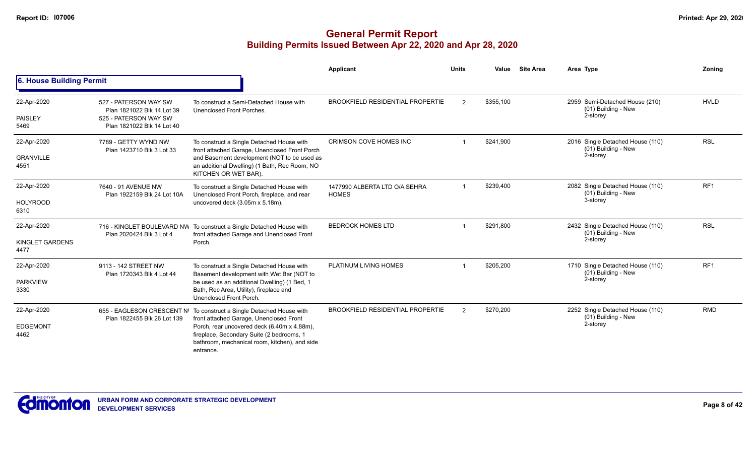# General Permit Report

## Building Permits Issued Between Apr 22, 2020 and Apr 28, 2020

### 6. House Building Permit

| Date / Neighbourhood | Address / Legal | Description | Applicant | Units | Value | Site Area | Area Type | Zoning |
|---|---|---|---|---|---|---|---|---|
| 22-Apr-2020<br>PAISLEY<br>5469 | 527 - PATERSON WAY SW<br>Plan 1821022 Blk 14 Lot 39<br>525 - PATERSON WAY SW<br>Plan 1821022 Blk 14 Lot 40 | To construct a Semi-Detached House with Unenclosed Front Porches. | BROOKFIELD RESIDENTIAL PROPERTIE | 2 | $355,100 | | 2959 Semi-Detached House (210)<br>(01) Building - New<br>2-storey | HVLD |
| 22-Apr-2020<br>GRANVILLE<br>4551 | 7789 - GETTY WYND NW<br>Plan 1423710 Blk 3 Lot 33 | To construct a Single Detached House with front attached Garage, Unenclosed Front Porch and Basement development (NOT to be used as an additional Dwelling) (1 Bath, Rec Room, NO KITCHEN OR WET BAR). | CRIMSON COVE HOMES INC | 1 | $241,900 | | 2016 Single Detached House (110)<br>(01) Building - New<br>2-storey | RSL |
| 22-Apr-2020<br>HOLYROOD<br>6310 | 7640 - 91 AVENUE NW<br>Plan 1922159 Blk 24 Lot 10A | To construct a Single Detached House with Unenclosed Front Porch, fireplace, and rear uncovered deck (3.05m x 5.18m). | 1477990 ALBERTA LTD O/A SEHRA HOMES | 1 | $239,400 | | 2082 Single Detached House (110)<br>(01) Building - New<br>3-storey | RF1 |
| 22-Apr-2020<br>KINGLET GARDENS<br>4477 | 716 - KINGLET BOULEVARD NW<br>Plan 2020424 Blk 3 Lot 4 | To construct a Single Detached House with front attached Garage and Unenclosed Front Porch. | BEDROCK HOMES LTD | 1 | $291,800 | | 2432 Single Detached House (110)<br>(01) Building - New<br>2-storey | RSL |
| 22-Apr-2020<br>PARKVIEW<br>3330 | 9113 - 142 STREET NW<br>Plan 1720343 Blk 4 Lot 44 | To construct a Single Detached House with Basement development with Wet Bar (NOT to be used as an additional Dwelling) (1 Bed, 1 Bath, Rec Area, Utility), fireplace and Unenclosed Front Porch. | PLATINUM LIVING HOMES | 1 | $205,200 | | 1710 Single Detached House (110)<br>(01) Building - New<br>2-storey | RF1 |
| 22-Apr-2020<br>EDGEMONT<br>4462 | 655 - EAGLESON CRESCENT NW<br>Plan 1822455 Blk 26 Lot 139 | To construct a Single Detached House with front attached Garage, Unenclosed Front Porch, rear uncovered deck (6.40m x 4.88m), fireplace, Secondary Suite (2 bedrooms, 1 bathroom, mechanical room, kitchen), and side entrance. | BROOKFIELD RESIDENTIAL PROPERTIE | 2 | $270,200 | | 2252 Single Detached House (110)<br>(01) Building - New<br>2-storey | RMD |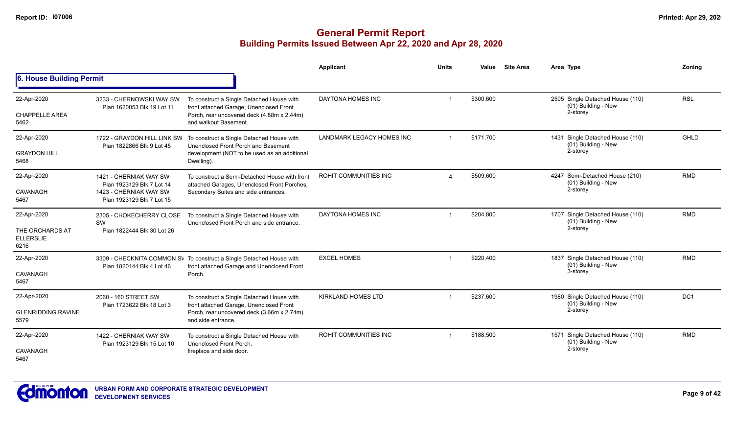# General Permit Report
## Building Permits Issued Between Apr 22, 2020 and Apr 28, 2020

### 6. House Building Permit

| Date / Neighbourhood | Address / Legal | Description | Applicant | Units | Value | Site Area | Area Type | Zoning |
|---|---|---|---|---|---|---|---|---|
| 22-Apr-2020<br>CHAPPELLE AREA<br>5462 | 3233 - CHERNOWSKI WAY SW<br>Plan 1620053 Blk 19 Lot 11 | To construct a Single Detached House with front attached Garage, Unenclosed Front Porch, rear uncovered deck (4.88m x 2.44m) and walkout Basement. | DAYTONA HOMES INC | 1 | $300,600 | | 2505 Single Detached House (110)<br>(01) Building - New<br>2-storey | RSL |
| 22-Apr-2020<br>GRAYDON HILL<br>5468 | 1722 - GRAYDON HILL LINK SW<br>Plan 1822866 Blk 9 Lot 45 | To construct a Single Detached House with Unenclosed Front Porch and Basement development (NOT to be used as an additional Dwelling). | LANDMARK LEGACY HOMES INC | 1 | $171,700 | | 1431 Single Detached House (110)<br>(01) Building - New<br>2-storey | GHLD |
| 22-Apr-2020<br>CAVANAGH<br>5467 | 1421 - CHERNIAK WAY SW<br>Plan 1923129 Blk 7 Lot 14<br>1423 - CHERNIAK WAY SW<br>Plan 1923129 Blk 7 Lot 15 | To construct a Semi-Detached House with front attached Garages, Unenclosed Front Porches, Secondary Suites and side entrances. | ROHIT COMMUNITIES INC | 4 | $509,600 | | 4247 Semi-Detached House (210)<br>(01) Building - New<br>2-storey | RMD |
| 22-Apr-2020<br>THE ORCHARDS AT ELLERSLIE<br>6216 | 2305 - CHOKECHERRY CLOSE SW<br>Plan 1822444 Blk 30 Lot 26 | To construct a Single Detached House with Unenclosed Front Porch and side entrance. | DAYTONA HOMES INC | 1 | $204,800 | | 1707 Single Detached House (110)<br>(01) Building - New<br>2-storey | RMD |
| 22-Apr-2020<br>CAVANAGH<br>5467 | 3309 - CHECKNITA COMMON SW<br>Plan 1820144 Blk 4 Lot 46 | To construct a Single Detached House with front attached Garage and Unenclosed Front Porch. | EXCEL HOMES | 1 | $220,400 | | 1837 Single Detached House (110)<br>(01) Building - New<br>3-storey | RMD |
| 22-Apr-2020<br>GLENRIDDING RAVINE<br>5579 | 2060 - 160 STREET SW<br>Plan 1723622 Blk 18 Lot 3 | To construct a Single Detached House with front attached Garage, Unenclosed Front Porch, rear uncovered deck (3.66m x 2.74m) and side entrance. | KIRKLAND HOMES LTD | 1 | $237,600 | | 1980 Single Detached House (110)<br>(01) Building - New<br>2-storey | DC1 |
| 22-Apr-2020<br>CAVANAGH<br>5467 | 1422 - CHERNIAK WAY SW<br>Plan 1923129 Blk 15 Lot 10 | To construct a Single Detached House with Unenclosed Front Porch, fireplace and side door. | ROHIT COMMUNITIES INC | 1 | $188,500 | | 1571 Single Detached House (110)<br>(01) Building - New<br>2-storey | RMD |

URBAN FORM AND CORPORATE STRATEGIC DEVELOPMENT
DEVELOPMENT SERVICES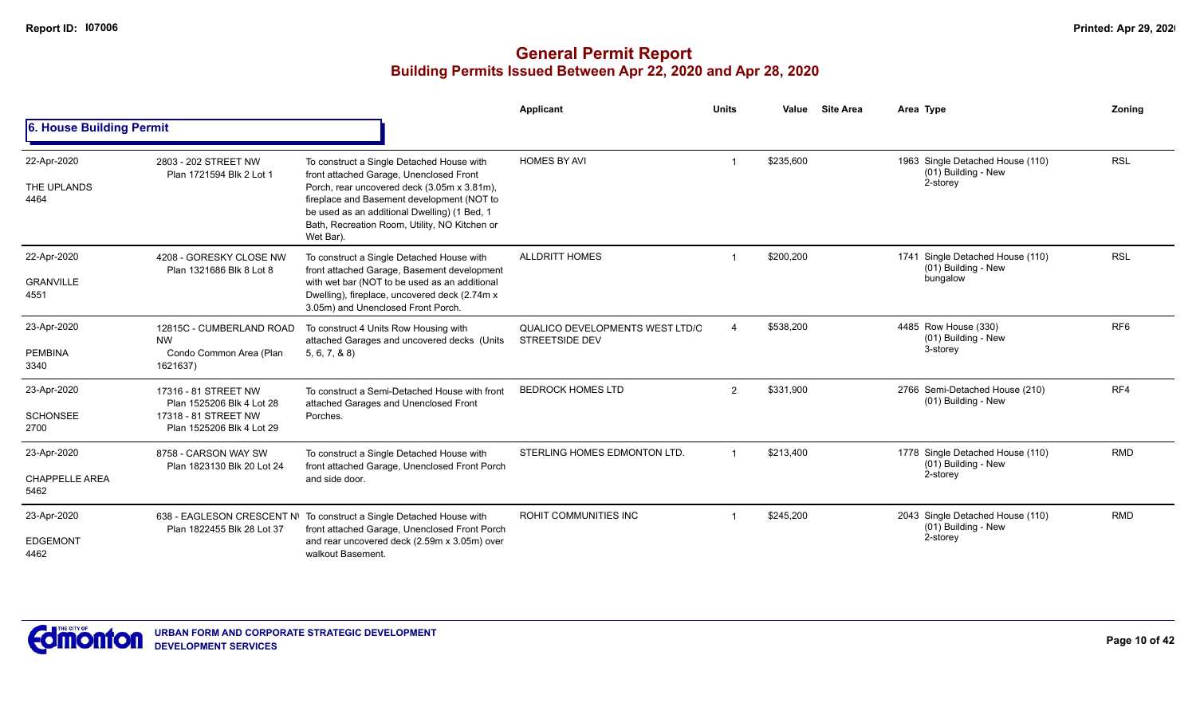# General Permit Report

## Building Permits Issued Between Apr 22, 2020 and Apr 28, 2020

### 6. House Building Permit

| Date / Neighbourhood | Address / Legal | Description | Applicant | Units | Value | Site Area | Area Type | Zoning |
|---|---|---|---|---|---|---|---|---|
| 22-Apr-2020<br>THE UPLANDS<br>4464 | 2803 - 202 STREET NW<br>Plan 1721594 Blk 2 Lot 1 | To construct a Single Detached House with front attached Garage, Unenclosed Front Porch, rear uncovered deck (3.05m x 3.81m), fireplace and Basement development (NOT to be used as an additional Dwelling) (1 Bed, 1 Bath, Recreation Room, Utility, NO Kitchen or Wet Bar). | HOMES BY AVI | 1 | $235,600 | | 1963 Single Detached House (110)<br>(01) Building - New<br>2-storey | RSL |
| 22-Apr-2020<br>GRANVILLE<br>4551 | 4208 - GORESKY CLOSE NW<br>Plan 1321686 Blk 8 Lot 8 | To construct a Single Detached House with front attached Garage, Basement development with wet bar (NOT to be used as an additional Dwelling), fireplace, uncovered deck (2.74m x 3.05m) and Unenclosed Front Porch. | ALLDRITT HOMES | 1 | $200,200 | | 1741 Single Detached House (110)<br>(01) Building - New<br>bungalow | RSL |
| 23-Apr-2020<br>PEMBINA<br>3340 | 12815C - CUMBERLAND ROAD NW<br>Condo Common Area (Plan 1621637) | To construct 4 Units Row Housing with attached Garages and uncovered decks (Units 5, 6, 7, & 8) | QUALICO DEVELOPMENTS WEST LTD/C STREETSIDE DEV | 4 | $538,200 | | 4485 Row House (330)<br>(01) Building - New<br>3-storey | RF6 |
| 23-Apr-2020<br>SCHONSEE<br>2700 | 17316 - 81 STREET NW<br>Plan 1525206 Blk 4 Lot 28<br>17318 - 81 STREET NW<br>Plan 1525206 Blk 4 Lot 29 | To construct a Semi-Detached House with front attached Garages and Unenclosed Front Porches. | BEDROCK HOMES LTD | 2 | $331,900 | | 2766 Semi-Detached House (210)<br>(01) Building - New | RF4 |
| 23-Apr-2020<br>CHAPPELLE AREA<br>5462 | 8758 - CARSON WAY SW<br>Plan 1823130 Blk 20 Lot 24 | To construct a Single Detached House with front attached Garage, Unenclosed Front Porch and side door. | STERLING HOMES EDMONTON LTD. | 1 | $213,400 | | 1778 Single Detached House (110)<br>(01) Building - New<br>2-storey | RMD |
| 23-Apr-2020<br>EDGEMONT<br>4462 | 638 - EAGLESON CRESCENT NW<br>Plan 1822455 Blk 28 Lot 37 | To construct a Single Detached House with front attached Garage, Unenclosed Front Porch and rear uncovered deck (2.59m x 3.05m) over walkout Basement. | ROHIT COMMUNITIES INC | 1 | $245,200 | | 2043 Single Detached House (110)<br>(01) Building - New<br>2-storey | RMD |

URBAN FORM AND CORPORATE STRATEGIC DEVELOPMENT
DEVELOPMENT SERVICES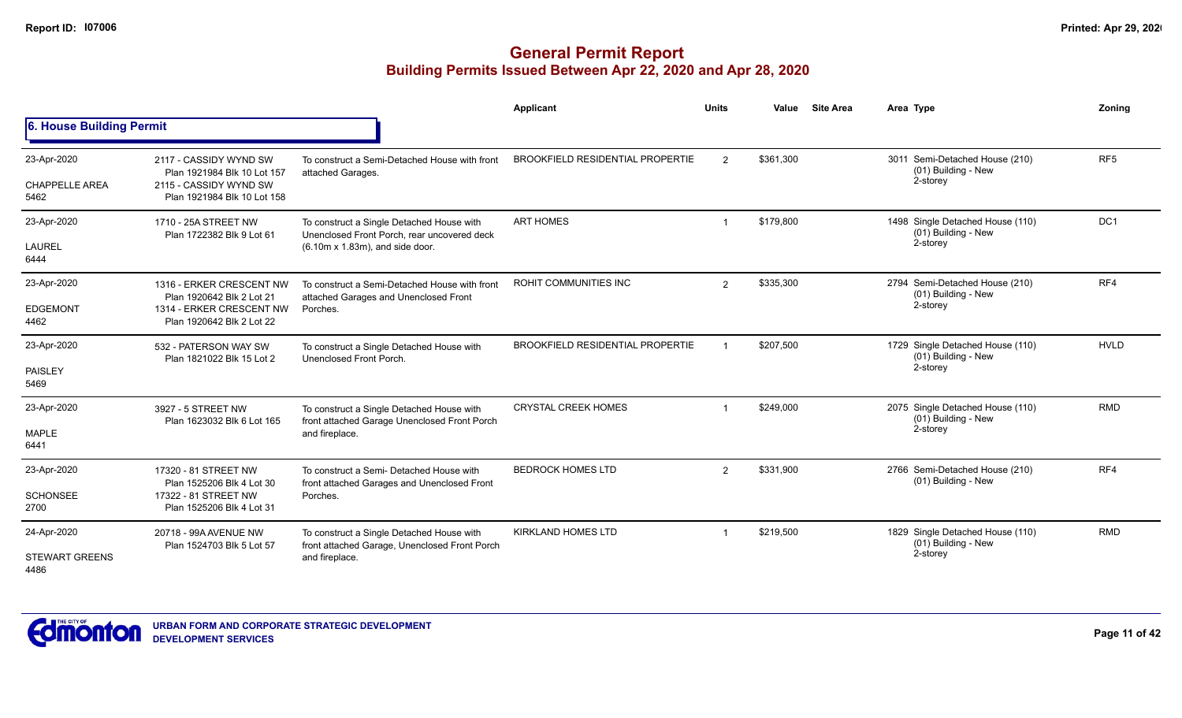# General Permit Report
## Building Permits Issued Between Apr 22, 2020 and Apr 28, 2020

### 6. House Building Permit

| Date / Neighbourhood | Address / Legal | Description | Applicant | Units | Value | Site Area | Area Type | Zoning |
|---|---|---|---|---|---|---|---|---|
| 23-Apr-2020<br>CHAPPELLE AREA<br>5462 | 2117 - CASSIDY WYND SW<br>Plan 1921984 Blk 10 Lot 157<br>2115 - CASSIDY WYND SW<br>Plan 1921984 Blk 10 Lot 158 | To construct a Semi-Detached House with front attached Garages. | BROOKFIELD RESIDENTIAL PROPERTIE | 2 | $361,300 | | 3011 Semi-Detached House (210)<br>(01) Building - New<br>2-storey | RF5 |
| 23-Apr-2020<br>LAUREL<br>6444 | 1710 - 25A STREET NW<br>Plan 1722382 Blk 9 Lot 61 | To construct a Single Detached House with Unenclosed Front Porch, rear uncovered deck (6.10m x 1.83m), and side door. | ART HOMES | 1 | $179,800 | | 1498 Single Detached House (110)<br>(01) Building - New<br>2-storey | DC1 |
| 23-Apr-2020<br>EDGEMONT<br>4462 | 1316 - ERKER CRESCENT NW<br>Plan 1920642 Blk 2 Lot 21<br>1314 - ERKER CRESCENT NW<br>Plan 1920642 Blk 2 Lot 22 | To construct a Semi-Detached House with front attached Garages and Unenclosed Front Porches. | ROHIT COMMUNITIES INC | 2 | $335,300 | | 2794 Semi-Detached House (210)<br>(01) Building - New<br>2-storey | RF4 |
| 23-Apr-2020<br>PAISLEY<br>5469 | 532 - PATERSON WAY SW<br>Plan 1821022 Blk 15 Lot 2 | To construct a Single Detached House with Unenclosed Front Porch. | BROOKFIELD RESIDENTIAL PROPERTIE | 1 | $207,500 | | 1729 Single Detached House (110)<br>(01) Building - New<br>2-storey | HVLD |
| 23-Apr-2020<br>MAPLE<br>6441 | 3927 - 5 STREET NW<br>Plan 1623032 Blk 6 Lot 165 | To construct a Single Detached House with front attached Garage Unenclosed Front Porch and fireplace. | CRYSTAL CREEK HOMES | 1 | $249,000 | | 2075 Single Detached House (110)<br>(01) Building - New<br>2-storey | RMD |
| 23-Apr-2020<br>SCHONSEE<br>2700 | 17320 - 81 STREET NW<br>Plan 1525206 Blk 4 Lot 30<br>17322 - 81 STREET NW<br>Plan 1525206 Blk 4 Lot 31 | To construct a Semi- Detached House with front attached Garages and Unenclosed Front Porches. | BEDROCK HOMES LTD | 2 | $331,900 | | 2766 Semi-Detached House (210)<br>(01) Building - New | RF4 |
| 24-Apr-2020<br>STEWART GREENS<br>4486 | 20718 - 99A AVENUE NW<br>Plan 1524703 Blk 5 Lot 57 | To construct a Single Detached House with front attached Garage, Unenclosed Front Porch and fireplace. | KIRKLAND HOMES LTD | 1 | $219,500 | | 1829 Single Detached House (110)<br>(01) Building - New<br>2-storey | RMD |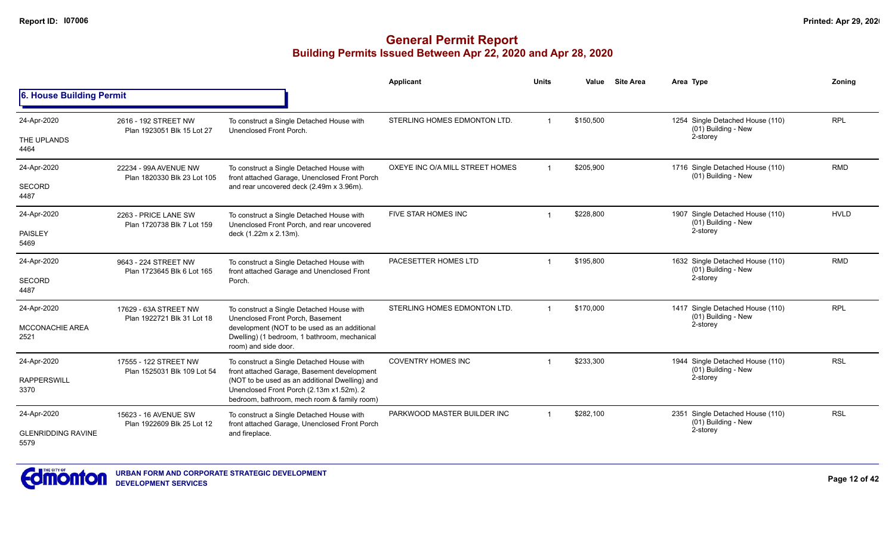# General Permit Report

## Building Permits Issued Between Apr 22, 2020 and Apr 28, 2020

### 6. House Building Permit

| Date / Neighbourhood | Address / Legal | Description | Applicant | Units | Value | Site Area | Area Type | Zoning |
|---|---|---|---|---|---|---|---|---|
| 24-Apr-2020<br>THE UPLANDS<br>4464 | 2616 - 192 STREET NW<br>Plan 1923051 Blk 15 Lot 27 | To construct a Single Detached House with Unenclosed Front Porch. | STERLING HOMES EDMONTON LTD. | 1 | $150,500 | | 1254 Single Detached House (110)<br>(01) Building - New<br>2-storey | RPL |
| 24-Apr-2020<br>SECORD<br>4487 | 22234 - 99A AVENUE NW<br>Plan 1820330 Blk 23 Lot 105 | To construct a Single Detached House with front attached Garage, Unenclosed Front Porch and rear uncovered deck (2.49m x 3.96m). | OXEYE INC O/A MILL STREET HOMES | 1 | $205,900 | | 1716 Single Detached House (110)<br>(01) Building - New | RMD |
| 24-Apr-2020<br>PAISLEY<br>5469 | 2263 - PRICE LANE SW<br>Plan 1720738 Blk 7 Lot 159 | To construct a Single Detached House with Unenclosed Front Porch, and rear uncovered deck (1.22m x 2.13m). | FIVE STAR HOMES INC | 1 | $228,800 | | 1907 Single Detached House (110)<br>(01) Building - New<br>2-storey | HVLD |
| 24-Apr-2020<br>SECORD<br>4487 | 9643 - 224 STREET NW<br>Plan 1723645 Blk 6 Lot 165 | To construct a Single Detached House with front attached Garage and Unenclosed Front Porch. | PACESETTER HOMES LTD | 1 | $195,800 | | 1632 Single Detached House (110)<br>(01) Building - New<br>2-storey | RMD |
| 24-Apr-2020<br>MCCONACHIE AREA<br>2521 | 17629 - 63A STREET NW<br>Plan 1922721 Blk 31 Lot 18 | To construct a Single Detached House with Unenclosed Front Porch, Basement development (NOT to be used as an additional Dwelling) (1 bedroom, 1 bathroom, mechanical room) and side door. | STERLING HOMES EDMONTON LTD. | 1 | $170,000 | | 1417 Single Detached House (110)<br>(01) Building - New<br>2-storey | RPL |
| 24-Apr-2020<br>RAPPERSWILL<br>3370 | 17555 - 122 STREET NW<br>Plan 1525031 Blk 109 Lot 54 | To construct a Single Detached House with front attached Garage, Basement development (NOT to be used as an additional Dwelling) and Unenclosed Front Porch (2.13m x1.52m). 2 bedroom, bathroom, mech room & family room) | COVENTRY HOMES INC | 1 | $233,300 | | 1944 Single Detached House (110)<br>(01) Building - New<br>2-storey | RSL |
| 24-Apr-2020<br>GLENRIDDING RAVINE<br>5579 | 15623 - 16 AVENUE SW<br>Plan 1922609 Blk 25 Lot 12 | To construct a Single Detached House with front attached Garage, Unenclosed Front Porch and fireplace. | PARKWOOD MASTER BUILDER INC | 1 | $282,100 | | 2351 Single Detached House (110)<br>(01) Building - New<br>2-storey | RSL |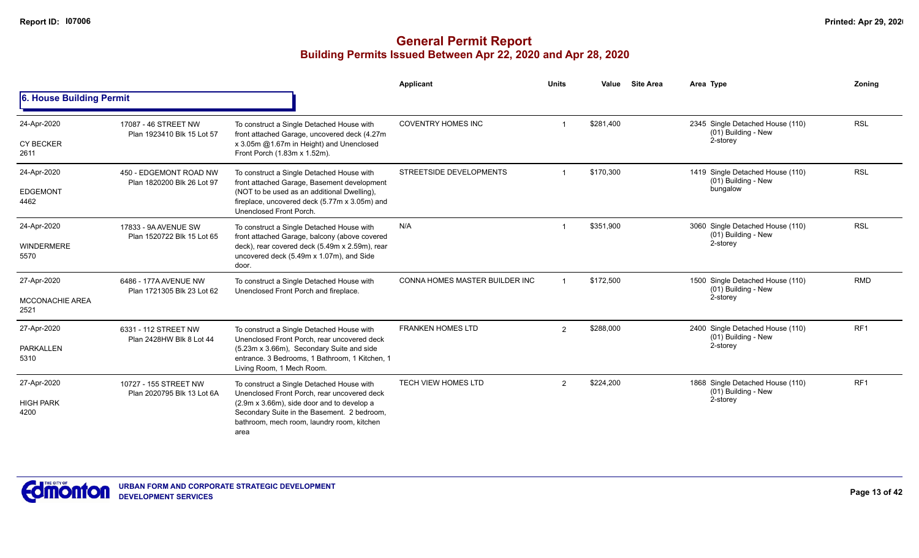# General Permit Report

## Building Permits Issued Between Apr 22, 2020 and Apr 28, 2020

### 6. House Building Permit

| Date / Neighbourhood | Address / Legal | Description | Applicant | Units | Value | Site Area | Area Type | Zoning |
|---|---|---|---|---|---|---|---|---|
| 24-Apr-2020 CY BECKER 2611 | 17087 - 46 STREET NW Plan 1923410 Blk 15 Lot 57 | To construct a Single Detached House with front attached Garage, uncovered deck (4.27m x 3.05m @1.67m in Height) and Unenclosed Front Porch (1.83m x 1.52m). | COVENTRY HOMES INC | 1 | $281,400 | | 2345 Single Detached House (110) (01) Building - New 2-storey | RSL |
| 24-Apr-2020 EDGEMONT 4462 | 450 - EDGEMONT ROAD NW Plan 1820200 Blk 26 Lot 97 | To construct a Single Detached House with front attached Garage, Basement development (NOT to be used as an additional Dwelling), fireplace, uncovered deck (5.77m x 3.05m) and Unenclosed Front Porch. | STREETSIDE DEVELOPMENTS | 1 | $170,300 | | 1419 Single Detached House (110) (01) Building - New bungalow | RSL |
| 24-Apr-2020 WINDERMERE 5570 | 17833 - 9A AVENUE SW Plan 1520722 Blk 15 Lot 65 | To construct a Single Detached House with front attached Garage, balcony (above covered deck), rear covered deck (5.49m x 2.59m), rear uncovered deck (5.49m x 1.07m), and Side door. | N/A | 1 | $351,900 | | 3060 Single Detached House (110) (01) Building - New 2-storey | RSL |
| 27-Apr-2020 MCCONACHIE AREA 2521 | 6486 - 177A AVENUE NW Plan 1721305 Blk 23 Lot 62 | To construct a Single Detached House with Unenclosed Front Porch and fireplace. | CONNA HOMES MASTER BUILDER INC | 1 | $172,500 | | 1500 Single Detached House (110) (01) Building - New 2-storey | RMD |
| 27-Apr-2020 PARKALLEN 5310 | 6331 - 112 STREET NW Plan 2428HW Blk 8 Lot 44 | To construct a Single Detached House with Unenclosed Front Porch, rear uncovered deck (5.23m x 3.66m), Secondary Suite and side entrance. 3 Bedrooms, 1 Bathroom, 1 Kitchen, 1 Living Room, 1 Mech Room. | FRANKEN HOMES LTD | 2 | $288,000 | | 2400 Single Detached House (110) (01) Building - New 2-storey | RF1 |
| 27-Apr-2020 HIGH PARK 4200 | 10727 - 155 STREET NW Plan 2020795 Blk 13 Lot 6A | To construct a Single Detached House with Unenclosed Front Porch, rear uncovered deck (2.9m x 3.66m), side door and to develop a Secondary Suite in the Basement. 2 bedroom, bathroom, mech room, laundry room, kitchen area | TECH VIEW HOMES LTD | 2 | $224,200 | | 1868 Single Detached House (110) (01) Building - New 2-storey | RF1 |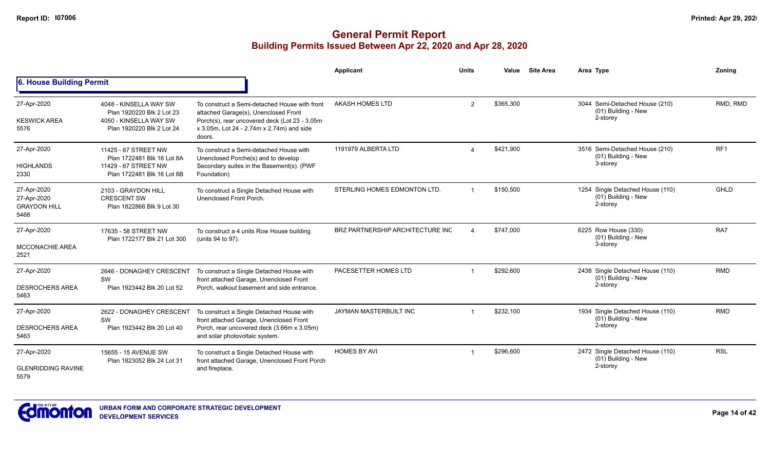# General Permit Report

## Building Permits Issued Between Apr 22, 2020 and Apr 28, 2020

### 6. House Building Permit

| Date / Neighbourhood | Address / Legal | Description | Applicant | Units | Value | Site Area | Area Type | Zoning |
|---|---|---|---|---|---|---|---|---|
| 27-Apr-2020<br>KESWICK AREA<br>5576 | 4048 - KINSELLA WAY SW<br>Plan 1920220 Blk 2 Lot 23<br>4050 - KINSELLA WAY SW<br>Plan 1920220 Blk 2 Lot 24 | To construct a Semi-detached House with front attached Garage(s), Unenclosed Front Porch(s), rear uncovered deck (Lot 23 - 3.05m x 3.05m, Lot 24 - 2.74m x 2.74m) and side doors. | AKASH HOMES LTD | 2 | $365,300 | | 3044 Semi-Detached House (210)<br>(01) Building - New<br>2-storey | RMD, RMD |
| 27-Apr-2020<br>HIGHLANDS<br>2330 | 11425 - 67 STREET NW<br>Plan 1722481 Blk 16 Lot 8A<br>11429 - 67 STREET NW<br>Plan 1722481 Blk 16 Lot 8B | To construct a Semi-detached House with Unenclosed Porche(s) and to develop Secondary suites in the Basement(s). (PWF Foundation) | 1191979 ALBERTA LTD | 4 | $421,900 | | 3516 Semi-Detached House (210)<br>(01) Building - New<br>3-storey | RF1 |
| 27-Apr-2020<br>27-Apr-2020<br>GRAYDON HILL<br>5468 | 2103 - GRAYDON HILL CRESCENT SW<br>Plan 1822866 Blk 9 Lot 30 | To construct a Single Detached House with Unenclosed Front Porch. | STERLING HOMES EDMONTON LTD. | 1 | $150,500 | | 1254 Single Detached House (110)<br>(01) Building - New<br>2-storey | GHLD |
| 27-Apr-2020<br>MCCONACHIE AREA<br>2521 | 17635 - 58 STREET NW<br>Plan 1722177 Blk 21 Lot 300 | To construct a 4 units Row House building (units 94 to 97). | BRZ PARTNERSHIP ARCHITECTURE INC | 4 | $747,000 | | 6225 Row House (330)<br>(01) Building - New<br>3-storey | RA7 |
| 27-Apr-2020<br>DESROCHERS AREA<br>5463 | 2646 - DONAGHEY CRESCENT SW<br>Plan 1923442 Blk 20 Lot 52 | To construct a Single Detached House with front attached Garage, Unenclosed Front Porch, walkout basement and side entrance. | PACESETTER HOMES LTD | 1 | $292,600 | | 2438 Single Detached House (110)<br>(01) Building - New<br>2-storey | RMD |
| 27-Apr-2020<br>DESROCHERS AREA<br>5463 | 2622 - DONAGHEY CRESCENT SW<br>Plan 1923442 Blk 20 Lot 40 | To construct a Single Detached House with front attached Garage, Unenclosed Front Porch, rear uncovered deck (3.66m x 3.05m) and solar photovoltaic system. | JAYMAN MASTERBUILT INC | 1 | $232,100 | | 1934 Single Detached House (110)<br>(01) Building - New<br>2-storey | RMD |
| 27-Apr-2020<br>GLENRIDDING RAVINE<br>5579 | 15655 - 15 AVENUE SW<br>Plan 1823052 Blk 24 Lot 31 | To construct a Single Detached House with front attached Garage, Unenclosed Front Porch and fireplace. | HOMES BY AVI | 1 | $296,600 | | 2472 Single Detached House (110)<br>(01) Building - New<br>2-storey | RSL |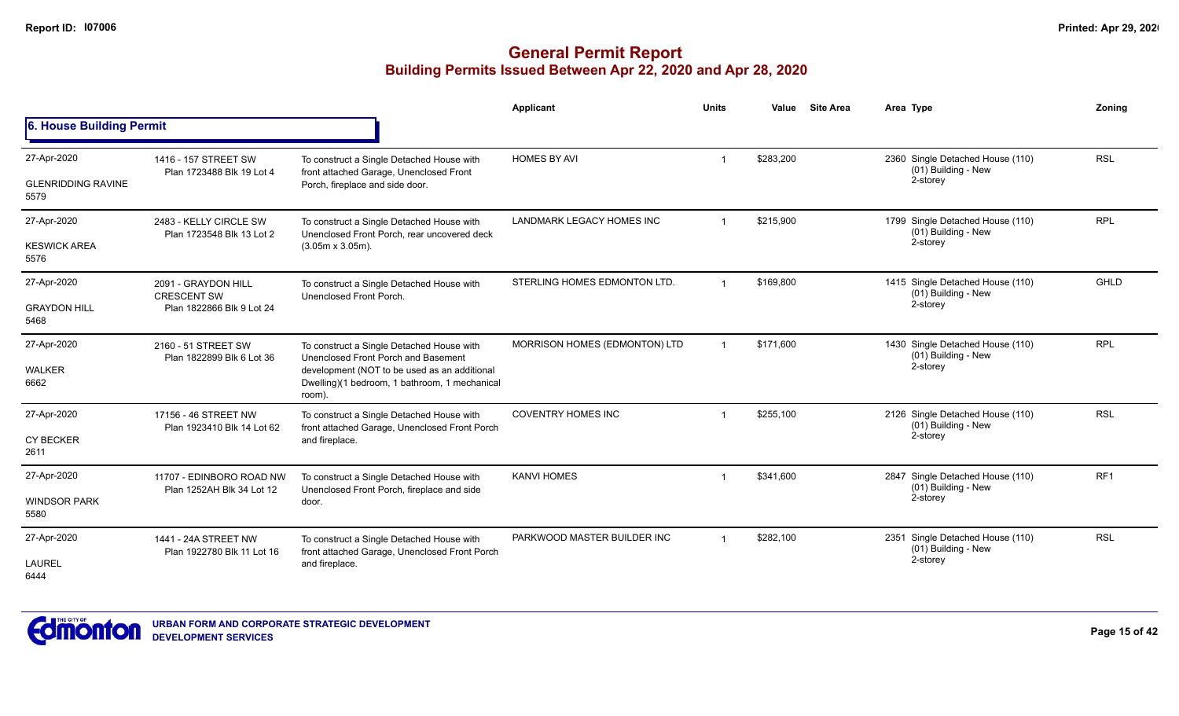# General Permit Report

## Building Permits Issued Between Apr 22, 2020 and Apr 28, 2020

### 6. House Building Permit

| Date / Neighbourhood | Address / Legal | Description | Applicant | Units | Value | Site Area | Area | Type | Zoning |
|---|---|---|---|---|---|---|---|---|---|
| 27-Apr-2020 GLENRIDDING RAVINE 5579 | 1416 - 157 STREET SW Plan 1723488 Blk 19 Lot 4 | To construct a Single Detached House with front attached Garage, Unenclosed Front Porch, fireplace and side door. | HOMES BY AVI | 1 | $283,200 | | 2360 | Single Detached House (110) (01) Building - New 2-storey | RSL |
| 27-Apr-2020 KESWICK AREA 5576 | 2483 - KELLY CIRCLE SW Plan 1723548 Blk 13 Lot 2 | To construct a Single Detached House with Unenclosed Front Porch, rear uncovered deck (3.05m x 3.05m). | LANDMARK LEGACY HOMES INC | 1 | $215,900 | | 1799 | Single Detached House (110) (01) Building - New 2-storey | RPL |
| 27-Apr-2020 GRAYDON HILL 5468 | 2091 - GRAYDON HILL CRESCENT SW Plan 1822866 Blk 9 Lot 24 | To construct a Single Detached House with Unenclosed Front Porch. | STERLING HOMES EDMONTON LTD. | 1 | $169,800 | | 1415 | Single Detached House (110) (01) Building - New 2-storey | GHLD |
| 27-Apr-2020 WALKER 6662 | 2160 - 51 STREET SW Plan 1822899 Blk 6 Lot 36 | To construct a Single Detached House with Unenclosed Front Porch and Basement development (NOT to be used as an additional Dwelling)(1 bedroom, 1 bathroom, 1 mechanical room). | MORRISON HOMES (EDMONTON) LTD | 1 | $171,600 | | 1430 | Single Detached House (110) (01) Building - New 2-storey | RPL |
| 27-Apr-2020 CY BECKER 2611 | 17156 - 46 STREET NW Plan 1923410 Blk 14 Lot 62 | To construct a Single Detached House with front attached Garage, Unenclosed Front Porch and fireplace. | COVENTRY HOMES INC | 1 | $255,100 | | 2126 | Single Detached House (110) (01) Building - New 2-storey | RSL |
| 27-Apr-2020 WINDSOR PARK 5580 | 11707 - EDINBORO ROAD NW Plan 1252AH Blk 34 Lot 12 | To construct a Single Detached House with Unenclosed Front Porch, fireplace and side door. | KANVI HOMES | 1 | $341,600 | | 2847 | Single Detached House (110) (01) Building - New 2-storey | RF1 |
| 27-Apr-2020 LAUREL 6444 | 1441 - 24A STREET NW Plan 1922780 Blk 11 Lot 16 | To construct a Single Detached House with front attached Garage, Unenclosed Front Porch and fireplace. | PARKWOOD MASTER BUILDER INC | 1 | $282,100 | | 2351 | Single Detached House (110) (01) Building - New 2-storey | RSL |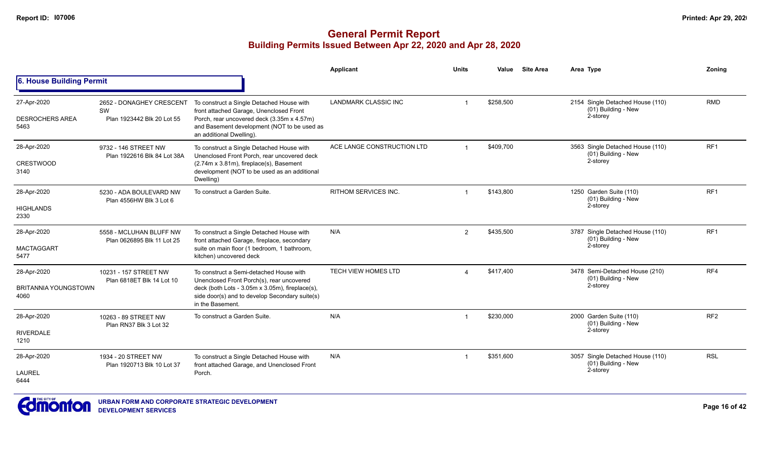# General Permit Report

## Building Permits Issued Between Apr 22, 2020 and Apr 28, 2020

### 6. House Building Permit

| | | | Applicant | Units | Value | Site Area | Area Type | Zoning |
|---|---|---|---|---|---|---|---|---|
| 27-Apr-2020<br>DESROCHERS AREA<br>5463 | 2652 - DONAGHEY CRESCENT SW<br>Plan 1923442 Blk 20 Lot 55 | To construct a Single Detached House with front attached Garage, Unenclosed Front Porch, rear uncovered deck (3.35m x 4.57m) and Basement development (NOT to be used as an additional Dwelling). | LANDMARK CLASSIC INC | 1 | $258,500 | | 2154 Single Detached House (110)<br>(01) Building - New<br>2-storey | RMD |
| 28-Apr-2020<br>CRESTWOOD<br>3140 | 9732 - 146 STREET NW<br>Plan 1922616 Blk 84 Lot 38A | To construct a Single Detached House with Unenclosed Front Porch, rear uncovered deck (2.74m x 3.81m), fireplace(s), Basement development (NOT to be used as an additional Dwelling) | ACE LANGE CONSTRUCTION LTD | 1 | $409,700 | | 3563 Single Detached House (110)<br>(01) Building - New<br>2-storey | RF1 |
| 28-Apr-2020<br>HIGHLANDS<br>2330 | 5230 - ADA BOULEVARD NW<br>Plan 4556HW Blk 3 Lot 6 | To construct a Garden Suite. | RITHOM SERVICES INC. | 1 | $143,800 | | 1250 Garden Suite (110)<br>(01) Building - New<br>2-storey | RF1 |
| 28-Apr-2020<br>MACTAGGART<br>5477 | 5558 - MCLUHAN BLUFF NW<br>Plan 0626895 Blk 11 Lot 25 | To construct a Single Detached House with front attached Garage, fireplace, secondary suite on main floor (1 bedroom, 1 bathroom, kitchen) uncovered deck | N/A | 2 | $435,500 | | 3787 Single Detached House (110)<br>(01) Building - New<br>2-storey | RF1 |
| 28-Apr-2020<br>BRITANNIA YOUNGSTOWN<br>4060 | 10231 - 157 STREET NW<br>Plan 6818ET Blk 14 Lot 10 | To construct a Semi-detached House with Unenclosed Front Porch(s), rear uncovered deck (both Lots - 3.05m x 3.05m), fireplace(s), side door(s) and to develop Secondary suite(s) in the Basement. | TECH VIEW HOMES LTD | 4 | $417,400 | | 3478 Semi-Detached House (210)<br>(01) Building - New<br>2-storey | RF4 |
| 28-Apr-2020<br>RIVERDALE<br>1210 | 10263 - 89 STREET NW<br>Plan RN37 Blk 3 Lot 32 | To construct a Garden Suite. | N/A | 1 | $230,000 | | 2000 Garden Suite (110)<br>(01) Building - New<br>2-storey | RF2 |
| 28-Apr-2020<br>LAUREL<br>6444 | 1934 - 20 STREET NW<br>Plan 1920713 Blk 10 Lot 37 | To construct a Single Detached House with front attached Garage, and Unenclosed Front Porch. | N/A | 1 | $351,600 | | 3057 Single Detached House (110)<br>(01) Building - New<br>2-storey | RSL |

URBAN FORM AND CORPORATE STRATEGIC DEVELOPMENT
DEVELOPMENT SERVICES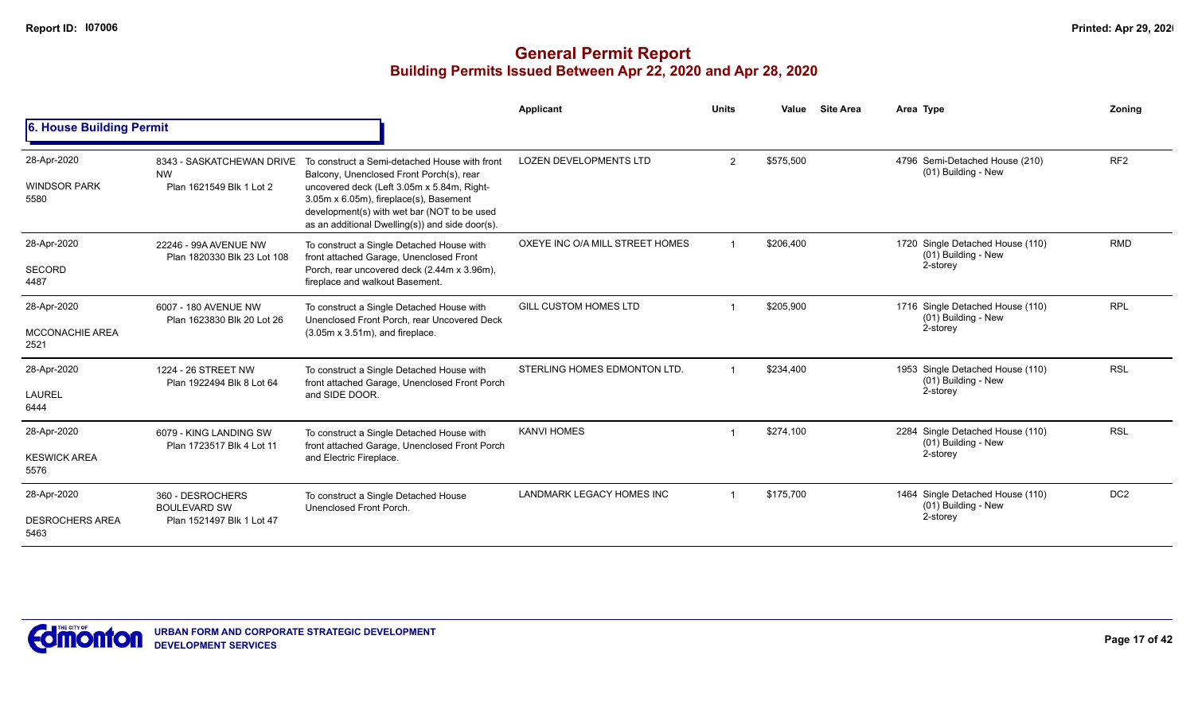# General Permit Report

## Building Permits Issued Between Apr 22, 2020 and Apr 28, 2020

### 6. House Building Permit

| Date / Neighbourhood | Address / Legal | Description | Applicant | Units | Value | Site Area | Area Type | Zoning |
|---|---|---|---|---|---|---|---|---|
| 28-Apr-2020<br>WINDSOR PARK<br>5580 | 8343 - SASKATCHEWAN DRIVE NW<br>Plan 1621549 Blk 1 Lot 2 | To construct a Semi-detached House with front Balcony, Unenclosed Front Porch(s), rear uncovered deck (Left 3.05m x 5.84m, Right-3.05m x 6.05m), fireplace(s), Basement development(s) with wet bar (NOT to be used as an additional Dwelling(s)) and side door(s). | LOZEN DEVELOPMENTS LTD | 2 | $575,500 | | 4796 Semi-Detached House (210)<br>(01) Building - New | RF2 |
| 28-Apr-2020<br>SECORD<br>4487 | 22246 - 99A AVENUE NW<br>Plan 1820330 Blk 23 Lot 108 | To construct a Single Detached House with front attached Garage, Unenclosed Front Porch, rear uncovered deck (2.44m x 3.96m), fireplace and walkout Basement. | OXEYE INC O/A MILL STREET HOMES | 1 | $206,400 | | 1720 Single Detached House (110)<br>(01) Building - New<br>2-storey | RMD |
| 28-Apr-2020<br>MCCONACHIE AREA<br>2521 | 6007 - 180 AVENUE NW<br>Plan 1623830 Blk 20 Lot 26 | To construct a Single Detached House with Unenclosed Front Porch, rear Uncovered Deck (3.05m x 3.51m), and fireplace. | GILL CUSTOM HOMES LTD | 1 | $205,900 | | 1716 Single Detached House (110)<br>(01) Building - New<br>2-storey | RPL |
| 28-Apr-2020<br>LAUREL<br>6444 | 1224 - 26 STREET NW<br>Plan 1922494 Blk 8 Lot 64 | To construct a Single Detached House with front attached Garage, Unenclosed Front Porch and SIDE DOOR. | STERLING HOMES EDMONTON LTD. | 1 | $234,400 | | 1953 Single Detached House (110)<br>(01) Building - New<br>2-storey | RSL |
| 28-Apr-2020<br>KESWICK AREA<br>5576 | 6079 - KING LANDING SW<br>Plan 1723517 Blk 4 Lot 11 | To construct a Single Detached House with front attached Garage, Unenclosed Front Porch and Electric Fireplace. | KANVI HOMES | 1 | $274,100 | | 2284 Single Detached House (110)<br>(01) Building - New<br>2-storey | RSL |
| 28-Apr-2020<br>DESROCHERS AREA<br>5463 | 360 - DESROCHERS BOULEVARD SW<br>Plan 1521497 Blk 1 Lot 47 | To construct a Single Detached House Unenclosed Front Porch. | LANDMARK LEGACY HOMES INC | 1 | $175,700 | | 1464 Single Detached House (110)<br>(01) Building - New<br>2-storey | DC2 |

URBAN FORM AND CORPORATE STRATEGIC DEVELOPMENT
DEVELOPMENT SERVICES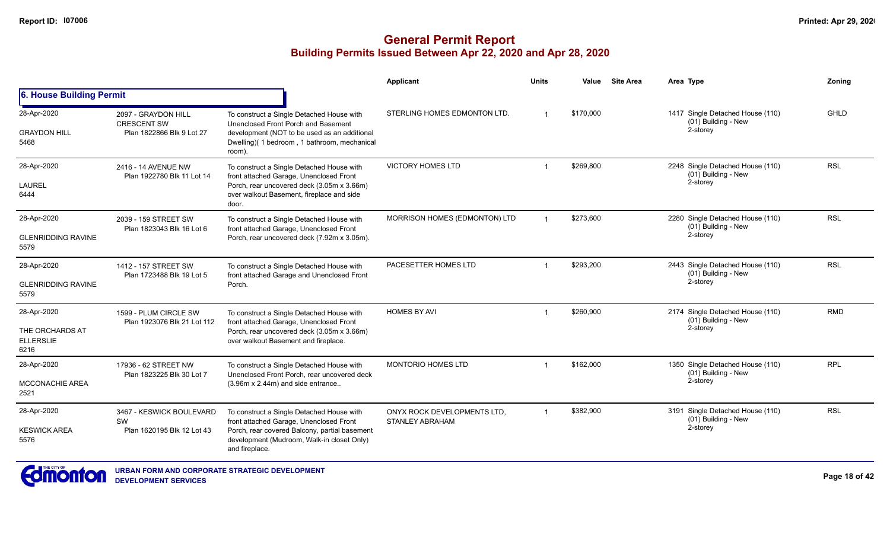# General Permit Report

## Building Permits Issued Between Apr 22, 2020 and Apr 28, 2020

| | | | Applicant | Units | Value | Site Area | Area | Type | Zoning |
|---|---|---|---|---|---|---|---|---|---|
| **6. House Building Permit** | | | | | | | | | |
| 28-Apr-2020<br>GRAYDON HILL<br>5468 | 2097 - GRAYDON HILL CRESCENT SW<br>Plan 1822866 Blk 9 Lot 27 | To construct a Single Detached House with Unenclosed Front Porch and Basement development (NOT to be used as an additional Dwelling)( 1 bedroom , 1 bathroom, mechanical room). | STERLING HOMES EDMONTON LTD. | 1 | $170,000 | | 1417 | Single Detached House (110)<br>(01) Building - New<br>2-storey | GHLD |
| 28-Apr-2020<br>LAUREL<br>6444 | 2416 - 14 AVENUE NW<br>Plan 1922780 Blk 11 Lot 14 | To construct a Single Detached House with front attached Garage, Unenclosed Front Porch, rear uncovered deck (3.05m x 3.66m) over walkout Basement, fireplace and side door. | VICTORY HOMES LTD | 1 | $269,800 | | 2248 | Single Detached House (110)<br>(01) Building - New<br>2-storey | RSL |
| 28-Apr-2020<br>GLENRIDDING RAVINE<br>5579 | 2039 - 159 STREET SW<br>Plan 1823043 Blk 16 Lot 6 | To construct a Single Detached House with front attached Garage, Unenclosed Front Porch, rear uncovered deck (7.92m x 3.05m). | MORRISON HOMES (EDMONTON) LTD | 1 | $273,600 | | 2280 | Single Detached House (110)<br>(01) Building - New<br>2-storey | RSL |
| 28-Apr-2020<br>GLENRIDDING RAVINE<br>5579 | 1412 - 157 STREET SW<br>Plan 1723488 Blk 19 Lot 5 | To construct a Single Detached House with front attached Garage and Unenclosed Front Porch. | PACESETTER HOMES LTD | 1 | $293,200 | | 2443 | Single Detached House (110)<br>(01) Building - New<br>2-storey | RSL |
| 28-Apr-2020<br>THE ORCHARDS AT ELLERSLIE<br>6216 | 1599 - PLUM CIRCLE SW<br>Plan 1923076 Blk 21 Lot 112 | To construct a Single Detached House with front attached Garage, Unenclosed Front Porch, rear uncovered deck (3.05m x 3.66m) over walkout Basement and fireplace. | HOMES BY AVI | 1 | $260,900 | | 2174 | Single Detached House (110)<br>(01) Building - New<br>2-storey | RMD |
| 28-Apr-2020<br>MCCONACHIE AREA<br>2521 | 17936 - 62 STREET NW<br>Plan 1823225 Blk 30 Lot 7 | To construct a Single Detached House with Unenclosed Front Porch, rear uncovered deck (3.96m x 2.44m) and side entrance.. | MONTORIO HOMES LTD | 1 | $162,000 | | 1350 | Single Detached House (110)<br>(01) Building - New<br>2-storey | RPL |
| 28-Apr-2020<br>KESWICK AREA<br>5576 | 3467 - KESWICK BOULEVARD SW<br>Plan 1620195 Blk 12 Lot 43 | To construct a Single Detached House with front attached Garage, Unenclosed Front Porch, rear covered Balcony, partial basement development (Mudroom, Walk-in closet Only) and fireplace. | ONYX ROCK DEVELOPMENTS LTD, STANLEY ABRAHAM | 1 | $382,900 | | 3191 | Single Detached House (110)<br>(01) Building - New<br>2-storey | RSL |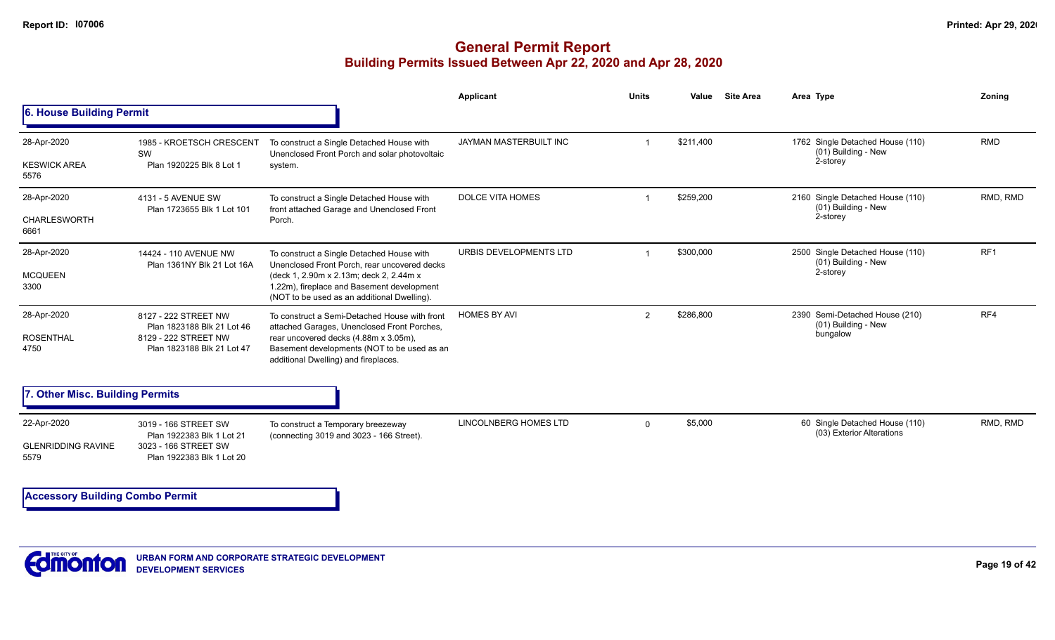# General Permit Report

## Building Permits Issued Between Apr 22, 2020 and Apr 28, 2020

### 6. House Building Permit

| Date / Neighbourhood | Address / Legal | Description | Applicant | Units | Value | Site Area | Area | Type | Zoning |
|---|---|---|---|---|---|---|---|---|---|
| 28-Apr-2020<br>KESWICK AREA<br>5576 | 1985 - KROETSCH CRESCENT SW<br>Plan 1920225 Blk 8 Lot 1 | To construct a Single Detached House with Unenclosed Front Porch and solar photovoltaic system. | JAYMAN MASTERBUILT INC | 1 | $211,400 | | 1762 | Single Detached House (110)<br>(01) Building - New<br>2-storey | RMD |
| 28-Apr-2020<br>CHARLESWORTH<br>6661 | 4131 - 5 AVENUE SW<br>Plan 1723655 Blk 1 Lot 101 | To construct a Single Detached House with front attached Garage and Unenclosed Front Porch. | DOLCE VITA HOMES | 1 | $259,200 | | 2160 | Single Detached House (110)<br>(01) Building - New<br>2-storey | RMD, RMD |
| 28-Apr-2020<br>MCQUEEN<br>3300 | 14424 - 110 AVENUE NW<br>Plan 1361NY Blk 21 Lot 16A | To construct a Single Detached House with Unenclosed Front Porch, rear uncovered decks (deck 1, 2.90m x 2.13m; deck 2, 2.44m x 1.22m), fireplace and Basement development (NOT to be used as an additional Dwelling). | URBIS DEVELOPMENTS LTD | 1 | $300,000 | | 2500 | Single Detached House (110)<br>(01) Building - New<br>2-storey | RF1 |
| 28-Apr-2020<br>ROSENTHAL<br>4750 | 8127 - 222 STREET NW<br>Plan 1823188 Blk 21 Lot 46<br>8129 - 222 STREET NW<br>Plan 1823188 Blk 21 Lot 47 | To construct a Semi-Detached House with front attached Garages, Unenclosed Front Porches, rear uncovered decks (4.88m x 3.05m), Basement developments (NOT to be used as an additional Dwelling) and fireplaces. | HOMES BY AVI | 2 | $286,800 | | 2390 | Semi-Detached House (210)<br>(01) Building - New<br>bungalow | RF4 |

### 7. Other Misc. Building Permits

| Date / Neighbourhood | Address / Legal | Description | Applicant | Units | Value | Site Area | Area | Type | Zoning |
|---|---|---|---|---|---|---|---|---|---|
| 22-Apr-2020<br>GLENRIDDING RAVINE<br>5579 | 3019 - 166 STREET SW<br>Plan 1922383 Blk 1 Lot 21<br>3023 - 166 STREET SW<br>Plan 1922383 Blk 1 Lot 20 | To construct a Temporary breezeway (connecting 3019 and 3023 - 166 Street). | LINCOLNBERG HOMES LTD | 0 | $5,000 | | 60 | Single Detached House (110)<br>(03) Exterior Alterations | RMD, RMD |

### Accessory Building Combo Permit

URBAN FORM AND CORPORATE STRATEGIC DEVELOPMENT
DEVELOPMENT SERVICES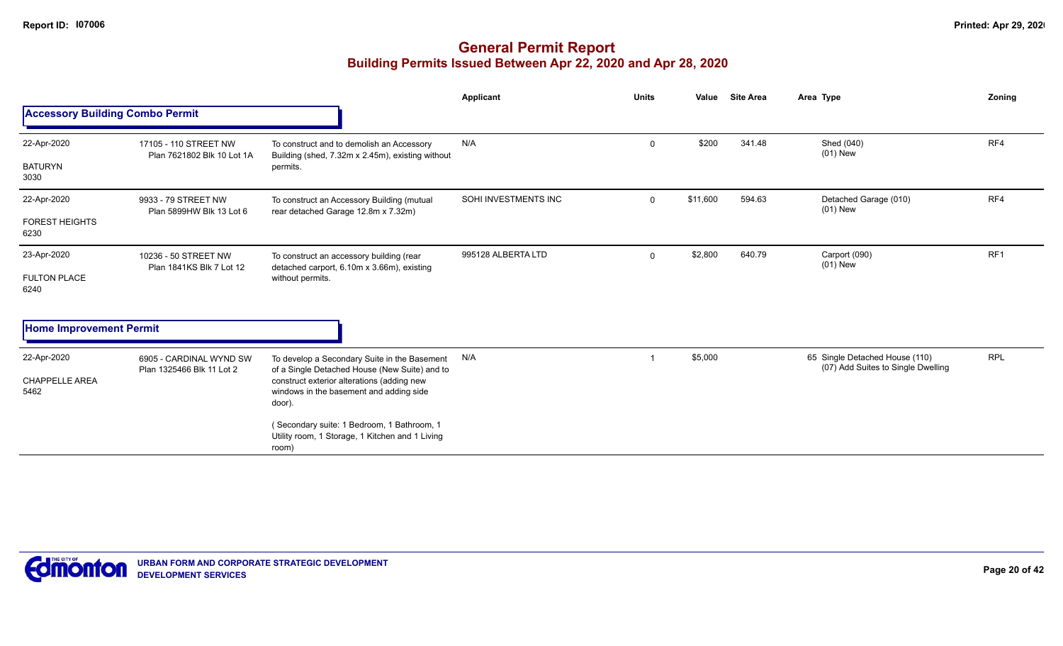# General Permit Report

## Building Permits Issued Between Apr 22, 2020 and Apr 28, 2020

### Accessory Building Combo Permit

| Date / Neighbourhood | Address | Description | Applicant | Units | Value | Site Area | Area Type | Zoning |
|---|---|---|---|---|---|---|---|---|
| 22-Apr-2020 BATURYN 3030 | 17105 - 110 STREET NW Plan 7621802 Blk 10 Lot 1A | To construct and to demolish an Accessory Building (shed, 7.32m x 2.45m), existing without permits. | N/A | 0 | $200 | 341.48 | Shed (040) (01) New | RF4 |
| 22-Apr-2020 FOREST HEIGHTS 6230 | 9933 - 79 STREET NW Plan 5899HW Blk 13 Lot 6 | To construct an Accessory Building (mutual rear detached Garage 12.8m x 7.32m) | SOHI INVESTMENTS INC | 0 | $11,600 | 594.63 | Detached Garage (010) (01) New | RF4 |
| 23-Apr-2020 FULTON PLACE 6240 | 10236 - 50 STREET NW Plan 1841KS Blk 7 Lot 12 | To construct an accessory building (rear detached carport, 6.10m x 3.66m), existing without permits. | 995128 ALBERTA LTD | 0 | $2,800 | 640.79 | Carport (090) (01) New | RF1 |

### Home Improvement Permit

| Date / Neighbourhood | Address | Description | Applicant | Units | Value | Site Area | Area Type | Zoning |
|---|---|---|---|---|---|---|---|---|
| 22-Apr-2020 CHAPPELLE AREA 5462 | 6905 - CARDINAL WYND SW Plan 1325466 Blk 11 Lot 2 | To develop a Secondary Suite in the Basement of a Single Detached House (New Suite) and to construct exterior alterations (adding new windows in the basement and adding side door). ( Secondary suite: 1 Bedroom, 1 Bathroom, 1 Utility room, 1 Storage, 1 Kitchen and 1 Living room) | N/A | 1 | $5,000 | | 65 Single Detached House (110) (07) Add Suites to Single Dwelling | RPL |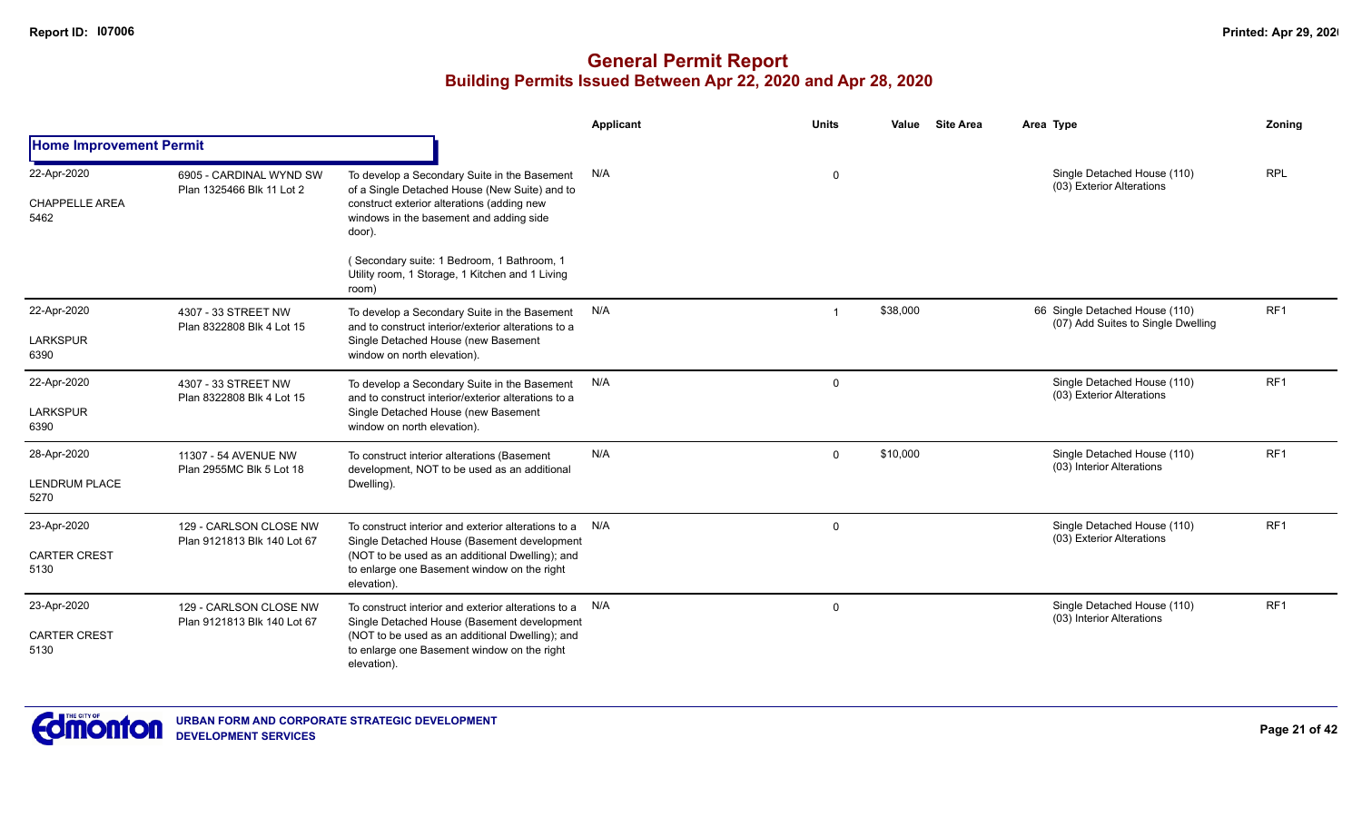# General Permit Report

## Building Permits Issued Between Apr 22, 2020 and Apr 28, 2020

| | | | Applicant | Units | Value | Site Area | Area | Type | Zoning |
|---|---|---|---|---|---|---|---|---|---|
| **Home Improvement Permit** | | | | | | | | | |
| 22-Apr-2020<br>CHAPPELLE AREA<br>5462 | 6905 - CARDINAL WYND SW<br>Plan 1325466 Blk 11 Lot 2 | To develop a Secondary Suite in the Basement of a Single Detached House (New Suite) and to construct exterior alterations (adding new windows in the basement and adding side door).<br><br>( Secondary suite: 1 Bedroom, 1 Bathroom, 1 Utility room, 1 Storage, 1 Kitchen and 1 Living room) | N/A | 0 | | | | Single Detached House (110)<br>(03) Exterior Alterations | RPL |
| 22-Apr-2020<br>LARKSPUR<br>6390 | 4307 - 33 STREET NW<br>Plan 8322808 Blk 4 Lot 15 | To develop a Secondary Suite in the Basement and to construct interior/exterior alterations to a Single Detached House (new Basement window on north elevation). | N/A | 1 | $38,000 | | 66 | Single Detached House (110)<br>(07) Add Suites to Single Dwelling | RF1 |
| 22-Apr-2020<br>LARKSPUR<br>6390 | 4307 - 33 STREET NW<br>Plan 8322808 Blk 4 Lot 15 | To develop a Secondary Suite in the Basement and to construct interior/exterior alterations to a Single Detached House (new Basement window on north elevation). | N/A | 0 | | | | Single Detached House (110)<br>(03) Exterior Alterations | RF1 |
| 28-Apr-2020<br>LENDRUM PLACE<br>5270 | 11307 - 54 AVENUE NW<br>Plan 2955MC Blk 5 Lot 18 | To construct interior alterations (Basement development, NOT to be used as an additional Dwelling). | N/A | 0 | $10,000 | | | Single Detached House (110)<br>(03) Interior Alterations | RF1 |
| 23-Apr-2020<br>CARTER CREST<br>5130 | 129 - CARLSON CLOSE NW<br>Plan 9121813 Blk 140 Lot 67 | To construct interior and exterior alterations to a Single Detached House (Basement development (NOT to be used as an additional Dwelling); and to enlarge one Basement window on the right elevation). | N/A | 0 | | | | Single Detached House (110)<br>(03) Exterior Alterations | RF1 |
| 23-Apr-2020<br>CARTER CREST<br>5130 | 129 - CARLSON CLOSE NW<br>Plan 9121813 Blk 140 Lot 67 | To construct interior and exterior alterations to a Single Detached House (Basement development (NOT to be used as an additional Dwelling); and to enlarge one Basement window on the right elevation). | N/A | 0 | | | | Single Detached House (110)<br>(03) Interior Alterations | RF1 |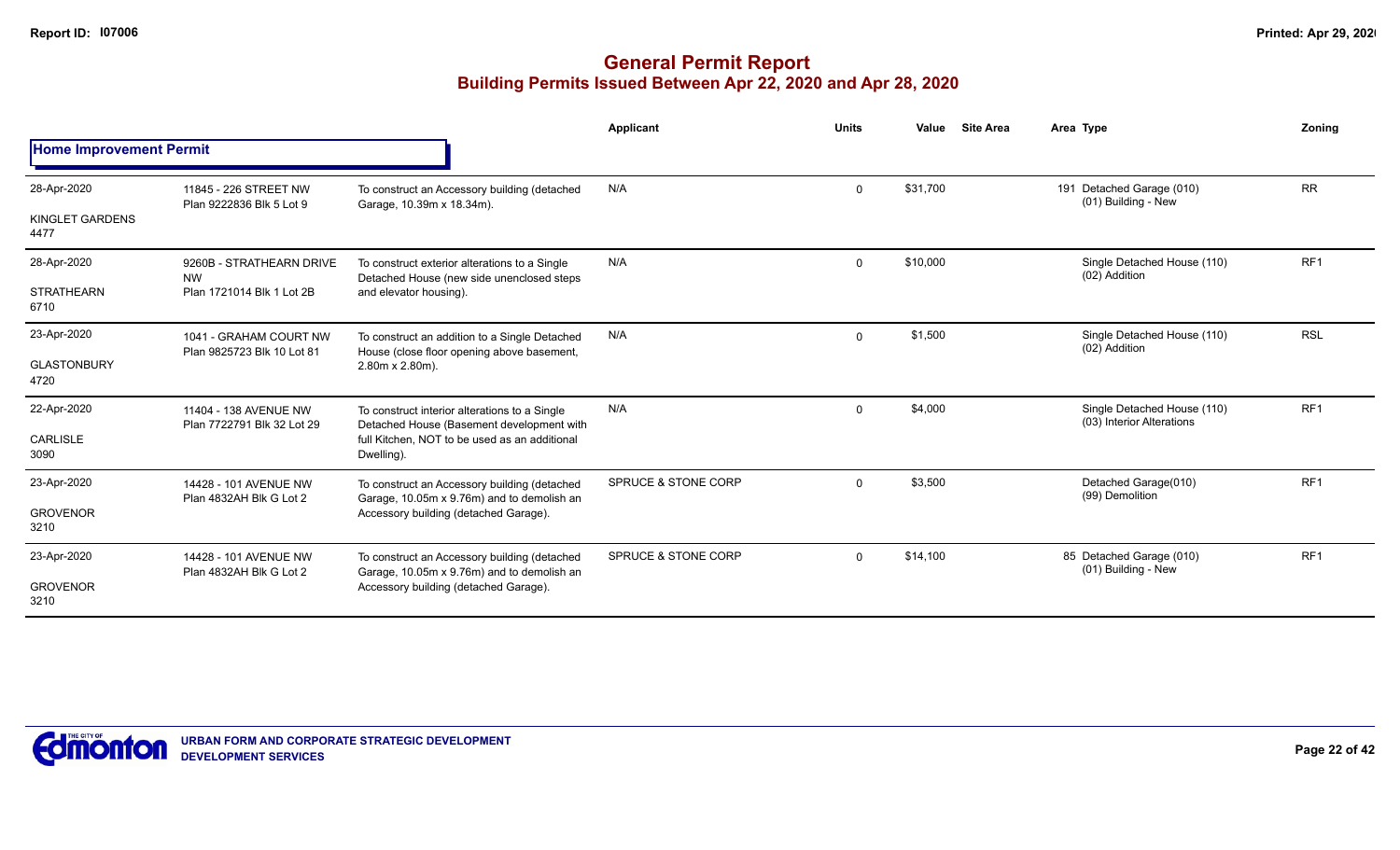# General Permit Report
## Building Permits Issued Between Apr 22, 2020 and Apr 28, 2020

**Home Improvement Permit**

| Date / Neighbourhood | Address / Legal | Description | Applicant | Units | Value | Site Area | Area | Type | Zoning |
|---|---|---|---|---|---|---|---|---|---|
| 28-Apr-2020 KINGLET GARDENS 4477 | 11845 - 226 STREET NW Plan 9222836 Blk 5 Lot 9 | To construct an Accessory building (detached Garage, 10.39m x 18.34m). | N/A | 0 | $31,700 | | 191 | Detached Garage (010) (01) Building - New | RR |
| 28-Apr-2020 STRATHEARN 6710 | 9260B - STRATHEARN DRIVE NW Plan 1721014 Blk 1 Lot 2B | To construct exterior alterations to a Single Detached House (new side unenclosed steps and elevator housing). | N/A | 0 | $10,000 | | | Single Detached House (110) (02) Addition | RF1 |
| 23-Apr-2020 GLASTONBURY 4720 | 1041 - GRAHAM COURT NW Plan 9825723 Blk 10 Lot 81 | To construct an addition to a Single Detached House (close floor opening above basement, 2.80m x 2.80m). | N/A | 0 | $1,500 | | | Single Detached House (110) (02) Addition | RSL |
| 22-Apr-2020 CARLISLE 3090 | 11404 - 138 AVENUE NW Plan 7722791 Blk 32 Lot 29 | To construct interior alterations to a Single Detached House (Basement development with full Kitchen, NOT to be used as an additional Dwelling). | N/A | 0 | $4,000 | | | Single Detached House (110) (03) Interior Alterations | RF1 |
| 23-Apr-2020 GROVENOR 3210 | 14428 - 101 AVENUE NW Plan 4832AH Blk G Lot 2 | To construct an Accessory building (detached Garage, 10.05m x 9.76m) and to demolish an Accessory building (detached Garage). | SPRUCE & STONE CORP | 0 | $3,500 | | | Detached Garage(010) (99) Demolition | RF1 |
| 23-Apr-2020 GROVENOR 3210 | 14428 - 101 AVENUE NW Plan 4832AH Blk G Lot 2 | To construct an Accessory building (detached Garage, 10.05m x 9.76m) and to demolish an Accessory building (detached Garage). | SPRUCE & STONE CORP | 0 | $14,100 | | 85 | Detached Garage (010) (01) Building - New | RF1 |

URBAN FORM AND CORPORATE STRATEGIC DEVELOPMENT
DEVELOPMENT SERVICES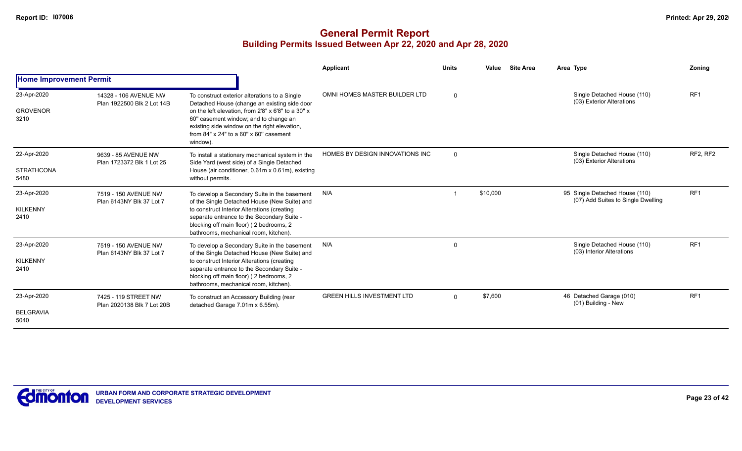# General Permit Report

## Building Permits Issued Between Apr 22, 2020 and Apr 28, 2020

Report ID: I07006

| | | | Applicant | Units | Value | Site Area | Area Type | Zoning |
|---|---|---|---|---|---|---|---|---|
| **Home Improvement Permit** | | | | | | | | |
| 23-Apr-2020<br>GROVENOR<br>3210 | 14328 - 106 AVENUE NW<br>Plan 1922500 Blk 2 Lot 14B | To construct exterior alterations to a Single Detached House (change an existing side door on the left elevation, from 2'8" x 6'8" to a 30" x 60" casement window; and to change an existing side window on the right elevation, from 84" x 24" to a 60" x 60" casement window). | OMNI HOMES MASTER BUILDER LTD | 0 | | | Single Detached House (110)<br>(03) Exterior Alterations | RF1 |
| 22-Apr-2020<br>STRATHCONA<br>5480 | 9639 - 85 AVENUE NW<br>Plan 1723372 Blk 1 Lot 25 | To install a stationary mechanical system in the Side Yard (west side) of a Single Detached House (air conditioner, 0.61m x 0.61m), existing without permits. | HOMES BY DESIGN INNOVATIONS INC | 0 | | | Single Detached House (110)<br>(03) Exterior Alterations | RF2, RF2 |
| 23-Apr-2020<br>KILKENNY<br>2410 | 7519 - 150 AVENUE NW<br>Plan 6143NY Blk 37 Lot 7 | To develop a Secondary Suite in the basement of the Single Detached House (New Suite) and to construct Interior Alterations (creating separate entrance to the Secondary Suite - blocking off main floor) ( 2 bedrooms, 2 bathrooms, mechanical room, kitchen). | N/A | 1 | $10,000 | | 95 Single Detached House (110)<br>(07) Add Suites to Single Dwelling | RF1 |
| 23-Apr-2020<br>KILKENNY<br>2410 | 7519 - 150 AVENUE NW<br>Plan 6143NY Blk 37 Lot 7 | To develop a Secondary Suite in the basement of the Single Detached House (New Suite) and to construct Interior Alterations (creating separate entrance to the Secondary Suite - blocking off main floor) ( 2 bedrooms, 2 bathrooms, mechanical room, kitchen). | N/A | 0 | | | Single Detached House (110)<br>(03) Interior Alterations | RF1 |
| 23-Apr-2020<br>BELGRAVIA<br>5040 | 7425 - 119 STREET NW<br>Plan 2020138 Blk 7 Lot 20B | To construct an Accessory Building (rear detached Garage 7.01m x 6.55m). | GREEN HILLS INVESTMENT LTD | 0 | $7,600 | | 46 Detached Garage (010)<br>(01) Building - New | RF1 |

URBAN FORM AND CORPORATE STRATEGIC DEVELOPMENT
DEVELOPMENT SERVICES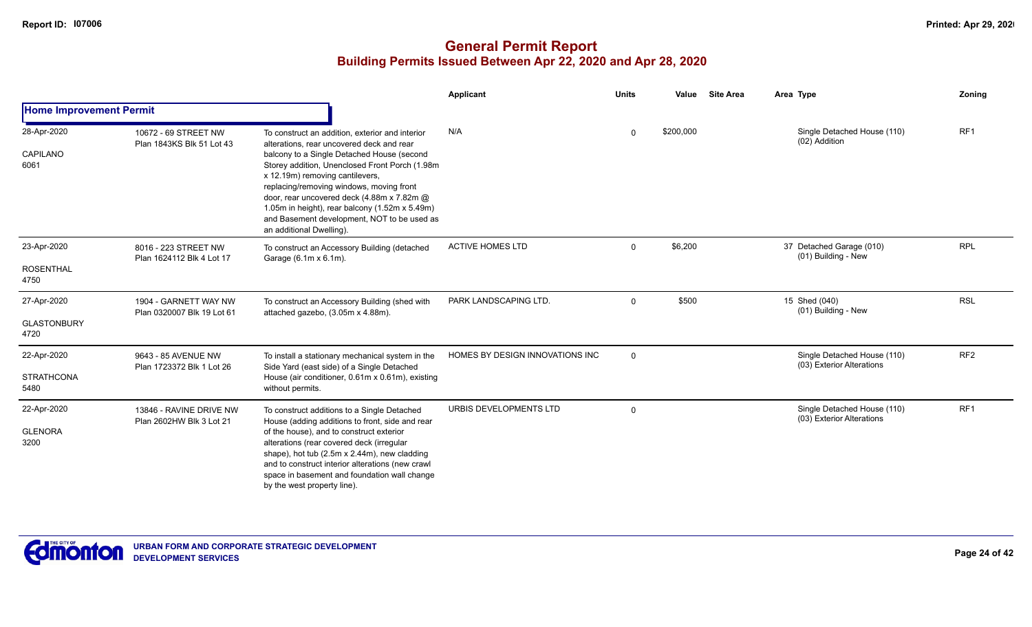# General Permit Report

## Building Permits Issued Between Apr 22, 2020 and Apr 28, 2020

| | | | Applicant | Units | Value | Site Area | Area Type | Zoning |
|---|---|---|---|---|---|---|---|---|
| **Home Improvement Permit** | | | | | | | | |
| 28-Apr-2020<br>CAPILANO<br>6061 | 10672 - 69 STREET NW<br>Plan 1843KS Blk 51 Lot 43 | To construct an addition, exterior and interior alterations, rear uncovered deck and rear balcony to a Single Detached House (second Storey addition, Unenclosed Front Porch (1.98m x 12.19m) removing cantilevers, replacing/removing windows, moving front door, rear uncovered deck (4.88m x 7.82m @ 1.05m in height), rear balcony (1.52m x 5.49m) and Basement development, NOT to be used as an additional Dwelling). | N/A | 0 | $200,000 | | Single Detached House (110)<br>(02) Addition | RF1 |
| 23-Apr-2020<br>ROSENTHAL<br>4750 | 8016 - 223 STREET NW<br>Plan 1624112 Blk 4 Lot 17 | To construct an Accessory Building (detached Garage (6.1m x 6.1m). | ACTIVE HOMES LTD | 0 | $6,200 | | 37 Detached Garage (010)<br>(01) Building - New | RPL |
| 27-Apr-2020<br>GLASTONBURY<br>4720 | 1904 - GARNETT WAY NW<br>Plan 0320007 Blk 19 Lot 61 | To construct an Accessory Building (shed with attached gazebo, (3.05m x 4.88m). | PARK LANDSCAPING LTD. | 0 | $500 | | 15 Shed (040)<br>(01) Building - New | RSL |
| 22-Apr-2020<br>STRATHCONA<br>5480 | 9643 - 85 AVENUE NW<br>Plan 1723372 Blk 1 Lot 26 | To install a stationary mechanical system in the Side Yard (east side) of a Single Detached House (air conditioner, 0.61m x 0.61m), existing without permits. | HOMES BY DESIGN INNOVATIONS INC | 0 | | | Single Detached House (110)<br>(03) Exterior Alterations | RF2 |
| 22-Apr-2020<br>GLENORA<br>3200 | 13846 - RAVINE DRIVE NW<br>Plan 2602HW Blk 3 Lot 21 | To construct additions to a Single Detached House (adding additions to front, side and rear of the house), and to construct exterior alterations (rear covered deck (irregular shape), hot tub (2.5m x 2.44m), new cladding and to construct interior alterations (new crawl space in basement and foundation wall change by the west property line). | URBIS DEVELOPMENTS LTD | 0 | | | Single Detached House (110)<br>(03) Exterior Alterations | RF1 |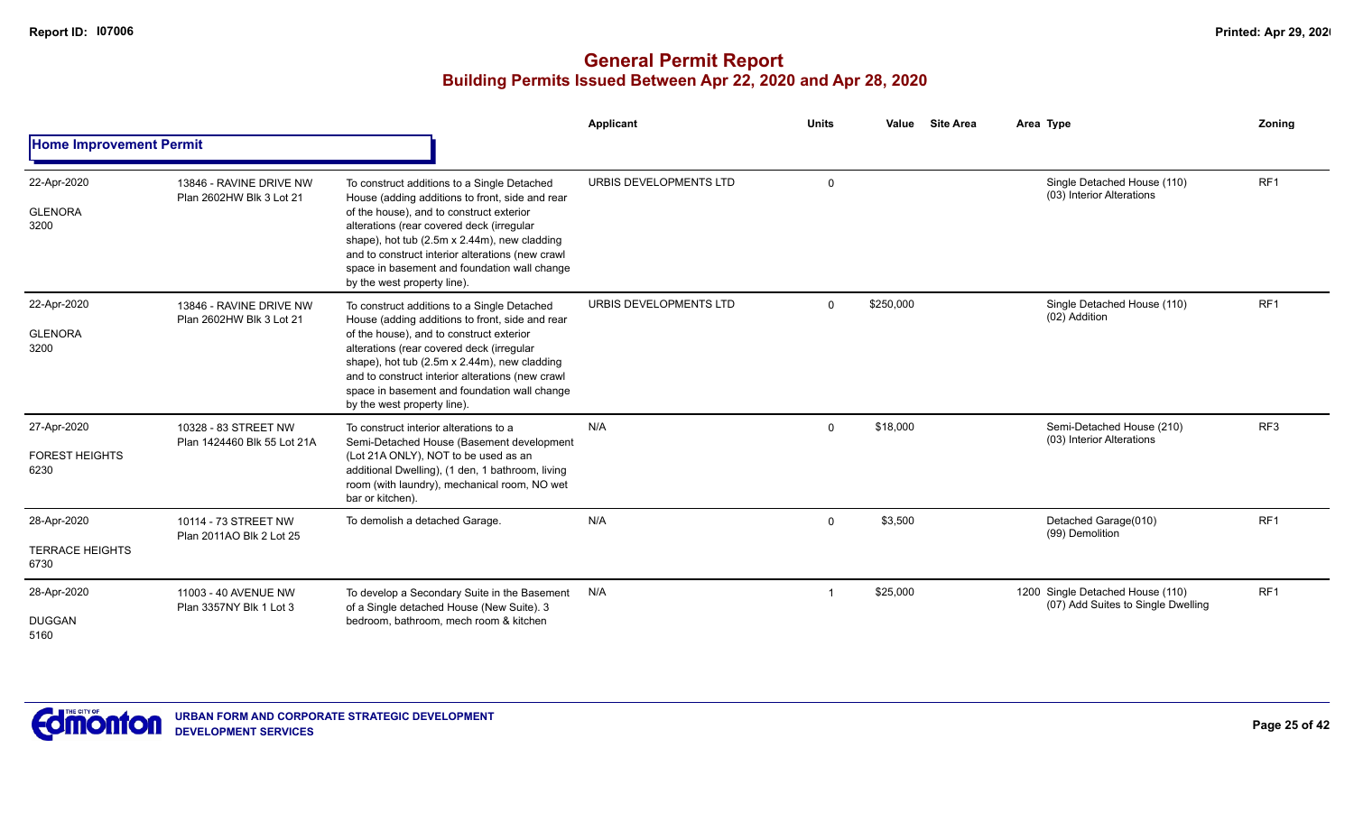# General Permit Report

## Building Permits Issued Between Apr 22, 2020 and Apr 28, 2020

### Home Improvement Permit

| Date / Neighbourhood | Address | Description | Applicant | Units | Value | Site Area | Area | Type | Zoning |
|---|---|---|---|---|---|---|---|---|---|
| 22-Apr-2020 GLENORA 3200 | 13846 - RAVINE DRIVE NW Plan 2602HW Blk 3 Lot 21 | To construct additions to a Single Detached House (adding additions to front, side and rear of the house), and to construct exterior alterations (rear covered deck (irregular shape), hot tub (2.5m x 2.44m), new cladding and to construct interior alterations (new crawl space in basement and foundation wall change by the west property line). | URBIS DEVELOPMENTS LTD | 0 | | | | Single Detached House (110) (03) Interior Alterations | RF1 |
| 22-Apr-2020 GLENORA 3200 | 13846 - RAVINE DRIVE NW Plan 2602HW Blk 3 Lot 21 | To construct additions to a Single Detached House (adding additions to front, side and rear of the house), and to construct exterior alterations (rear covered deck (irregular shape), hot tub (2.5m x 2.44m), new cladding and to construct interior alterations (new crawl space in basement and foundation wall change by the west property line). | URBIS DEVELOPMENTS LTD | 0 | $250,000 | | | Single Detached House (110) (02) Addition | RF1 |
| 27-Apr-2020 FOREST HEIGHTS 6230 | 10328 - 83 STREET NW Plan 1424460 Blk 55 Lot 21A | To construct interior alterations to a Semi-Detached House (Basement development (Lot 21A ONLY), NOT to be used as an additional Dwelling), (1 den, 1 bathroom, living room (with laundry), mechanical room, NO wet bar or kitchen). | N/A | 0 | $18,000 | | | Semi-Detached House (210) (03) Interior Alterations | RF3 |
| 28-Apr-2020 TERRACE HEIGHTS 6730 | 10114 - 73 STREET NW Plan 2011AO Blk 2 Lot 25 | To demolish a detached Garage. | N/A | 0 | $3,500 | | | Detached Garage(010) (99) Demolition | RF1 |
| 28-Apr-2020 DUGGAN 5160 | 11003 - 40 AVENUE NW Plan 3357NY Blk 1 Lot 3 | To develop a Secondary Suite in the Basement of a Single detached House (New Suite). 3 bedroom, bathroom, mech room & kitchen | N/A | 1 | $25,000 | | 1200 | Single Detached House (110) (07) Add Suites to Single Dwelling | RF1 |

URBAN FORM AND CORPORATE STRATEGIC DEVELOPMENT
DEVELOPMENT SERVICES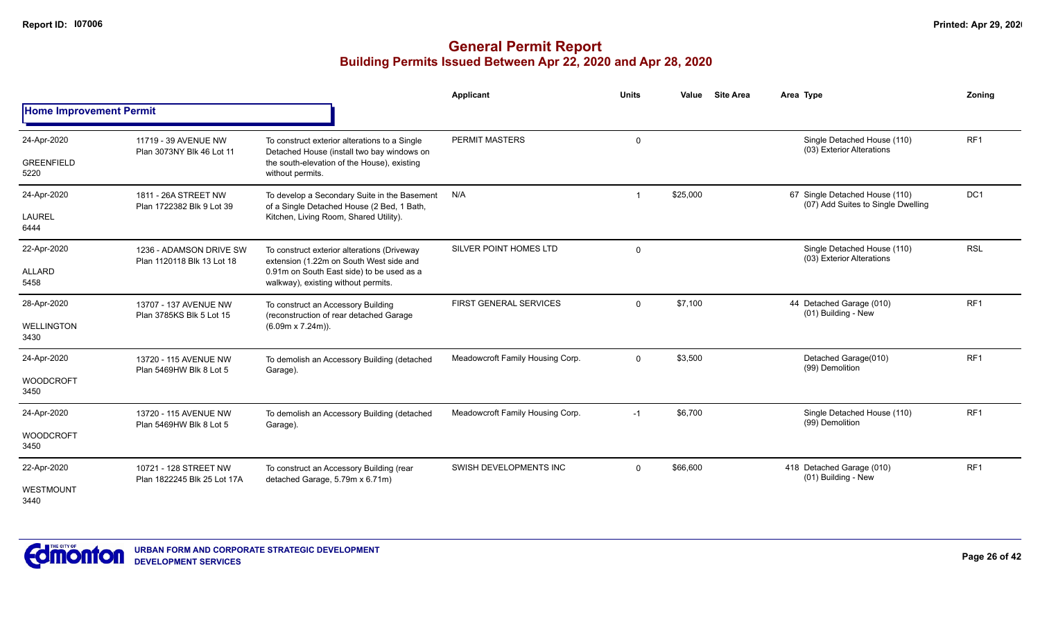# General Permit Report
## Building Permits Issued Between Apr 22, 2020 and Apr 28, 2020

### Home Improvement Permit

| Date / Neighbourhood | Address | Description | Applicant | Units | Value | Site Area | Area | Type | Zoning |
|---|---|---|---|---|---|---|---|---|---|
| 24-Apr-2020 GREENFIELD 5220 | 11719 - 39 AVENUE NW Plan 3073NY Blk 46 Lot 11 | To construct exterior alterations to a Single Detached House (install two bay windows on the south-elevation of the House), existing without permits. | PERMIT MASTERS | 0 | | | | Single Detached House (110) (03) Exterior Alterations | RF1 |
| 24-Apr-2020 LAUREL 6444 | 1811 - 26A STREET NW Plan 1722382 Blk 9 Lot 39 | To develop a Secondary Suite in the Basement of a Single Detached House (2 Bed, 1 Bath, Kitchen, Living Room, Shared Utility). | N/A | 1 | $25,000 | | 67 | Single Detached House (110) (07) Add Suites to Single Dwelling | DC1 |
| 22-Apr-2020 ALLARD 5458 | 1236 - ADAMSON DRIVE SW Plan 1120118 Blk 13 Lot 18 | To construct exterior alterations (Driveway extension (1.22m on South West side and 0.91m on South East side) to be used as a walkway), existing without permits. | SILVER POINT HOMES LTD | 0 | | | | Single Detached House (110) (03) Exterior Alterations | RSL |
| 28-Apr-2020 WELLINGTON 3430 | 13707 - 137 AVENUE NW Plan 3785KS Blk 5 Lot 15 | To construct an Accessory Building (reconstruction of rear detached Garage (6.09m x 7.24m)). | FIRST GENERAL SERVICES | 0 | $7,100 | | 44 | Detached Garage (010) (01) Building - New | RF1 |
| 24-Apr-2020 WOODCROFT 3450 | 13720 - 115 AVENUE NW Plan 5469HW Blk 8 Lot 5 | To demolish an Accessory Building (detached Garage). | Meadowcroft Family Housing Corp. | 0 | $3,500 | | | Detached Garage(010) (99) Demolition | RF1 |
| 24-Apr-2020 WOODCROFT 3450 | 13720 - 115 AVENUE NW Plan 5469HW Blk 8 Lot 5 | To demolish an Accessory Building (detached Garage). | Meadowcroft Family Housing Corp. | -1 | $6,700 | | | Single Detached House (110) (99) Demolition | RF1 |
| 22-Apr-2020 WESTMOUNT 3440 | 10721 - 128 STREET NW Plan 1822245 Blk 25 Lot 17A | To construct an Accessory Building (rear detached Garage, 5.79m x 6.71m) | SWISH DEVELOPMENTS INC | 0 | $66,600 | | 418 | Detached Garage (010) (01) Building - New | RF1 |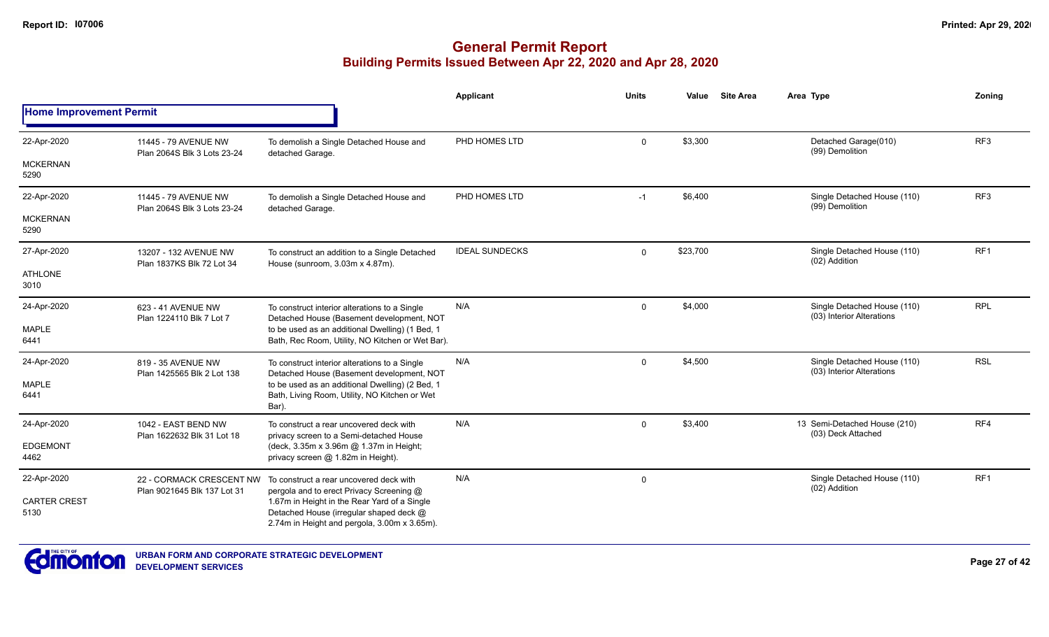# General Permit Report

## Building Permits Issued Between Apr 22, 2020 and Apr 28, 2020

Report ID: I07006

Printed: Apr 29, 2020

| | | | Applicant | Units | Value | Site Area | Area Type | Zoning |
|---|---|---|---|---|---|---|---|---|
| **Home Improvement Permit** | | | | | | | | |
| 22-Apr-2020<br>MCKERNAN<br>5290 | 11445 - 79 AVENUE NW<br>Plan 2064S Blk 3 Lots 23-24 | To demolish a Single Detached House and detached Garage. | PHD HOMES LTD | 0 | $3,300 | | Detached Garage(010)<br>(99) Demolition | RF3 |
| 22-Apr-2020<br>MCKERNAN<br>5290 | 11445 - 79 AVENUE NW<br>Plan 2064S Blk 3 Lots 23-24 | To demolish a Single Detached House and detached Garage. | PHD HOMES LTD | -1 | $6,400 | | Single Detached House (110)<br>(99) Demolition | RF3 |
| 27-Apr-2020<br>ATHLONE<br>3010 | 13207 - 132 AVENUE NW<br>Plan 1837KS Blk 72 Lot 34 | To construct an addition to a Single Detached House (sunroom, 3.03m x 4.87m). | IDEAL SUNDECKS | 0 | $23,700 | | Single Detached House (110)<br>(02) Addition | RF1 |
| 24-Apr-2020<br>MAPLE<br>6441 | 623 - 41 AVENUE NW<br>Plan 1224110 Blk 7 Lot 7 | To construct interior alterations to a Single Detached House (Basement development, NOT to be used as an additional Dwelling) (1 Bed, 1 Bath, Rec Room, Utility, NO Kitchen or Wet Bar). | N/A | 0 | $4,000 | | Single Detached House (110)<br>(03) Interior Alterations | RPL |
| 24-Apr-2020<br>MAPLE<br>6441 | 819 - 35 AVENUE NW<br>Plan 1425565 Blk 2 Lot 138 | To construct interior alterations to a Single Detached House (Basement development, NOT to be used as an additional Dwelling) (2 Bed, 1 Bath, Living Room, Utility, NO Kitchen or Wet Bar). | N/A | 0 | $4,500 | | Single Detached House (110)<br>(03) Interior Alterations | RSL |
| 24-Apr-2020<br>EDGEMONT<br>4462 | 1042 - EAST BEND NW<br>Plan 1622632 Blk 31 Lot 18 | To construct a rear uncovered deck with privacy screen to a Semi-detached House (deck, 3.35m x 3.96m @ 1.37m in Height; privacy screen @ 1.82m in Height). | N/A | 0 | $3,400 | | 13 Semi-Detached House (210)<br>(03) Deck Attached | RF4 |
| 22-Apr-2020<br>CARTER CREST<br>5130 | 22 - CORMACK CRESCENT NW<br>Plan 9021645 Blk 137 Lot 31 | To construct a rear uncovered deck with pergola and to erect Privacy Screening @ 1.67m in Height in the Rear Yard of a Single Detached House (irregular shaped deck @ 2.74m in Height and pergola, 3.00m x 3.65m). | N/A | 0 | | | Single Detached House (110)<br>(02) Addition | RF1 |

URBAN FORM AND CORPORATE STRATEGIC DEVELOPMENT
DEVELOPMENT SERVICES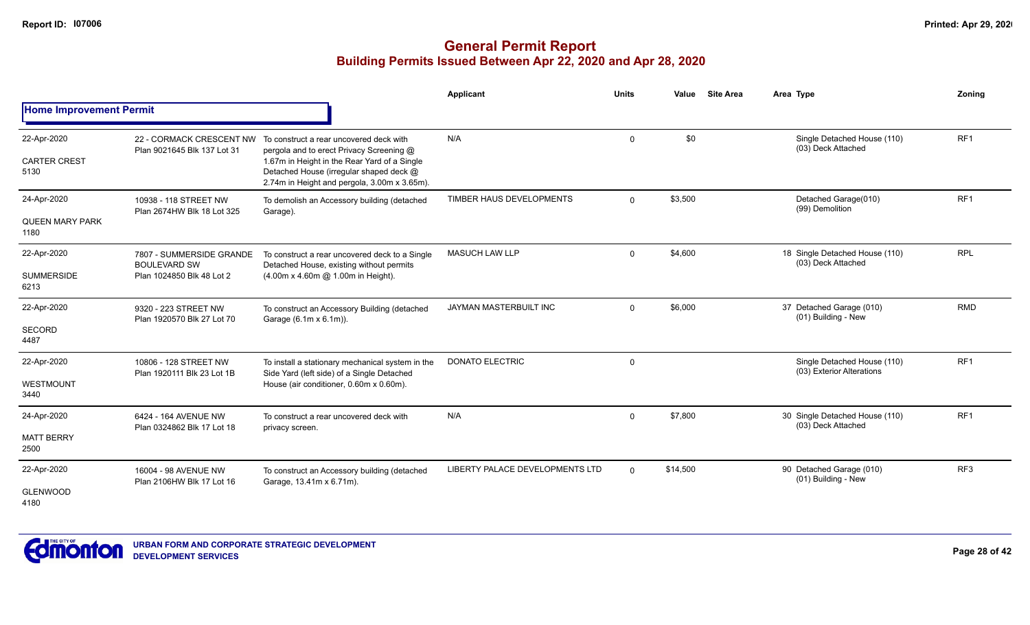# General Permit Report

## Building Permits Issued Between Apr 22, 2020 and Apr 28, 2020

| | | | Applicant | Units | Value | Site Area | Area Type | Zoning |
|---|---|---|---|---|---|---|---|---|
| **Home Improvement Permit** | | | | | | | | |
| 22-Apr-2020<br>CARTER CREST<br>5130 | 22 - CORMACK CRESCENT NW<br>Plan 9021645 Blk 137 Lot 31 | To construct a rear uncovered deck with pergola and to erect Privacy Screening @ 1.67m in Height in the Rear Yard of a Single Detached House (irregular shaped deck @ 2.74m in Height and pergola, 3.00m x 3.65m). | N/A | 0 | $0 | | Single Detached House (110)<br>(03) Deck Attached | RF1 |
| 24-Apr-2020<br>QUEEN MARY PARK<br>1180 | 10938 - 118 STREET NW<br>Plan 2674HW Blk 18 Lot 325 | To demolish an Accessory building (detached Garage). | TIMBER HAUS DEVELOPMENTS | 0 | $3,500 | | Detached Garage(010)<br>(99) Demolition | RF1 |
| 22-Apr-2020<br>SUMMERSIDE<br>6213 | 7807 - SUMMERSIDE GRANDE BOULEVARD SW<br>Plan 1024850 Blk 48 Lot 2 | To construct a rear uncovered deck to a Single Detached House, existing without permits (4.00m x 4.60m @ 1.00m in Height). | MASUCH LAW LLP | 0 | $4,600 | 18 | Single Detached House (110)<br>(03) Deck Attached | RPL |
| 22-Apr-2020<br>SECORD<br>4487 | 9320 - 223 STREET NW<br>Plan 1920570 Blk 27 Lot 70 | To construct an Accessory Building (detached Garage (6.1m x 6.1m)). | JAYMAN MASTERBUILT INC | 0 | $6,000 | 37 | Detached Garage (010)<br>(01) Building - New | RMD |
| 22-Apr-2020<br>WESTMOUNT<br>3440 | 10806 - 128 STREET NW<br>Plan 1920111 Blk 23 Lot 1B | To install a stationary mechanical system in the Side Yard (left side) of a Single Detached House (air conditioner, 0.60m x 0.60m). | DONATO ELECTRIC | 0 | | | Single Detached House (110)<br>(03) Exterior Alterations | RF1 |
| 24-Apr-2020<br>MATT BERRY<br>2500 | 6424 - 164 AVENUE NW<br>Plan 0324862 Blk 17 Lot 18 | To construct a rear uncovered deck with privacy screen. | N/A | 0 | $7,800 | 30 | Single Detached House (110)<br>(03) Deck Attached | RF1 |
| 22-Apr-2020<br>GLENWOOD<br>4180 | 16004 - 98 AVENUE NW<br>Plan 2106HW Blk 17 Lot 16 | To construct an Accessory building (detached Garage, 13.41m x 6.71m). | LIBERTY PALACE DEVELOPMENTS LTD | 0 | $14,500 | 90 | Detached Garage (010)<br>(01) Building - New | RF3 |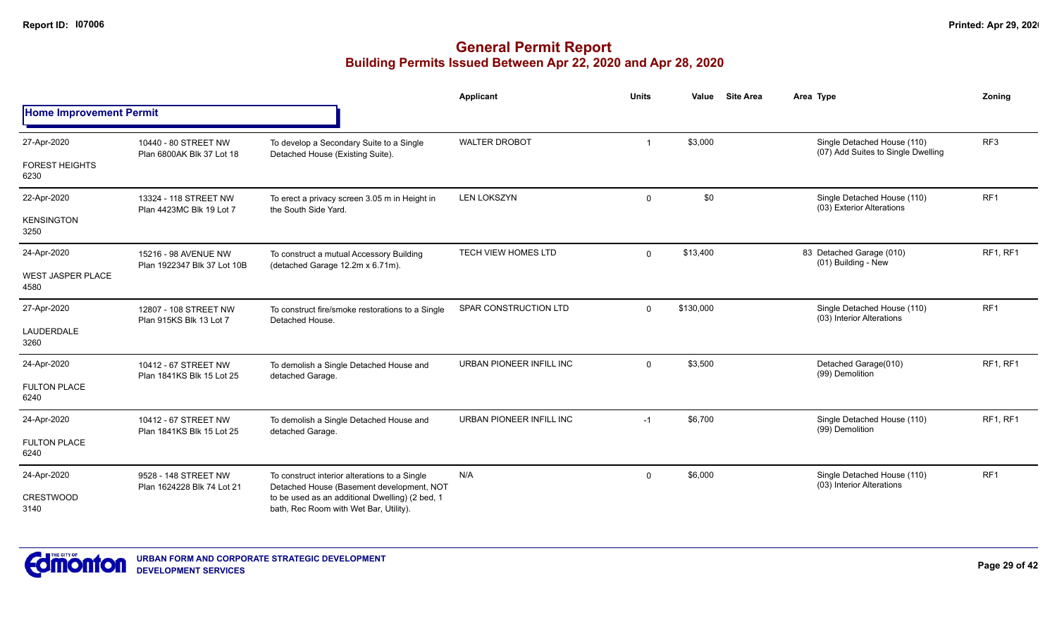# General Permit Report

## Building Permits Issued Between Apr 22, 2020 and Apr 28, 2020

| | | | Applicant | Units | Value | Site Area | Area Type | Zoning |
|---|---|---|---|---|---|---|---|---|
| **Home Improvement Permit** | | | | | | | | |
| 27-Apr-2020<br>FOREST HEIGHTS<br>6230 | 10440 - 80 STREET NW<br>Plan 6800AK Blk 37 Lot 18 | To develop a Secondary Suite to a Single Detached House (Existing Suite). | WALTER DROBOT | 1 | $3,000 | | Single Detached House (110)<br>(07) Add Suites to Single Dwelling | RF3 |
| 22-Apr-2020<br>KENSINGTON<br>3250 | 13324 - 118 STREET NW<br>Plan 4423MC Blk 19 Lot 7 | To erect a privacy screen 3.05 m in Height in the South Side Yard. | LEN LOKSZYN | 0 | $0 | | Single Detached House (110)<br>(03) Exterior Alterations | RF1 |
| 24-Apr-2020<br>WEST JASPER PLACE<br>4580 | 15216 - 98 AVENUE NW<br>Plan 1922347 Blk 37 Lot 10B | To construct a mutual Accessory Building (detached Garage 12.2m x 6.71m). | TECH VIEW HOMES LTD | 0 | $13,400 | | 83 Detached Garage (010)<br>(01) Building - New | RF1, RF1 |
| 27-Apr-2020<br>LAUDERDALE<br>3260 | 12807 - 108 STREET NW<br>Plan 915KS Blk 13 Lot 7 | To construct fire/smoke restorations to a Single Detached House. | SPAR CONSTRUCTION LTD | 0 | $130,000 | | Single Detached House (110)<br>(03) Interior Alterations | RF1 |
| 24-Apr-2020<br>FULTON PLACE<br>6240 | 10412 - 67 STREET NW<br>Plan 1841KS Blk 15 Lot 25 | To demolish a Single Detached House and detached Garage. | URBAN PIONEER INFILL INC | 0 | $3,500 | | Detached Garage(010)<br>(99) Demolition | RF1, RF1 |
| 24-Apr-2020<br>FULTON PLACE<br>6240 | 10412 - 67 STREET NW<br>Plan 1841KS Blk 15 Lot 25 | To demolish a Single Detached House and detached Garage. | URBAN PIONEER INFILL INC | -1 | $6,700 | | Single Detached House (110)<br>(99) Demolition | RF1, RF1 |
| 24-Apr-2020<br>CRESTWOOD<br>3140 | 9528 - 148 STREET NW<br>Plan 1624228 Blk 74 Lot 21 | To construct interior alterations to a Single Detached House (Basement development, NOT to be used as an additional Dwelling) (2 bed, 1 bath, Rec Room with Wet Bar, Utility). | N/A | 0 | $6,000 | | Single Detached House (110)<br>(03) Interior Alterations | RF1 |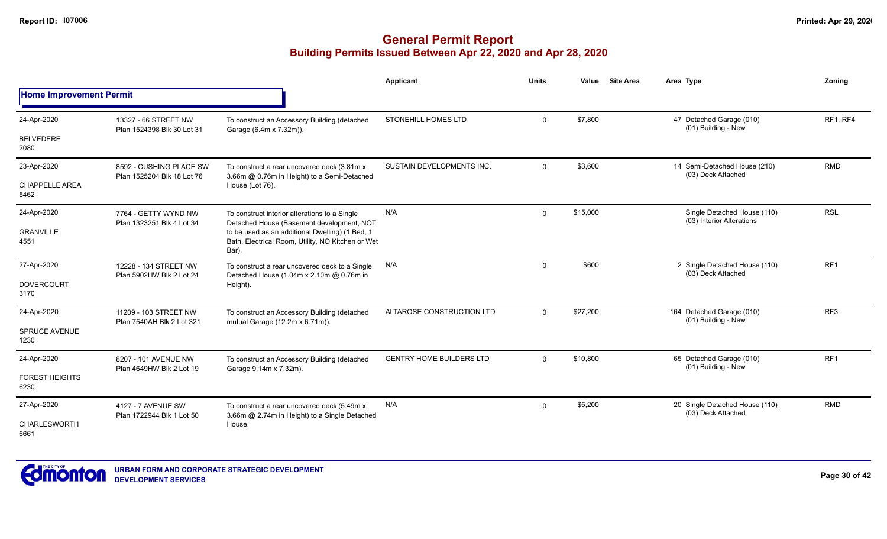# General Permit Report
## Building Permits Issued Between Apr 22, 2020 and Apr 28, 2020

| | | | Applicant | Units | Value | Site Area | Area | Type | Zoning |
|---|---|---|---|---|---|---|---|---|---|
| **Home Improvement Permit** | | | | | | | | | |
| 24-Apr-2020<br>BELVEDERE<br>2080 | 13327 - 66 STREET NW<br>Plan 1524398 Blk 30 Lot 31 | To construct an Accessory Building (detached Garage (6.4m x 7.32m)). | STONEHILL HOMES LTD | 0 | $7,800 | | 47 | Detached Garage (010)<br>(01) Building - New | RF1, RF4 |
| 23-Apr-2020<br>CHAPPELLE AREA<br>5462 | 8592 - CUSHING PLACE SW<br>Plan 1525204 Blk 18 Lot 76 | To construct a rear uncovered deck (3.81m x 3.66m @ 0.76m in Height) to a Semi-Detached House (Lot 76). | SUSTAIN DEVELOPMENTS INC. | 0 | $3,600 | | 14 | Semi-Detached House (210)<br>(03) Deck Attached | RMD |
| 24-Apr-2020<br>GRANVILLE<br>4551 | 7764 - GETTY WYND NW<br>Plan 1323251 Blk 4 Lot 34 | To construct interior alterations to a Single Detached House (Basement development, NOT to be used as an additional Dwelling) (1 Bed, 1 Bath, Electrical Room, Utility, NO Kitchen or Wet Bar). | N/A | 0 | $15,000 | | | Single Detached House (110)<br>(03) Interior Alterations | RSL |
| 27-Apr-2020<br>DOVERCOURT<br>3170 | 12228 - 134 STREET NW<br>Plan 5902HW Blk 2 Lot 24 | To construct a rear uncovered deck to a Single Detached House (1.04m x 2.10m @ 0.76m in Height). | N/A | 0 | $600 | | 2 | Single Detached House (110)<br>(03) Deck Attached | RF1 |
| 24-Apr-2020<br>SPRUCE AVENUE<br>1230 | 11209 - 103 STREET NW<br>Plan 7540AH Blk 2 Lot 321 | To construct an Accessory Building (detached mutual Garage (12.2m x 6.71m)). | ALTAROSE CONSTRUCTION LTD | 0 | $27,200 | | 164 | Detached Garage (010)<br>(01) Building - New | RF3 |
| 24-Apr-2020<br>FOREST HEIGHTS<br>6230 | 8207 - 101 AVENUE NW<br>Plan 4649HW Blk 2 Lot 19 | To construct an Accessory Building (detached Garage 9.14m x 7.32m). | GENTRY HOME BUILDERS LTD | 0 | $10,800 | | 65 | Detached Garage (010)<br>(01) Building - New | RF1 |
| 27-Apr-2020<br>CHARLESWORTH<br>6661 | 4127 - 7 AVENUE SW<br>Plan 1722944 Blk 1 Lot 50 | To construct a rear uncovered deck (5.49m x 3.66m @ 2.74m in Height) to a Single Detached House. | N/A | 0 | $5,200 | | 20 | Single Detached House (110)<br>(03) Deck Attached | RMD |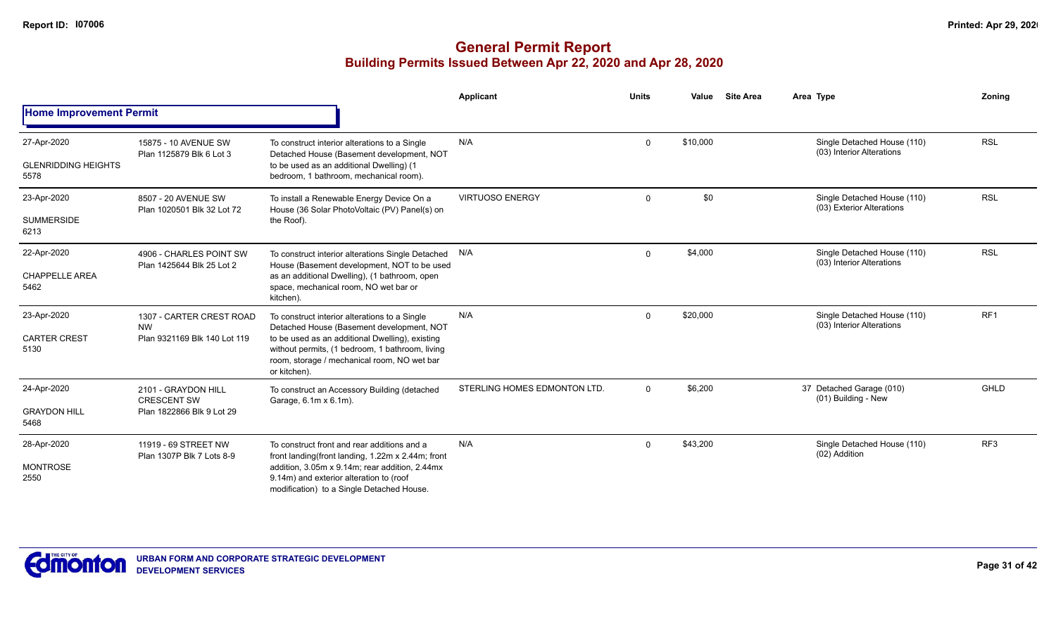# General Permit Report

## Building Permits Issued Between Apr 22, 2020 and Apr 28, 2020

**Home Improvement Permit**

| Date / Neighbourhood | Address / Legal | Description | Applicant | Units | Value | Site Area | Area Type | Zoning |
|---|---|---|---|---|---|---|---|---|
| 27-Apr-2020<br>GLENRIDDING HEIGHTS<br>5578 | 15875 - 10 AVENUE SW<br>Plan 1125879 Blk 6 Lot 3 | To construct interior alterations to a Single Detached House (Basement development, NOT to be used as an additional Dwelling) (1 bedroom, 1 bathroom, mechanical room). | N/A | 0 | $10,000 | | Single Detached House (110)<br>(03) Interior Alterations | RSL |
| 23-Apr-2020<br>SUMMERSIDE<br>6213 | 8507 - 20 AVENUE SW<br>Plan 1020501 Blk 32 Lot 72 | To install a Renewable Energy Device On a House (36 Solar PhotoVoltaic (PV) Panel(s) on the Roof). | VIRTUOSO ENERGY | 0 | $0 | | Single Detached House (110)<br>(03) Exterior Alterations | RSL |
| 22-Apr-2020<br>CHAPPELLE AREA<br>5462 | 4906 - CHARLES POINT SW<br>Plan 1425644 Blk 25 Lot 2 | To construct interior alterations Single Detached House (Basement development, NOT to be used as an additional Dwelling), (1 bathroom, open space, mechanical room, NO wet bar or kitchen). | N/A | 0 | $4,000 | | Single Detached House (110)<br>(03) Interior Alterations | RSL |
| 23-Apr-2020<br>CARTER CREST<br>5130 | 1307 - CARTER CREST ROAD NW<br>Plan 9321169 Blk 140 Lot 119 | To construct interior alterations to a Single Detached House (Basement development, NOT to be used as an additional Dwelling), existing without permits, (1 bedroom, 1 bathroom, living room, storage / mechanical room, NO wet bar or kitchen). | N/A | 0 | $20,000 | | Single Detached House (110)<br>(03) Interior Alterations | RF1 |
| 24-Apr-2020<br>GRAYDON HILL<br>5468 | 2101 - GRAYDON HILL CRESCENT SW<br>Plan 1822866 Blk 9 Lot 29 | To construct an Accessory Building (detached Garage, 6.1m x 6.1m). | STERLING HOMES EDMONTON LTD. | 0 | $6,200 | | 37 Detached Garage (010)<br>(01) Building - New | GHLD |
| 28-Apr-2020<br>MONTROSE<br>2550 | 11919 - 69 STREET NW<br>Plan 1307P Blk 7 Lots 8-9 | To construct front and rear additions and a front landing(front landing, 1.22m x 2.44m; front addition, 3.05m x 9.14m; rear addition, 2.44mx 9.14m) and exterior alteration to (roof modification) to a Single Detached House. | N/A | 0 | $43,200 | | Single Detached House (110)<br>(02) Addition | RF3 |

URBAN FORM AND CORPORATE STRATEGIC DEVELOPMENT
DEVELOPMENT SERVICES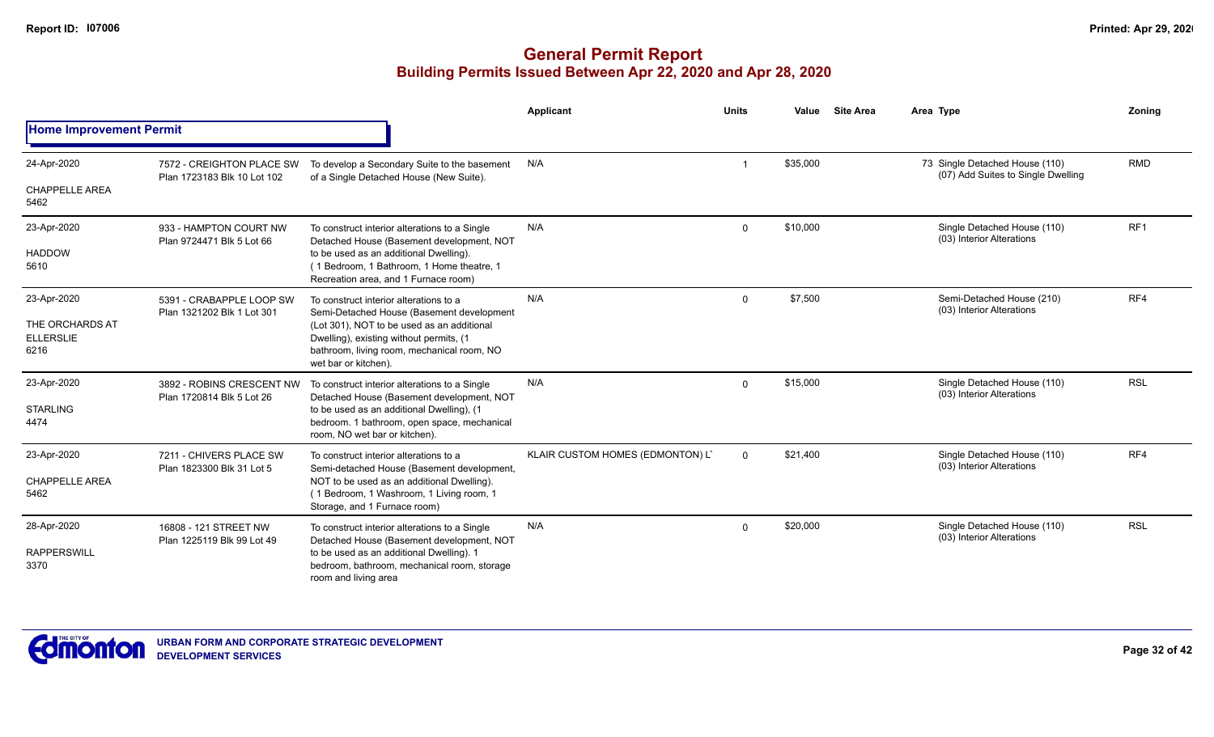# General Permit Report

## Building Permits Issued Between Apr 22, 2020 and Apr 28, 2020

### Home Improvement Permit

| Date / Neighbourhood | Address / Legal | Description | Applicant | Units | Value | Site Area | Area | Type | Zoning |
|---|---|---|---|---|---|---|---|---|---|
| 24-Apr-2020<br>CHAPPELLE AREA<br>5462 | 7572 - CREIGHTON PLACE SW<br>Plan 1723183 Blk 10 Lot 102 | To develop a Secondary Suite to the basement of a Single Detached House (New Suite). | N/A | 1 | $35,000 | | 73 | Single Detached House (110)<br>(07) Add Suites to Single Dwelling | RMD |
| 23-Apr-2020<br>HADDOW<br>5610 | 933 - HAMPTON COURT NW<br>Plan 9724471 Blk 5 Lot 66 | To construct interior alterations to a Single Detached House (Basement development, NOT to be used as an additional Dwelling). (1 Bedroom, 1 Bathroom, 1 Home theatre, 1 Recreation area, and 1 Furnace room) | N/A | 0 | $10,000 | | | Single Detached House (110)<br>(03) Interior Alterations | RF1 |
| 23-Apr-2020<br>THE ORCHARDS AT ELLERSLIE<br>6216 | 5391 - CRABAPPLE LOOP SW<br>Plan 1321202 Blk 1 Lot 301 | To construct interior alterations to a Semi-Detached House (Basement development (Lot 301), NOT to be used as an additional Dwelling), existing without permits, (1 bathroom, living room, mechanical room, NO wet bar or kitchen). | N/A | 0 | $7,500 | | | Semi-Detached House (210)<br>(03) Interior Alterations | RF4 |
| 23-Apr-2020<br>STARLING<br>4474 | 3892 - ROBINS CRESCENT NW<br>Plan 1720814 Blk 5 Lot 26 | To construct interior alterations to a Single Detached House (Basement development, NOT to be used as an additional Dwelling), (1 bedroom. 1 bathroom, open space, mechanical room, NO wet bar or kitchen). | N/A | 0 | $15,000 | | | Single Detached House (110)<br>(03) Interior Alterations | RSL |
| 23-Apr-2020<br>CHAPPELLE AREA<br>5462 | 7211 - CHIVERS PLACE SW<br>Plan 1823300 Blk 31 Lot 5 | To construct interior alterations to a Semi-detached House (Basement development, NOT to be used as an additional Dwelling). (1 Bedroom, 1 Washroom, 1 Living room, 1 Storage, and 1 Furnace room) | KLAIR CUSTOM HOMES (EDMONTON) L' | 0 | $21,400 | | | Single Detached House (110)<br>(03) Interior Alterations | RF4 |
| 28-Apr-2020<br>RAPPERSWILL<br>3370 | 16808 - 121 STREET NW<br>Plan 1225119 Blk 99 Lot 49 | To construct interior alterations to a Single Detached House (Basement development, NOT to be used as an additional Dwelling). 1 bedroom, bathroom, mechanical room, storage room and living area | N/A | 0 | $20,000 | | | Single Detached House (110)<br>(03) Interior Alterations | RSL |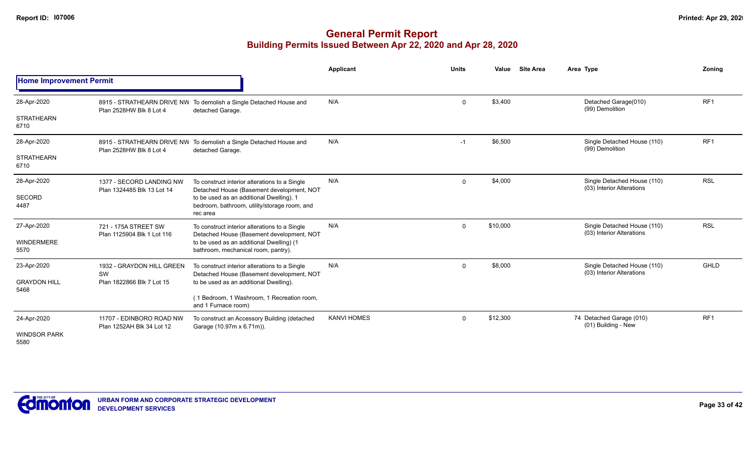## General Permit Report
### Building Permits Issued Between Apr 22, 2020 and Apr 28, 2020

**Home Improvement Permit**

| Date / Neighbourhood | Address / Legal | Description | Applicant | Units | Value | Site Area | Area | Type | Zoning |
|---|---|---|---|---|---|---|---|---|---|
| 28-Apr-2020<br>STRATHEARN<br>6710 | 8915 - STRATHEARN DRIVE NW<br>Plan 2528HW Blk 8 Lot 4 | To demolish a Single Detached House and detached Garage. | N/A | 0 | $3,400 | | | Detached Garage(010)<br>(99) Demolition | RF1 |
| 28-Apr-2020<br>STRATHEARN<br>6710 | 8915 - STRATHEARN DRIVE NW<br>Plan 2528HW Blk 8 Lot 4 | To demolish a Single Detached House and detached Garage. | N/A | -1 | $6,500 | | | Single Detached House (110)<br>(99) Demolition | RF1 |
| 28-Apr-2020<br>SECORD<br>4487 | 1377 - SECORD LANDING NW<br>Plan 1324485 Blk 13 Lot 14 | To construct interior alterations to a Single Detached House (Basement development, NOT to be used as an additional Dwelling). 1 bedroom, bathroom, utility/storage room, and rec area | N/A | 0 | $4,000 | | | Single Detached House (110)<br>(03) Interior Alterations | RSL |
| 27-Apr-2020<br>WINDERMERE<br>5570 | 721 - 175A STREET SW<br>Plan 1125904 Blk 1 Lot 116 | To construct interior alterations to a Single Detached House (Basement development, NOT to be used as an additional Dwelling) (1 bathroom, mechanical room, pantry). | N/A | 0 | $10,000 | | | Single Detached House (110)<br>(03) Interior Alterations | RSL |
| 23-Apr-2020<br>GRAYDON HILL<br>5468 | 1932 - GRAYDON HILL GREEN SW<br>Plan 1822866 Blk 7 Lot 15 | To construct interior alterations to a Single Detached House (Basement development, NOT to be used as an additional Dwelling).<br>( 1 Bedroom, 1 Washroom, 1 Recreation room, and 1 Furnace room) | N/A | 0 | $8,000 | | | Single Detached House (110)<br>(03) Interior Alterations | GHLD |
| 24-Apr-2020<br>WINDSOR PARK<br>5580 | 11707 - EDINBORO ROAD NW<br>Plan 1252AH Blk 34 Lot 12 | To construct an Accessory Building (detached Garage (10.97m x 6.71m)). | KANVI HOMES | 0 | $12,300 | | 74 | Detached Garage (010)<br>(01) Building - New | RF1 |

URBAN FORM AND CORPORATE STRATEGIC DEVELOPMENT
DEVELOPMENT SERVICES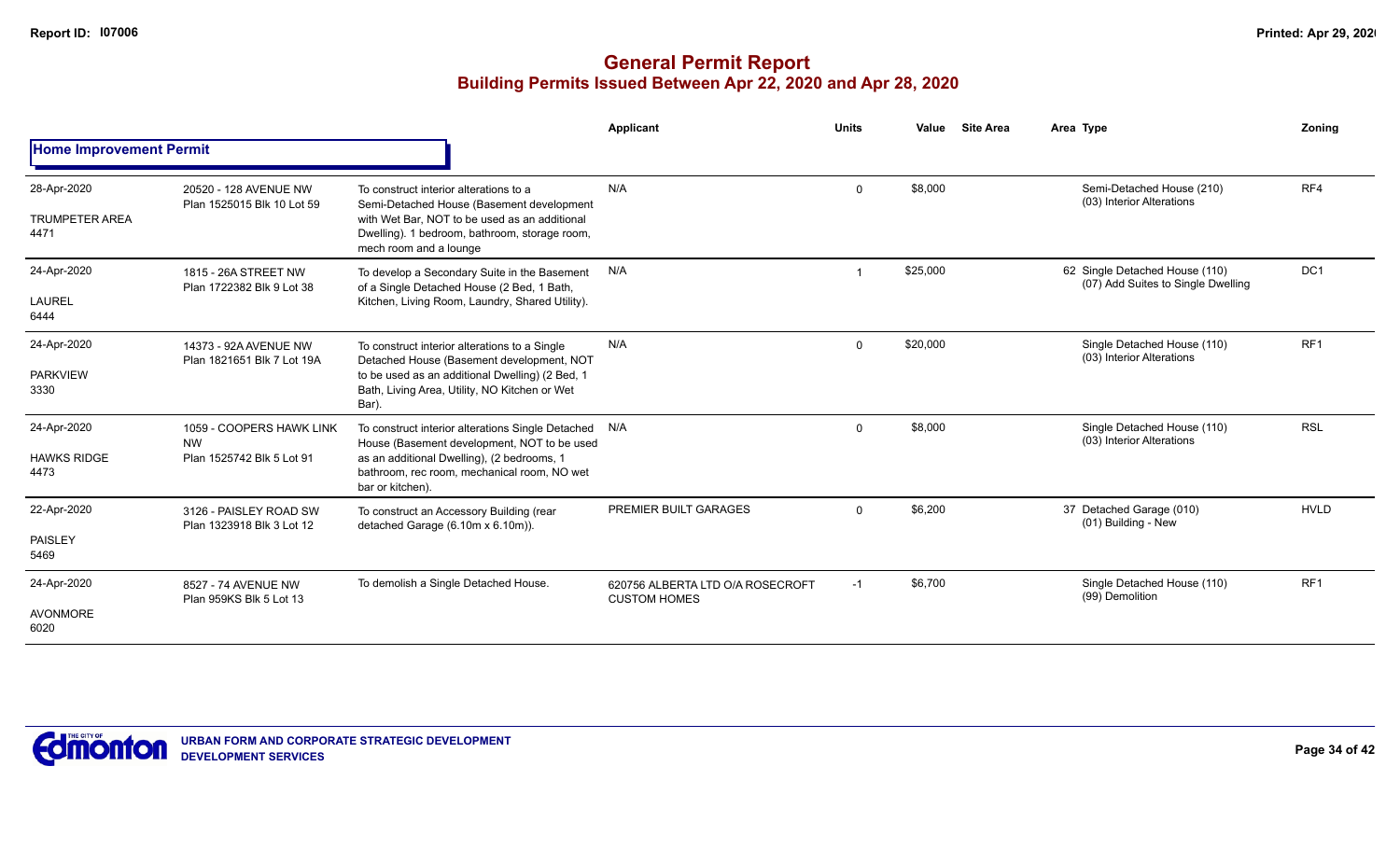# General Permit Report
## Building Permits Issued Between Apr 22, 2020 and Apr 28, 2020

| | | | Applicant | Units | Value | Site Area | Area | Type | Zoning |
|---|---|---|---|---|---|---|---|---|---|
| **Home Improvement Permit** | | | | | | | | | |
| 28-Apr-2020<br>TRUMPETER AREA<br>4471 | 20520 - 128 AVENUE NW<br>Plan 1525015 Blk 10 Lot 59 | To construct interior alterations to a Semi-Detached House (Basement development with Wet Bar, NOT to be used as an additional Dwelling). 1 bedroom, bathroom, storage room, mech room and a lounge | N/A | 0 | $8,000 | | | Semi-Detached House (210)<br>(03) Interior Alterations | RF4 |
| 24-Apr-2020<br>LAUREL<br>6444 | 1815 - 26A STREET NW<br>Plan 1722382 Blk 9 Lot 38 | To develop a Secondary Suite in the Basement of a Single Detached House (2 Bed, 1 Bath, Kitchen, Living Room, Laundry, Shared Utility). | N/A | 1 | $25,000 | | 62 | Single Detached House (110)<br>(07) Add Suites to Single Dwelling | DC1 |
| 24-Apr-2020<br>PARKVIEW<br>3330 | 14373 - 92A AVENUE NW<br>Plan 1821651 Blk 7 Lot 19A | To construct interior alterations to a Single Detached House (Basement development, NOT to be used as an additional Dwelling) (2 Bed, 1 Bath, Living Area, Utility, NO Kitchen or Wet Bar). | N/A | 0 | $20,000 | | | Single Detached House (110)<br>(03) Interior Alterations | RF1 |
| 24-Apr-2020<br>HAWKS RIDGE<br>4473 | 1059 - COOPERS HAWK LINK NW<br>Plan 1525742 Blk 5 Lot 91 | To construct interior alterations Single Detached House (Basement development, NOT to be used as an additional Dwelling), (2 bedrooms, 1 bathroom, rec room, mechanical room, NO wet bar or kitchen). | N/A | 0 | $8,000 | | | Single Detached House (110)<br>(03) Interior Alterations | RSL |
| 22-Apr-2020<br>PAISLEY<br>5469 | 3126 - PAISLEY ROAD SW<br>Plan 1323918 Blk 3 Lot 12 | To construct an Accessory Building (rear detached Garage (6.10m x 6.10m)). | PREMIER BUILT GARAGES | 0 | $6,200 | | 37 | Detached Garage (010)<br>(01) Building - New | HVLD |
| 24-Apr-2020<br>AVONMORE<br>6020 | 8527 - 74 AVENUE NW<br>Plan 959KS Blk 5 Lot 13 | To demolish a Single Detached House. | 620756 ALBERTA LTD O/A ROSECROFT CUSTOM HOMES | -1 | $6,700 | | | Single Detached House (110)<br>(99) Demolition | RF1 |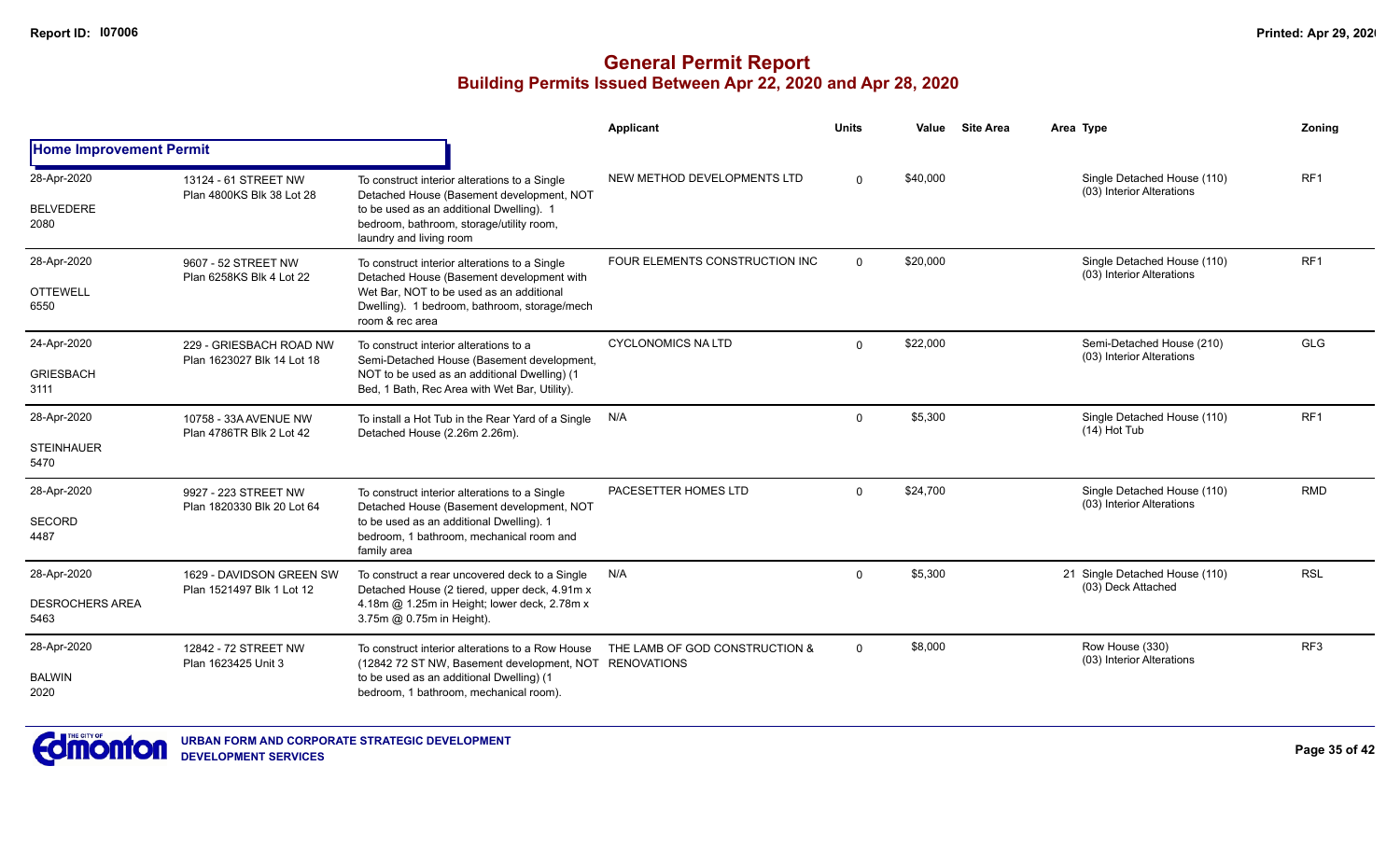# General Permit Report

## Building Permits Issued Between Apr 22, 2020 and Apr 28, 2020

| | | | Applicant | Units | Value | Site Area | Area | Type | Zoning |
|---|---|---|---|---|---|---|---|---|---|
| **Home Improvement Permit** | | | | | | | | | |
| 28-Apr-2020<br>BELVEDERE<br>2080 | 13124 - 61 STREET NW<br>Plan 4800KS Blk 38 Lot 28 | To construct interior alterations to a Single Detached House (Basement development, NOT to be used as an additional Dwelling). 1 bedroom, bathroom, storage/utility room, laundry and living room | NEW METHOD DEVELOPMENTS LTD | 0 | $40,000 | | | Single Detached House (110)<br>(03) Interior Alterations | RF1 |
| 28-Apr-2020<br>OTTEWELL<br>6550 | 9607 - 52 STREET NW<br>Plan 6258KS Blk 4 Lot 22 | To construct interior alterations to a Single Detached House (Basement development with Wet Bar, NOT to be used as an additional Dwelling). 1 bedroom, bathroom, storage/mech room & rec area | FOUR ELEMENTS CONSTRUCTION INC | 0 | $20,000 | | | Single Detached House (110)<br>(03) Interior Alterations | RF1 |
| 24-Apr-2020<br>GRIESBACH<br>3111 | 229 - GRIESBACH ROAD NW<br>Plan 1623027 Blk 14 Lot 18 | To construct interior alterations to a Semi-Detached House (Basement development, NOT to be used as an additional Dwelling) (1 Bed, 1 Bath, Rec Area with Wet Bar, Utility). | CYCLONOMICS NA LTD | 0 | $22,000 | | | Semi-Detached House (210)<br>(03) Interior Alterations | GLG |
| 28-Apr-2020<br>STEINHAUER<br>5470 | 10758 - 33A AVENUE NW<br>Plan 4786TR Blk 2 Lot 42 | To install a Hot Tub in the Rear Yard of a Single Detached House (2.26m 2.26m). | N/A | 0 | $5,300 | | | Single Detached House (110)<br>(14) Hot Tub | RF1 |
| 28-Apr-2020<br>SECORD<br>4487 | 9927 - 223 STREET NW<br>Plan 1820330 Blk 20 Lot 64 | To construct interior alterations to a Single Detached House (Basement development, NOT to be used as an additional Dwelling). 1 bedroom, 1 bathroom, mechanical room and family area | PACESETTER HOMES LTD | 0 | $24,700 | | | Single Detached House (110)<br>(03) Interior Alterations | RMD |
| 28-Apr-2020<br>DESROCHERS AREA<br>5463 | 1629 - DAVIDSON GREEN SW<br>Plan 1521497 Blk 1 Lot 12 | To construct a rear uncovered deck to a Single Detached House (2 tiered, upper deck, 4.91m x 4.18m @ 1.25m in Height; lower deck, 2.78m x 3.75m @ 0.75m in Height). | N/A | 0 | $5,300 | | 21 | Single Detached House (110)<br>(03) Deck Attached | RSL |
| 28-Apr-2020<br>BALWIN<br>2020 | 12842 - 72 STREET NW<br>Plan 1623425 Unit 3 | To construct interior alterations to a Row House (12842 72 ST NW, Basement development, NOT to be used as an additional Dwelling) (1 bedroom, 1 bathroom, mechanical room). | THE LAMB OF GOD CONSTRUCTION & RENOVATIONS | 0 | $8,000 | | | Row House (330)<br>(03) Interior Alterations | RF3 |

URBAN FORM AND CORPORATE STRATEGIC DEVELOPMENT
DEVELOPMENT SERVICES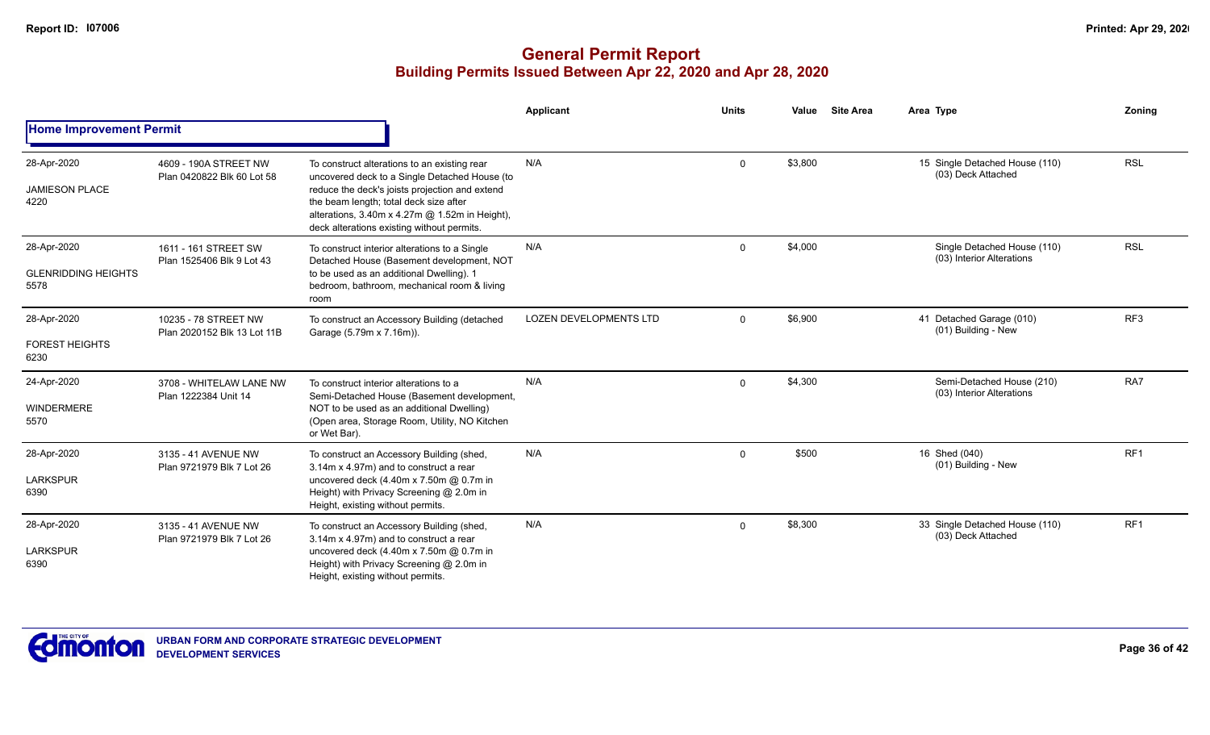# General Permit Report
## Building Permits Issued Between Apr 22, 2020 and Apr 28, 2020

**Home Improvement Permit**

| | | | Applicant | Units | Value | Site Area | Area Type | Zoning |
|---|---|---|---|---|---|---|---|---|
| 28-Apr-2020 JAMIESON PLACE 4220 | 4609 - 190A STREET NW Plan 0420822 Blk 60 Lot 58 | To construct alterations to an existing rear uncovered deck to a Single Detached House (to reduce the deck's joists projection and extend the beam length; total deck size after alterations, 3.40m x 4.27m @ 1.52m in Height), deck alterations existing without permits. | N/A | 0 | $3,800 | | 15 Single Detached House (110) (03) Deck Attached | RSL |
| 28-Apr-2020 GLENRIDDING HEIGHTS 5578 | 1611 - 161 STREET SW Plan 1525406 Blk 9 Lot 43 | To construct interior alterations to a Single Detached House (Basement development, NOT to be used as an additional Dwelling). 1 bedroom, bathroom, mechanical room & living room | N/A | 0 | $4,000 | | Single Detached House (110) (03) Interior Alterations | RSL |
| 28-Apr-2020 FOREST HEIGHTS 6230 | 10235 - 78 STREET NW Plan 2020152 Blk 13 Lot 11B | To construct an Accessory Building (detached Garage (5.79m x 7.16m)). | LOZEN DEVELOPMENTS LTD | 0 | $6,900 | | 41 Detached Garage (010) (01) Building - New | RF3 |
| 24-Apr-2020 WINDERMERE 5570 | 3708 - WHITELAW LANE NW Plan 1222384 Unit 14 | To construct interior alterations to a Semi-Detached House (Basement development, NOT to be used as an additional Dwelling) (Open area, Storage Room, Utility, NO Kitchen or Wet Bar). | N/A | 0 | $4,300 | | Semi-Detached House (210) (03) Interior Alterations | RA7 |
| 28-Apr-2020 LARKSPUR 6390 | 3135 - 41 AVENUE NW Plan 9721979 Blk 7 Lot 26 | To construct an Accessory Building (shed, 3.14m x 4.97m) and to construct a rear uncovered deck (4.40m x 7.50m @ 0.7m in Height) with Privacy Screening @ 2.0m in Height, existing without permits. | N/A | 0 | $500 | | 16 Shed (040) (01) Building - New | RF1 |
| 28-Apr-2020 LARKSPUR 6390 | 3135 - 41 AVENUE NW Plan 9721979 Blk 7 Lot 26 | To construct an Accessory Building (shed, 3.14m x 4.97m) and to construct a rear uncovered deck (4.40m x 7.50m @ 0.7m in Height) with Privacy Screening @ 2.0m in Height, existing without permits. | N/A | 0 | $8,300 | | 33 Single Detached House (110) (03) Deck Attached | RF1 |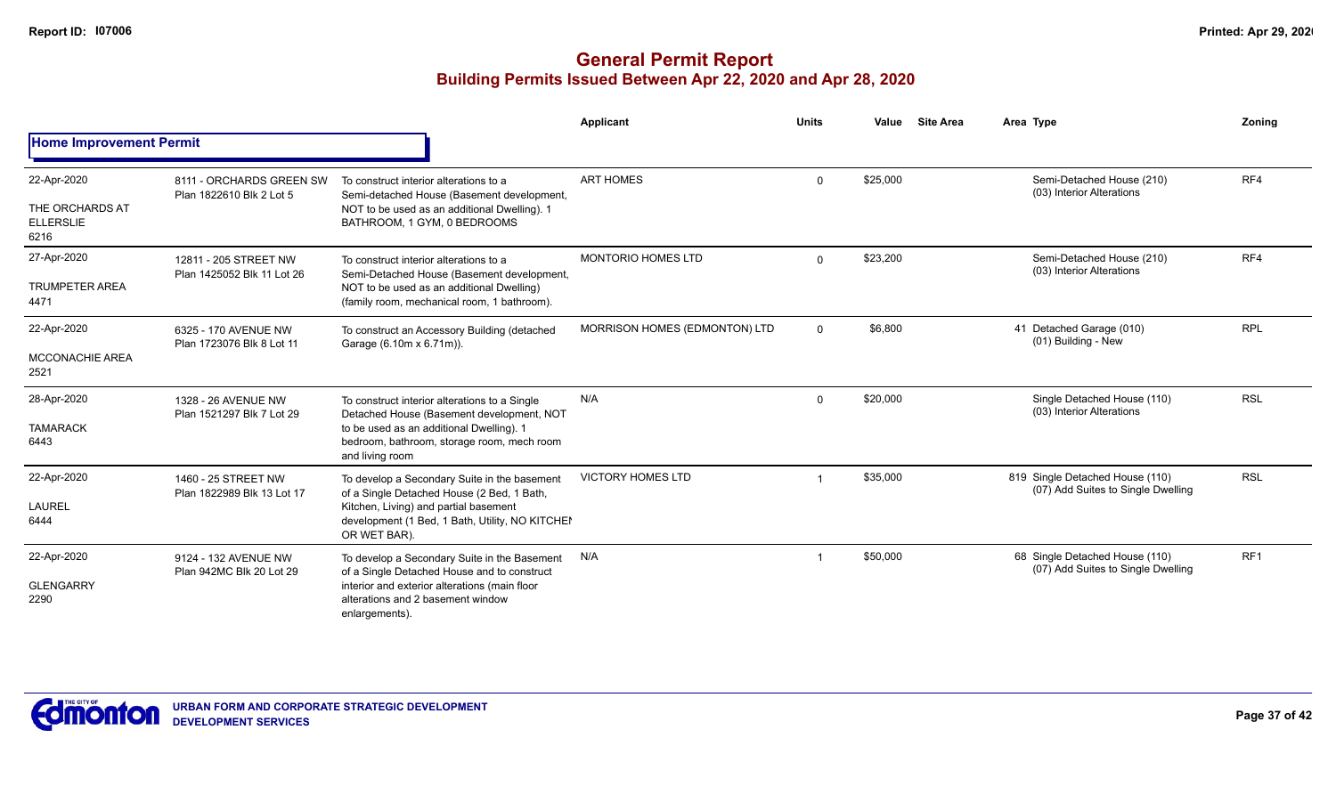# General Permit Report
## Building Permits Issued Between Apr 22, 2020 and Apr 28, 2020

### Home Improvement Permit

| Date / Neighbourhood | Address / Legal | Description | Applicant | Units | Value | Site Area | Area Type | Zoning |
|---|---|---|---|---|---|---|---|---|
| 22-Apr-2020<br>THE ORCHARDS AT ELLERSLIE<br>6216 | 8111 - ORCHARDS GREEN SW<br>Plan 1822610 Blk 2 Lot 5 | To construct interior alterations to a Semi-detached House (Basement development, NOT to be used as an additional Dwelling). 1 BATHROOM, 1 GYM, 0 BEDROOMS | ART HOMES | 0 | $25,000 | | Semi-Detached House (210)<br>(03) Interior Alterations | RF4 |
| 27-Apr-2020<br>TRUMPETER AREA<br>4471 | 12811 - 205 STREET NW<br>Plan 1425052 Blk 11 Lot 26 | To construct interior alterations to a Semi-Detached House (Basement development, NOT to be used as an additional Dwelling) (family room, mechanical room, 1 bathroom). | MONTORIO HOMES LTD | 0 | $23,200 | | Semi-Detached House (210)<br>(03) Interior Alterations | RF4 |
| 22-Apr-2020<br>MCCONACHIE AREA<br>2521 | 6325 - 170 AVENUE NW<br>Plan 1723076 Blk 8 Lot 11 | To construct an Accessory Building (detached Garage (6.10m x 6.71m)). | MORRISON HOMES (EDMONTON) LTD | 0 | $6,800 | | 41 Detached Garage (010)<br>(01) Building - New | RPL |
| 28-Apr-2020<br>TAMARACK<br>6443 | 1328 - 26 AVENUE NW<br>Plan 1521297 Blk 7 Lot 29 | To construct interior alterations to a Single Detached House (Basement development, NOT to be used as an additional Dwelling). 1 bedroom, bathroom, storage room, mech room and living room | N/A | 0 | $20,000 | | Single Detached House (110)<br>(03) Interior Alterations | RSL |
| 22-Apr-2020<br>LAUREL<br>6444 | 1460 - 25 STREET NW<br>Plan 1822989 Blk 13 Lot 17 | To develop a Secondary Suite in the basement of a Single Detached House (2 Bed, 1 Bath, Kitchen, Living) and partial basement development (1 Bed, 1 Bath, Utility, NO KITCHEN OR WET BAR). | VICTORY HOMES LTD | 1 | $35,000 | | 819 Single Detached House (110)<br>(07) Add Suites to Single Dwelling | RSL |
| 22-Apr-2020<br>GLENGARRY<br>2290 | 9124 - 132 AVENUE NW<br>Plan 942MC Blk 20 Lot 29 | To develop a Secondary Suite in the Basement of a Single Detached House and to construct interior and exterior alterations (main floor alterations and 2 basement window enlargements). | N/A | 1 | $50,000 | | 68 Single Detached House (110)<br>(07) Add Suites to Single Dwelling | RF1 |

URBAN FORM AND CORPORATE STRATEGIC DEVELOPMENT
DEVELOPMENT SERVICES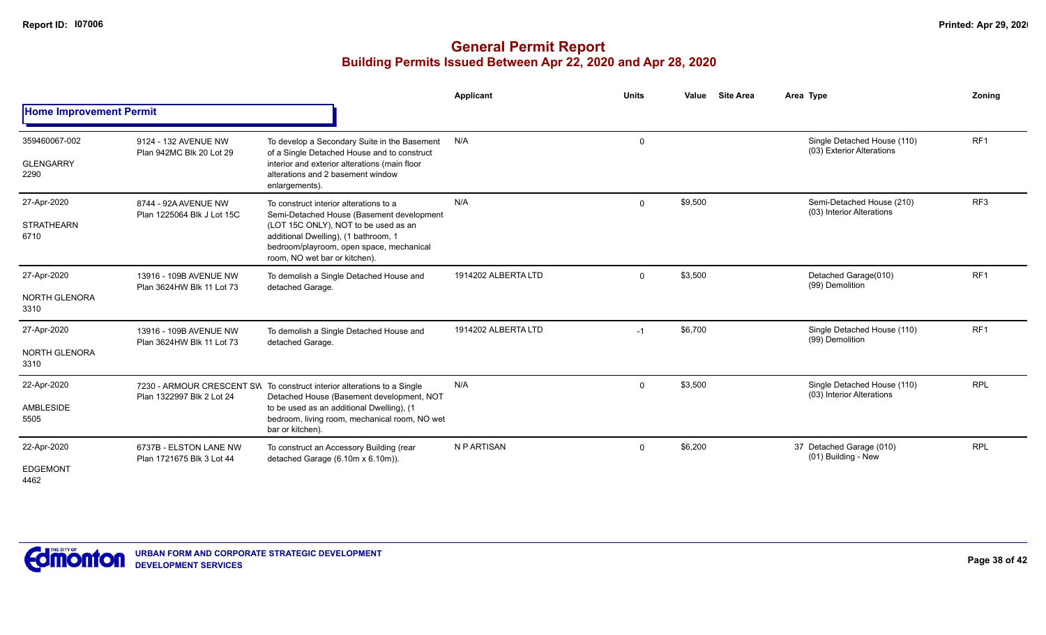# General Permit Report

## Building Permits Issued Between Apr 22, 2020 and Apr 28, 2020

| | | | Applicant | Units | Value | Site Area | Area | Type | Zoning |
|---|---|---|---|---|---|---|---|---|---|
| **Home Improvement Permit** | | | | | | | | | |
| 359460067-002<br>GLENGARRY<br>2290 | 9124 - 132 AVENUE NW<br>Plan 942MC Blk 20 Lot 29 | To develop a Secondary Suite in the Basement of a Single Detached House and to construct interior and exterior alterations (main floor alterations and 2 basement window enlargements). | N/A | 0 | | | | Single Detached House (110)<br>(03) Exterior Alterations | RF1 |
| 27-Apr-2020<br>STRATHEARN<br>6710 | 8744 - 92A AVENUE NW<br>Plan 1225064 Blk J Lot 15C | To construct interior alterations to a Semi-Detached House (Basement development (LOT 15C ONLY), NOT to be used as an additional Dwelling), (1 bathroom, 1 bedroom/playroom, open space, mechanical room, NO wet bar or kitchen). | N/A | 0 | $9,500 | | | Semi-Detached House (210)<br>(03) Interior Alterations | RF3 |
| 27-Apr-2020<br>NORTH GLENORA<br>3310 | 13916 - 109B AVENUE NW<br>Plan 3624HW Blk 11 Lot 73 | To demolish a Single Detached House and detached Garage. | 1914202 ALBERTA LTD | 0 | $3,500 | | | Detached Garage(010)<br>(99) Demolition | RF1 |
| 27-Apr-2020<br>NORTH GLENORA<br>3310 | 13916 - 109B AVENUE NW<br>Plan 3624HW Blk 11 Lot 73 | To demolish a Single Detached House and detached Garage. | 1914202 ALBERTA LTD | -1 | $6,700 | | | Single Detached House (110)<br>(99) Demolition | RF1 |
| 22-Apr-2020<br>AMBLESIDE<br>5505 | 7230 - ARMOUR CRESCENT SW<br>Plan 1322997 Blk 2 Lot 24 | To construct interior alterations to a Single Detached House (Basement development, NOT to be used as an additional Dwelling), (1 bedroom, living room, mechanical room, NO wet bar or kitchen). | N/A | 0 | $3,500 | | | Single Detached House (110)<br>(03) Interior Alterations | RPL |
| 22-Apr-2020<br>EDGEMONT<br>4462 | 6737B - ELSTON LANE NW<br>Plan 1721675 Blk 3 Lot 44 | To construct an Accessory Building (rear detached Garage (6.10m x 6.10m)). | N P ARTISAN | 0 | $6,200 | | 37 | Detached Garage (010)<br>(01) Building - New | RPL |

URBAN FORM AND CORPORATE STRATEGIC DEVELOPMENT
DEVELOPMENT SERVICES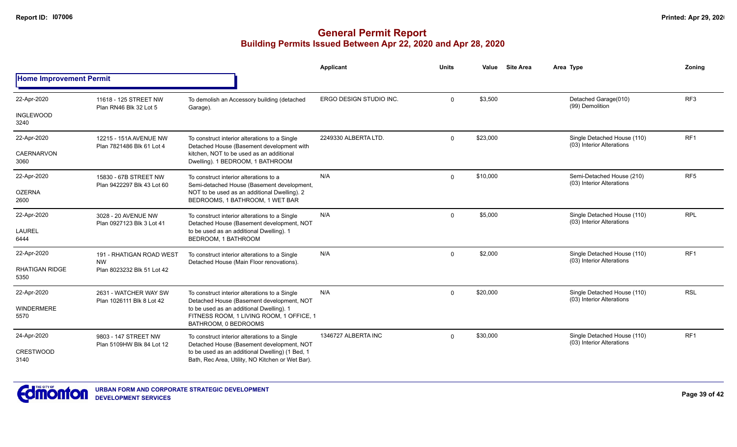# General Permit Report

## Building Permits Issued Between Apr 22, 2020 and Apr 28, 2020

| | | | Applicant | Units | Value | Site Area | Area Type | Zoning |
|---|---|---|---|---|---|---|---|---|
| **Home Improvement Permit** | | | | | | | | |
| 22-Apr-2020<br>INGLEWOOD<br>3240 | 11618 - 125 STREET NW<br>Plan RN46 Blk 32 Lot 5 | To demolish an Accessory building (detached Garage). | ERGO DESIGN STUDIO INC. | 0 | $3,500 | | Detached Garage(010)<br>(99) Demolition | RF3 |
| 22-Apr-2020<br>CAERNARVON<br>3060 | 12215 - 151A AVENUE NW<br>Plan 7821486 Blk 61 Lot 4 | To construct interior alterations to a Single Detached House (Basement development with kitchen, NOT to be used as an additional Dwelling). 1 BEDROOM, 1 BATHROOM | 2249330 ALBERTA LTD. | 0 | $23,000 | | Single Detached House (110)<br>(03) Interior Alterations | RF1 |
| 22-Apr-2020<br>OZERNA<br>2600 | 15830 - 67B STREET NW<br>Plan 9422297 Blk 43 Lot 60 | To construct interior alterations to a Semi-detached House (Basement development, NOT to be used as an additional Dwelling). 2 BEDROOMS, 1 BATHROOM, 1 WET BAR | N/A | 0 | $10,000 | | Semi-Detached House (210)<br>(03) Interior Alterations | RF5 |
| 22-Apr-2020<br>LAUREL<br>6444 | 3028 - 20 AVENUE NW<br>Plan 0927123 Blk 3 Lot 41 | To construct interior alterations to a Single Detached House (Basement development, NOT to be used as an additional Dwelling). 1 BEDROOM, 1 BATHROOM | N/A | 0 | $5,000 | | Single Detached House (110)<br>(03) Interior Alterations | RPL |
| 22-Apr-2020<br>RHATIGAN RIDGE<br>5350 | 191 - RHATIGAN ROAD WEST NW<br>Plan 8023232 Blk 51 Lot 42 | To construct interior alterations to a Single Detached House (Main Floor renovations). | N/A | 0 | $2,000 | | Single Detached House (110)<br>(03) Interior Alterations | RF1 |
| 22-Apr-2020<br>WINDERMERE<br>5570 | 2631 - WATCHER WAY SW<br>Plan 1026111 Blk 8 Lot 42 | To construct interior alterations to a Single Detached House (Basement development, NOT to be used as an additional Dwelling). 1 FITNESS ROOM, 1 LIVING ROOM, 1 OFFICE, 1 BATHROOM, 0 BEDROOMS | N/A | 0 | $20,000 | | Single Detached House (110)<br>(03) Interior Alterations | RSL |
| 24-Apr-2020<br>CRESTWOOD<br>3140 | 9803 - 147 STREET NW<br>Plan 5109HW Blk 84 Lot 12 | To construct interior alterations to a Single Detached House (Basement development, NOT to be used as an additional Dwelling) (1 Bed, 1 Bath, Rec Area, Utility, NO Kitchen or Wet Bar). | 1346727 ALBERTA INC | 0 | $30,000 | | Single Detached House (110)<br>(03) Interior Alterations | RF1 |

URBAN FORM AND CORPORATE STRATEGIC DEVELOPMENT
DEVELOPMENT SERVICES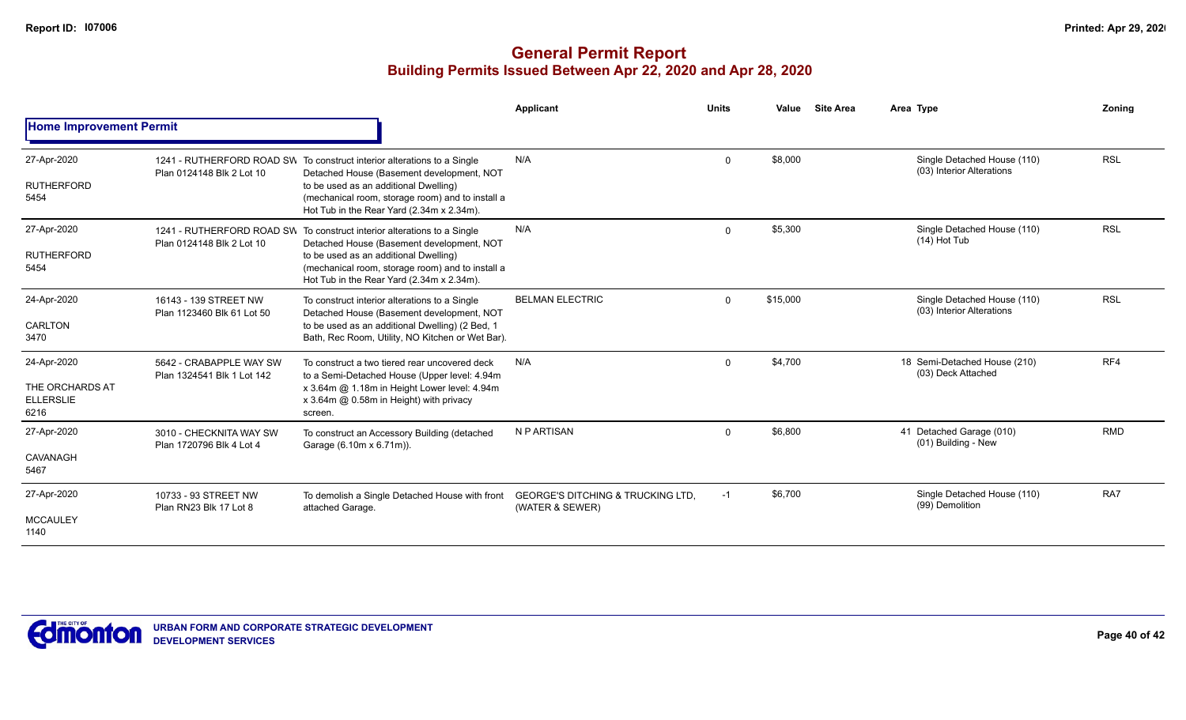# General Permit Report

## Building Permits Issued Between Apr 22, 2020 and Apr 28, 2020

### Home Improvement Permit

| Date / Neighbourhood | Address / Legal | Description | Applicant | Units | Value | Site Area | Area | Type | Zoning |
|---|---|---|---|---|---|---|---|---|---|
| 27-Apr-2020 RUTHERFORD 5454 | 1241 - RUTHERFORD ROAD SW Plan 0124148 Blk 2 Lot 10 | To construct interior alterations to a Single Detached House (Basement development, NOT to be used as an additional Dwelling) (mechanical room, storage room) and to install a Hot Tub in the Rear Yard (2.34m x 2.34m). | N/A | 0 | $8,000 | | | Single Detached House (110) (03) Interior Alterations | RSL |
| 27-Apr-2020 RUTHERFORD 5454 | 1241 - RUTHERFORD ROAD SW Plan 0124148 Blk 2 Lot 10 | To construct interior alterations to a Single Detached House (Basement development, NOT to be used as an additional Dwelling) (mechanical room, storage room) and to install a Hot Tub in the Rear Yard (2.34m x 2.34m). | N/A | 0 | $5,300 | | | Single Detached House (110) (14) Hot Tub | RSL |
| 24-Apr-2020 CARLTON 3470 | 16143 - 139 STREET NW Plan 1123460 Blk 61 Lot 50 | To construct interior alterations to a Single Detached House (Basement development, NOT to be used as an additional Dwelling) (2 Bed, 1 Bath, Rec Room, Utility, NO Kitchen or Wet Bar). | BELMAN ELECTRIC | 0 | $15,000 | | | Single Detached House (110) (03) Interior Alterations | RSL |
| 24-Apr-2020 THE ORCHARDS AT ELLERSLIE 6216 | 5642 - CRABAPPLE WAY SW Plan 1324541 Blk 1 Lot 142 | To construct a two tiered rear uncovered deck to a Semi-Detached House (Upper level: 4.94m x 3.64m @ 1.18m in Height Lower level: 4.94m x 3.64m @ 0.58m in Height) with privacy screen. | N/A | 0 | $4,700 | | 18 | Semi-Detached House (210) (03) Deck Attached | RF4 |
| 27-Apr-2020 CAVANAGH 5467 | 3010 - CHECKNITA WAY SW Plan 1720796 Blk 4 Lot 4 | To construct an Accessory Building (detached Garage (6.10m x 6.71m)). | N P ARTISAN | 0 | $6,800 | | 41 | Detached Garage (010) (01) Building - New | RMD |
| 27-Apr-2020 MCCAULEY 1140 | 10733 - 93 STREET NW Plan RN23 Blk 17 Lot 8 | To demolish a Single Detached House with front attached Garage. | GEORGE'S DITCHING & TRUCKING LTD, (WATER & SEWER) | -1 | $6,700 | | | Single Detached House (110) (99) Demolition | RA7 |

URBAN FORM AND CORPORATE STRATEGIC DEVELOPMENT
DEVELOPMENT SERVICES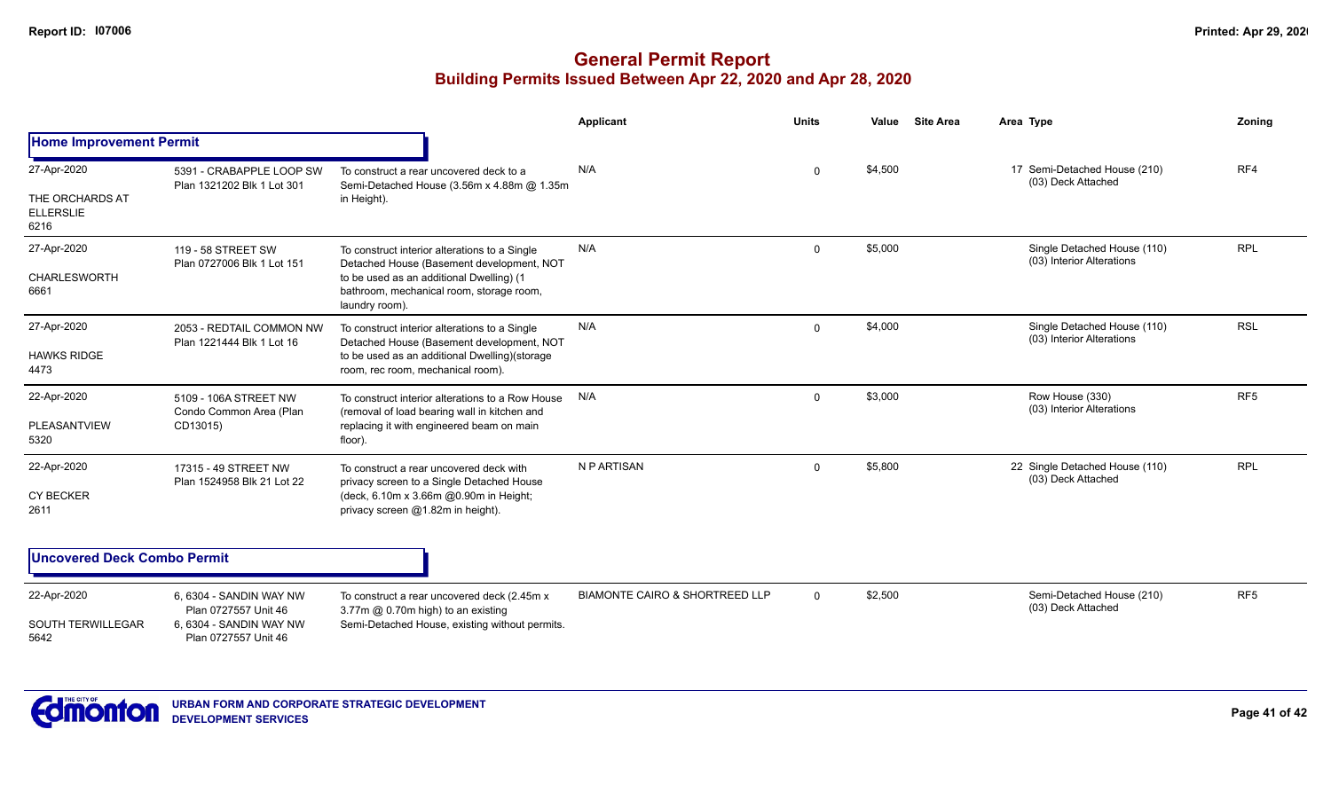# General Permit Report

## Building Permits Issued Between Apr 22, 2020 and Apr 28, 2020

### Home Improvement Permit

| Date / Neighbourhood | Address / Legal | Description | Applicant | Units | Value | Site Area | Area | Type | Zoning |
|---|---|---|---|---|---|---|---|---|---|
| 27-Apr-2020<br>THE ORCHARDS AT ELLERSLIE<br>6216 | 5391 - CRABAPPLE LOOP SW<br>Plan 1321202 Blk 1 Lot 301 | To construct a rear uncovered deck to a Semi-Detached House (3.56m x 4.88m @ 1.35m in Height). | N/A | 0 | $4,500 | | 17 | Semi-Detached House (210)<br>(03) Deck Attached | RF4 |
| 27-Apr-2020<br>CHARLESWORTH<br>6661 | 119 - 58 STREET SW<br>Plan 0727006 Blk 1 Lot 151 | To construct interior alterations to a Single Detached House (Basement development, NOT to be used as an additional Dwelling) (1 bathroom, mechanical room, storage room, laundry room). | N/A | 0 | $5,000 | | | Single Detached House (110)<br>(03) Interior Alterations | RPL |
| 27-Apr-2020<br>HAWKS RIDGE<br>4473 | 2053 - REDTAIL COMMON NW<br>Plan 1221444 Blk 1 Lot 16 | To construct interior alterations to a Single Detached House (Basement development, NOT to be used as an additional Dwelling)(storage room, rec room, mechanical room). | N/A | 0 | $4,000 | | | Single Detached House (110)<br>(03) Interior Alterations | RSL |
| 22-Apr-2020<br>PLEASANTVIEW<br>5320 | 5109 - 106A STREET NW<br>Condo Common Area (Plan CD13015) | To construct interior alterations to a Row House (removal of load bearing wall in kitchen and replacing it with engineered beam on main floor). | N/A | 0 | $3,000 | | | Row House (330)<br>(03) Interior Alterations | RF5 |
| 22-Apr-2020<br>CY BECKER<br>2611 | 17315 - 49 STREET NW<br>Plan 1524958 Blk 21 Lot 22 | To construct a rear uncovered deck with privacy screen to a Single Detached House (deck, 6.10m x 3.66m @0.90m in Height; privacy screen @1.82m in height). | N P ARTISAN | 0 | $5,800 | | 22 | Single Detached House (110)<br>(03) Deck Attached | RPL |

### Uncovered Deck Combo Permit

| Date / Neighbourhood | Address / Legal | Description | Applicant | Units | Value | Site Area | Area | Type | Zoning |
|---|---|---|---|---|---|---|---|---|---|
| 22-Apr-2020<br>SOUTH TERWILLEGAR<br>5642 | 6, 6304 - SANDIN WAY NW<br>Plan 0727557 Unit 46<br>6, 6304 - SANDIN WAY NW<br>Plan 0727557 Unit 46 | To construct a rear uncovered deck (2.45m x 3.77m @ 0.70m high) to an existing Semi-Detached House, existing without permits. | BIAMONTE CAIRO & SHORTREED LLP | 0 | $2,500 | | | Semi-Detached House (210)<br>(03) Deck Attached | RF5 |

URBAN FORM AND CORPORATE STRATEGIC DEVELOPMENT
DEVELOPMENT SERVICES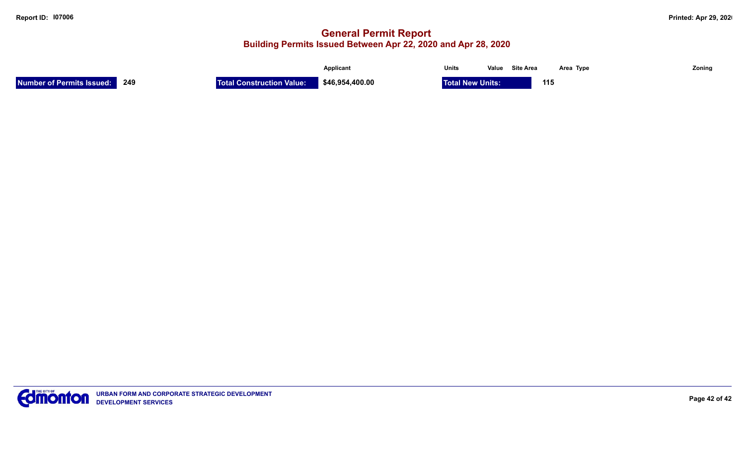# General Permit Report

## Building Permits Issued Between Apr 22, 2020 and Apr 28, 2020

| | | | | | | | | | |
|---|---|---|---|---|---|---|---|---|---|
| | | | Applicant | Units | Value | Site Area | Area | Type | Zoning |
| **Number of Permits Issued:** | **249** | **Total Construction Value:** | **$46,954,400.00** | **Total New Units:** | | **115** | | | |